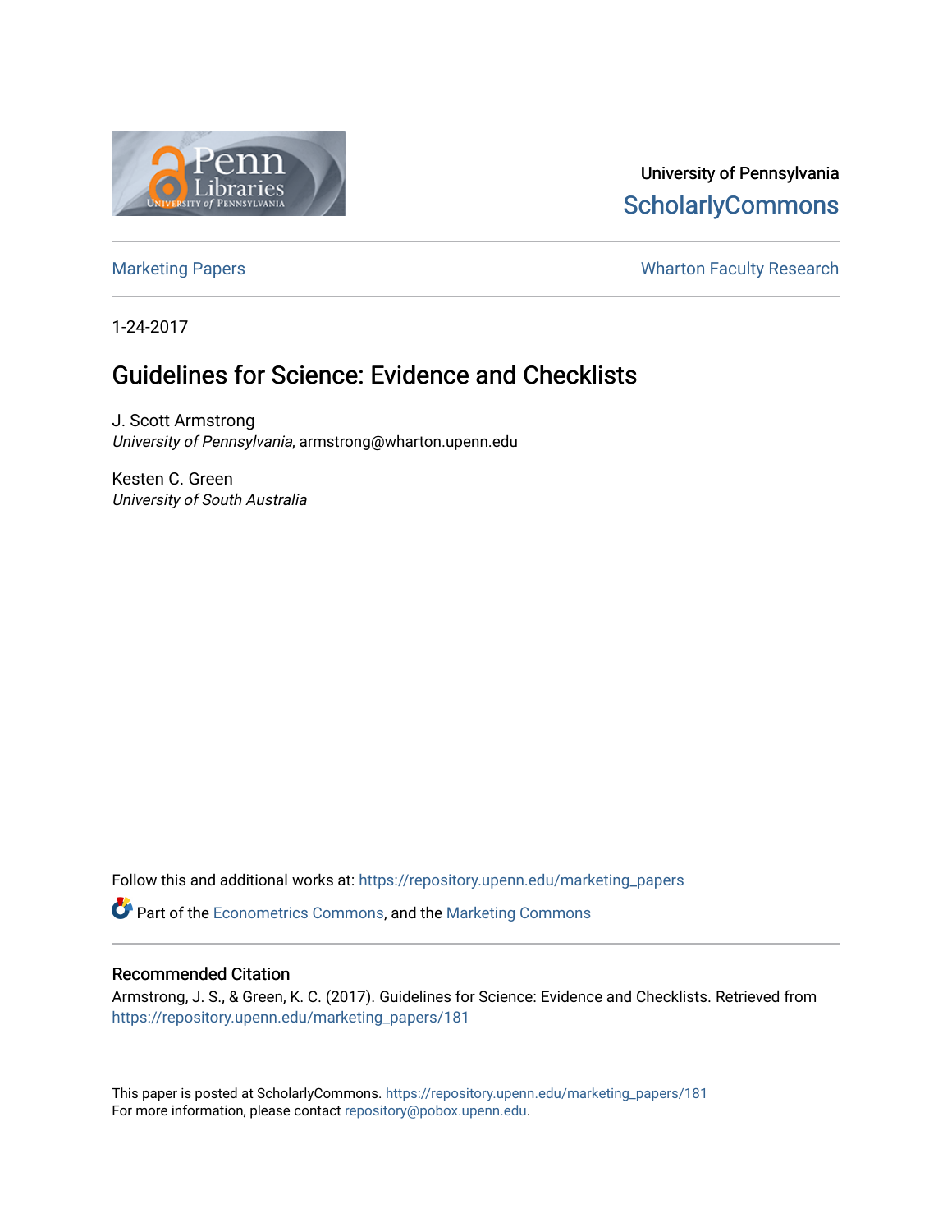University of Pennsylvania
ScholarlyCommons

Marketing Papers | Wharton Faculty Research

1-24-2017

# Guidelines for Science: Evidence and Checklists

J. Scott Armstrong
*University of Pennsylvania*, armstrong@wharton.upenn.edu

Kesten C. Green
*University of South Australia*

Follow this and additional works at: https://repository.upenn.edu/marketing_papers

Part of the Econometrics Commons, and the Marketing Commons

## Recommended Citation

Armstrong, J. S., & Green, K. C. (2017). Guidelines for Science: Evidence and Checklists. Retrieved from https://repository.upenn.edu/marketing_papers/181

This paper is posted at ScholarlyCommons. https://repository.upenn.edu/marketing_papers/181
For more information, please contact repository@pobox.upenn.edu.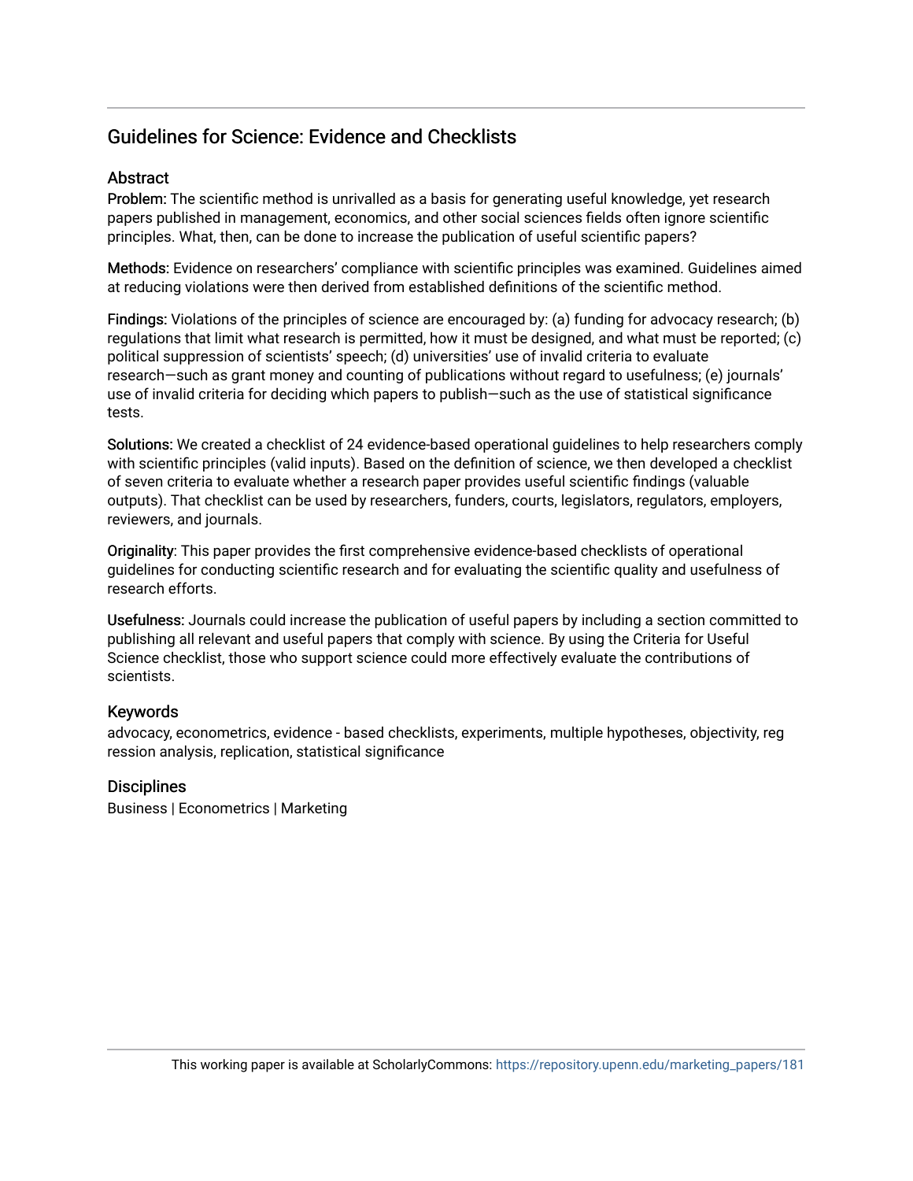# Guidelines for Science: Evidence and Checklists

## Abstract

**Problem:** The scientific method is unrivalled as a basis for generating useful knowledge, yet research papers published in management, economics, and other social sciences fields often ignore scientific principles. What, then, can be done to increase the publication of useful scientific papers?

**Methods:** Evidence on researchers' compliance with scientific principles was examined. Guidelines aimed at reducing violations were then derived from established definitions of the scientific method.

**Findings:** Violations of the principles of science are encouraged by: (a) funding for advocacy research; (b) regulations that limit what research is permitted, how it must be designed, and what must be reported; (c) political suppression of scientists' speech; (d) universities' use of invalid criteria to evaluate research—such as grant money and counting of publications without regard to usefulness; (e) journals' use of invalid criteria for deciding which papers to publish—such as the use of statistical significance tests.

**Solutions:** We created a checklist of 24 evidence-based operational guidelines to help researchers comply with scientific principles (valid inputs). Based on the definition of science, we then developed a checklist of seven criteria to evaluate whether a research paper provides useful scientific findings (valuable outputs). That checklist can be used by researchers, funders, courts, legislators, regulators, employers, reviewers, and journals.

**Originality**: This paper provides the first comprehensive evidence-based checklists of operational guidelines for conducting scientific research and for evaluating the scientific quality and usefulness of research efforts.

**Usefulness:** Journals could increase the publication of useful papers by including a section committed to publishing all relevant and useful papers that comply with science. By using the Criteria for Useful Science checklist, those who support science could more effectively evaluate the contributions of scientists.

## Keywords

advocacy, econometrics, evidence - based checklists, experiments, multiple hypotheses, objectivity, reg ression analysis, replication, statistical significance

## Disciplines

Business | Econometrics | Marketing

This working paper is available at ScholarlyCommons: https://repository.upenn.edu/marketing_papers/181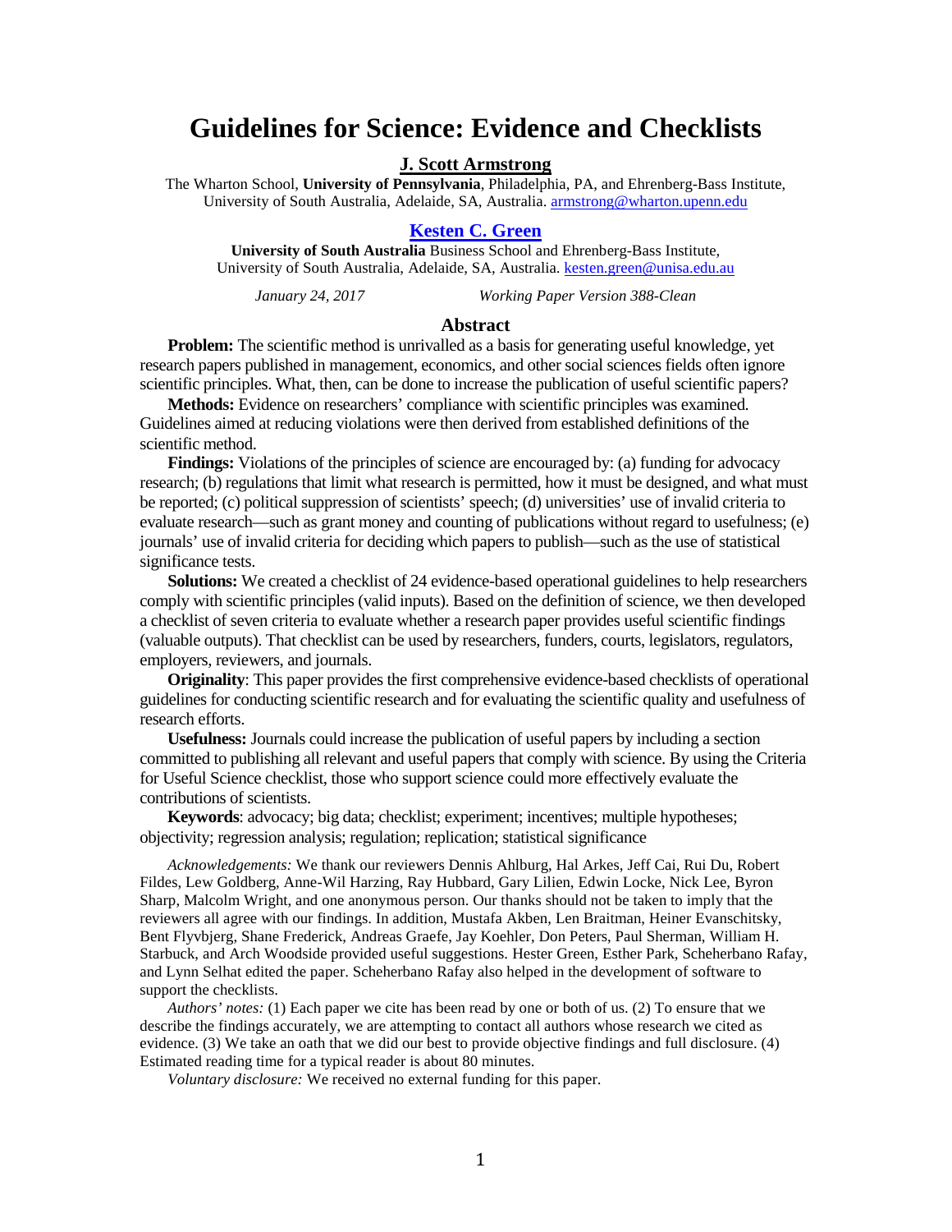# Guidelines for Science: Evidence and Checklists

**J. Scott Armstrong**

The Wharton School, **University of Pennsylvania**, Philadelphia, PA, and Ehrenberg-Bass Institute, University of South Australia, Adelaide, SA, Australia. armstrong@wharton.upenn.edu

**Kesten C. Green**

**University of South Australia** Business School and Ehrenberg-Bass Institute, University of South Australia, Adelaide, SA, Australia. kesten.green@unisa.edu.au

*January 24, 2017* *Working Paper Version 388-Clean*

## Abstract

**Problem:** The scientific method is unrivalled as a basis for generating useful knowledge, yet research papers published in management, economics, and other social sciences fields often ignore scientific principles. What, then, can be done to increase the publication of useful scientific papers?

**Methods:** Evidence on researchers' compliance with scientific principles was examined. Guidelines aimed at reducing violations were then derived from established definitions of the scientific method.

**Findings:** Violations of the principles of science are encouraged by: (a) funding for advocacy research; (b) regulations that limit what research is permitted, how it must be designed, and what must be reported; (c) political suppression of scientists' speech; (d) universities' use of invalid criteria to evaluate research—such as grant money and counting of publications without regard to usefulness; (e) journals' use of invalid criteria for deciding which papers to publish—such as the use of statistical significance tests.

**Solutions:** We created a checklist of 24 evidence-based operational guidelines to help researchers comply with scientific principles (valid inputs). Based on the definition of science, we then developed a checklist of seven criteria to evaluate whether a research paper provides useful scientific findings (valuable outputs). That checklist can be used by researchers, funders, courts, legislators, regulators, employers, reviewers, and journals.

**Originality**: This paper provides the first comprehensive evidence-based checklists of operational guidelines for conducting scientific research and for evaluating the scientific quality and usefulness of research efforts.

**Usefulness:** Journals could increase the publication of useful papers by including a section committed to publishing all relevant and useful papers that comply with science. By using the Criteria for Useful Science checklist, those who support science could more effectively evaluate the contributions of scientists.

**Keywords**: advocacy; big data; checklist; experiment; incentives; multiple hypotheses; objectivity; regression analysis; regulation; replication; statistical significance

*Acknowledgements:* We thank our reviewers Dennis Ahlburg, Hal Arkes, Jeff Cai, Rui Du, Robert Fildes, Lew Goldberg, Anne-Wil Harzing, Ray Hubbard, Gary Lilien, Edwin Locke, Nick Lee, Byron Sharp, Malcolm Wright, and one anonymous person. Our thanks should not be taken to imply that the reviewers all agree with our findings. In addition, Mustafa Akben, Len Braitman, Heiner Evanschitsky, Bent Flyvbjerg, Shane Frederick, Andreas Graefe, Jay Koehler, Don Peters, Paul Sherman, William H. Starbuck, and Arch Woodside provided useful suggestions. Hester Green, Esther Park, Scheherbano Rafay, and Lynn Selhat edited the paper. Scheherbano Rafay also helped in the development of software to support the checklists.

*Authors' notes:* (1) Each paper we cite has been read by one or both of us. (2) To ensure that we describe the findings accurately, we are attempting to contact all authors whose research we cited as evidence. (3) We take an oath that we did our best to provide objective findings and full disclosure. (4) Estimated reading time for a typical reader is about 80 minutes.

*Voluntary disclosure:* We received no external funding for this paper.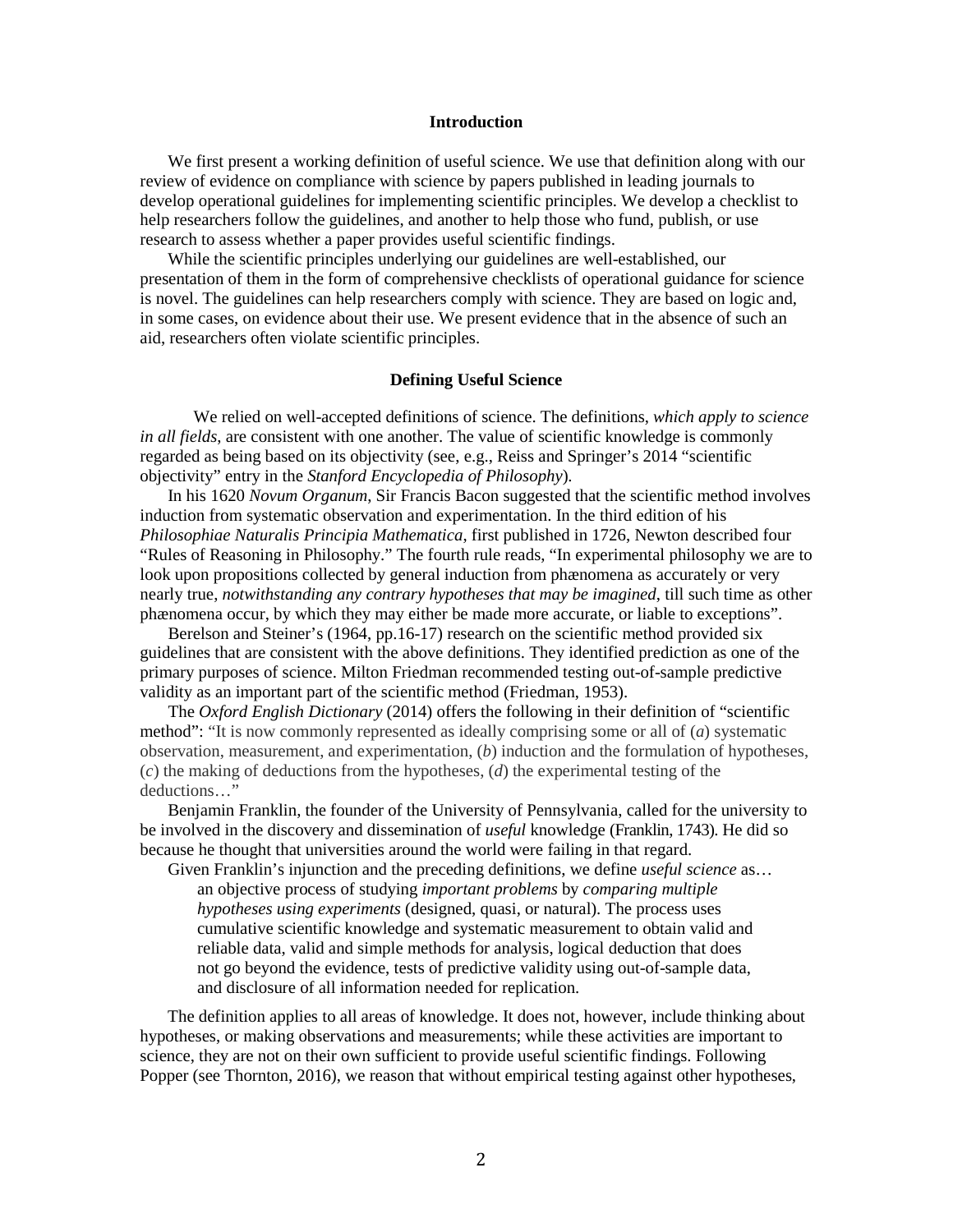## Introduction

We first present a working definition of useful science. We use that definition along with our review of evidence on compliance with science by papers published in leading journals to develop operational guidelines for implementing scientific principles. We develop a checklist to help researchers follow the guidelines, and another to help those who fund, publish, or use research to assess whether a paper provides useful scientific findings.

While the scientific principles underlying our guidelines are well-established, our presentation of them in the form of comprehensive checklists of operational guidance for science is novel. The guidelines can help researchers comply with science. They are based on logic and, in some cases, on evidence about their use. We present evidence that in the absence of such an aid, researchers often violate scientific principles.

## Defining Useful Science

We relied on well-accepted definitions of science. The definitions, *which apply to science in all fields,* are consistent with one another. The value of scientific knowledge is commonly regarded as being based on its objectivity (see, e.g., Reiss and Springer's 2014 "scientific objectivity" entry in the *Stanford Encyclopedia of Philosophy*).

In his 1620 *Novum Organum,* Sir Francis Bacon suggested that the scientific method involves induction from systematic observation and experimentation. In the third edition of his *Philosophiae Naturalis Principia Mathematica*, first published in 1726, Newton described four "Rules of Reasoning in Philosophy." The fourth rule reads, "In experimental philosophy we are to look upon propositions collected by general induction from phænomena as accurately or very nearly true, *notwithstanding any contrary hypotheses that may be imagined*, till such time as other phænomena occur, by which they may either be made more accurate, or liable to exceptions".

Berelson and Steiner's (1964, pp.16-17) research on the scientific method provided six guidelines that are consistent with the above definitions. They identified prediction as one of the primary purposes of science. Milton Friedman recommended testing out-of-sample predictive validity as an important part of the scientific method (Friedman, 1953).

The *Oxford English Dictionary* (2014) offers the following in their definition of "scientific method": "It is now commonly represented as ideally comprising some or all of (*a*) systematic observation, measurement, and experimentation, (*b*) induction and the formulation of hypotheses, (*c*) the making of deductions from the hypotheses, (*d*) the experimental testing of the deductions…"

Benjamin Franklin, the founder of the University of Pennsylvania, called for the university to be involved in the discovery and dissemination of *useful* knowledge (Franklin, 1743). He did so because he thought that universities around the world were failing in that regard.

Given Franklin's injunction and the preceding definitions, we define *useful science* as…

> an objective process of studying *important problems* by *comparing multiple hypotheses using experiments* (designed, quasi, or natural). The process uses cumulative scientific knowledge and systematic measurement to obtain valid and reliable data, valid and simple methods for analysis, logical deduction that does not go beyond the evidence, tests of predictive validity using out-of-sample data, and disclosure of all information needed for replication.

The definition applies to all areas of knowledge. It does not, however, include thinking about hypotheses, or making observations and measurements; while these activities are important to science, they are not on their own sufficient to provide useful scientific findings. Following Popper (see Thornton, 2016), we reason that without empirical testing against other hypotheses,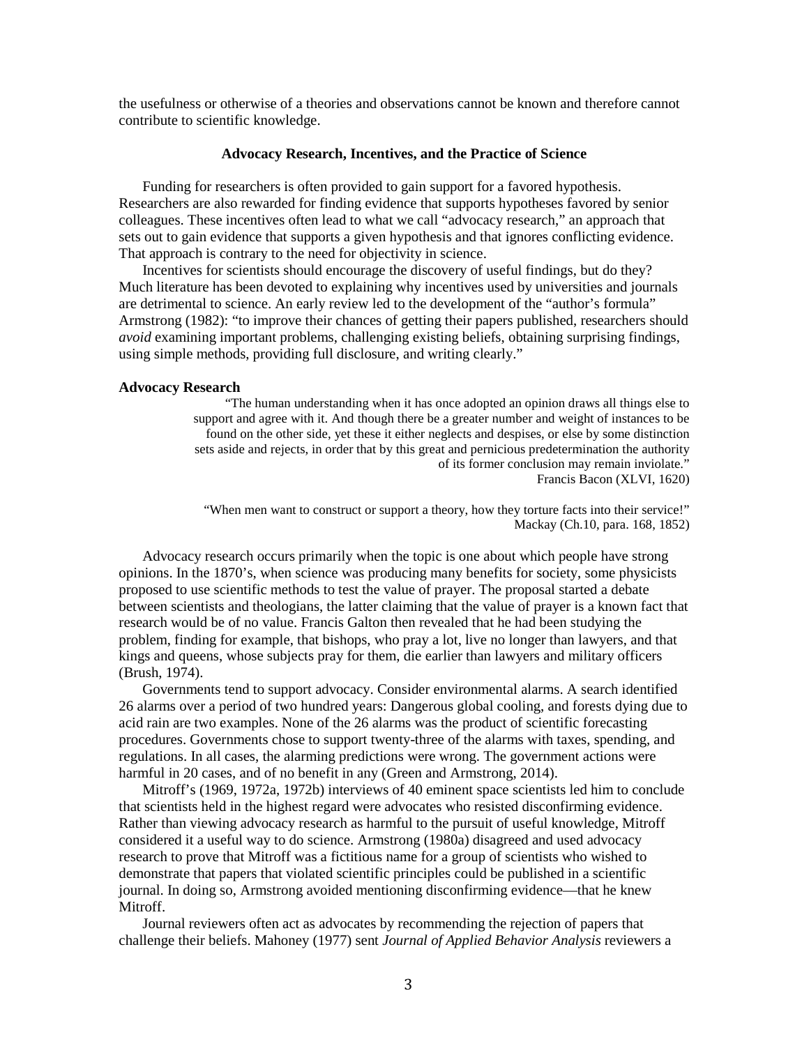the usefulness or otherwise of a theories and observations cannot be known and therefore cannot contribute to scientific knowledge.

## Advocacy Research, Incentives, and the Practice of Science

Funding for researchers is often provided to gain support for a favored hypothesis. Researchers are also rewarded for finding evidence that supports hypotheses favored by senior colleagues. These incentives often lead to what we call "advocacy research," an approach that sets out to gain evidence that supports a given hypothesis and that ignores conflicting evidence. That approach is contrary to the need for objectivity in science.

Incentives for scientists should encourage the discovery of useful findings, but do they? Much literature has been devoted to explaining why incentives used by universities and journals are detrimental to science. An early review led to the development of the "author's formula" Armstrong (1982): "to improve their chances of getting their papers published, researchers should *avoid* examining important problems, challenging existing beliefs, obtaining surprising findings, using simple methods, providing full disclosure, and writing clearly."

### Advocacy Research

> "The human understanding when it has once adopted an opinion draws all things else to support and agree with it. And though there be a greater number and weight of instances to be found on the other side, yet these it either neglects and despises, or else by some distinction sets aside and rejects, in order that by this great and pernicious predetermination the authority of its former conclusion may remain inviolate."
>
> Francis Bacon (XLVI, 1620)

> "When men want to construct or support a theory, how they torture facts into their service!"
>
> Mackay (Ch.10, para. 168, 1852)

Advocacy research occurs primarily when the topic is one about which people have strong opinions. In the 1870's, when science was producing many benefits for society, some physicists proposed to use scientific methods to test the value of prayer. The proposal started a debate between scientists and theologians, the latter claiming that the value of prayer is a known fact that research would be of no value. Francis Galton then revealed that he had been studying the problem, finding for example, that bishops, who pray a lot, live no longer than lawyers, and that kings and queens, whose subjects pray for them, die earlier than lawyers and military officers (Brush, 1974).

Governments tend to support advocacy. Consider environmental alarms. A search identified 26 alarms over a period of two hundred years: Dangerous global cooling, and forests dying due to acid rain are two examples. None of the 26 alarms was the product of scientific forecasting procedures. Governments chose to support twenty-three of the alarms with taxes, spending, and regulations. In all cases, the alarming predictions were wrong. The government actions were harmful in 20 cases, and of no benefit in any (Green and Armstrong, 2014).

Mitroff's (1969, 1972a, 1972b) interviews of 40 eminent space scientists led him to conclude that scientists held in the highest regard were advocates who resisted disconfirming evidence. Rather than viewing advocacy research as harmful to the pursuit of useful knowledge, Mitroff considered it a useful way to do science. Armstrong (1980a) disagreed and used advocacy research to prove that Mitroff was a fictitious name for a group of scientists who wished to demonstrate that papers that violated scientific principles could be published in a scientific journal. In doing so, Armstrong avoided mentioning disconfirming evidence—that he knew Mitroff.

Journal reviewers often act as advocates by recommending the rejection of papers that challenge their beliefs. Mahoney (1977) sent *Journal of Applied Behavior Analysis* reviewers a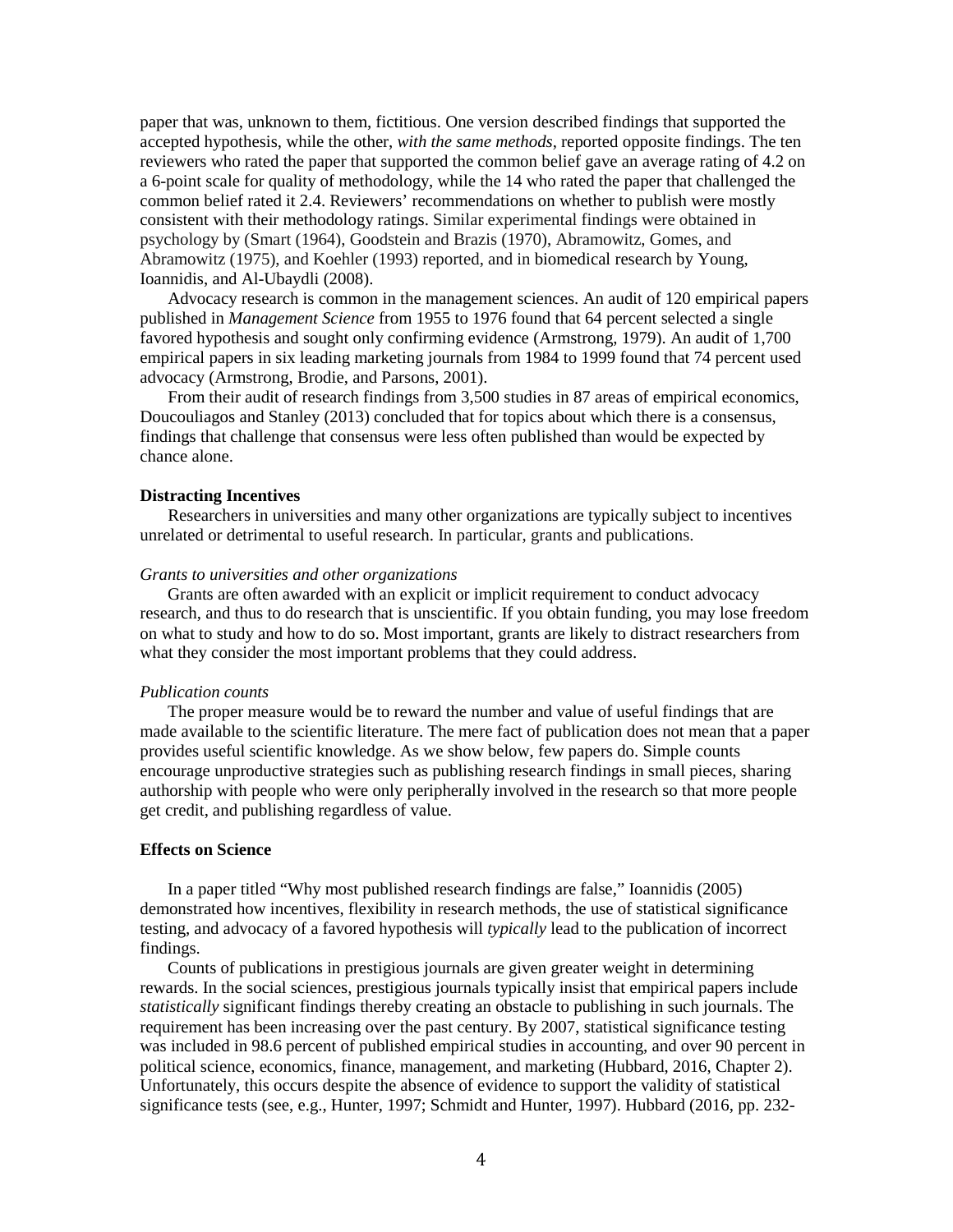paper that was, unknown to them, fictitious. One version described findings that supported the accepted hypothesis, while the other, *with the same methods*, reported opposite findings. The ten reviewers who rated the paper that supported the common belief gave an average rating of 4.2 on a 6-point scale for quality of methodology, while the 14 who rated the paper that challenged the common belief rated it 2.4. Reviewers' recommendations on whether to publish were mostly consistent with their methodology ratings. Similar experimental findings were obtained in psychology by (Smart (1964), Goodstein and Brazis (1970), Abramowitz, Gomes, and Abramowitz (1975), and Koehler (1993) reported, and in biomedical research by Young, Ioannidis, and Al-Ubaydli (2008).

Advocacy research is common in the management sciences. An audit of 120 empirical papers published in *Management Science* from 1955 to 1976 found that 64 percent selected a single favored hypothesis and sought only confirming evidence (Armstrong, 1979). An audit of 1,700 empirical papers in six leading marketing journals from 1984 to 1999 found that 74 percent used advocacy (Armstrong, Brodie, and Parsons, 2001).

From their audit of research findings from 3,500 studies in 87 areas of empirical economics, Doucouliagos and Stanley (2013) concluded that for topics about which there is a consensus, findings that challenge that consensus were less often published than would be expected by chance alone.

**Distracting Incentives**

Researchers in universities and many other organizations are typically subject to incentives unrelated or detrimental to useful research. In particular, grants and publications.

*Grants to universities and other organizations*

Grants are often awarded with an explicit or implicit requirement to conduct advocacy research, and thus to do research that is unscientific. If you obtain funding, you may lose freedom on what to study and how to do so. Most important, grants are likely to distract researchers from what they consider the most important problems that they could address.

*Publication counts*

The proper measure would be to reward the number and value of useful findings that are made available to the scientific literature. The mere fact of publication does not mean that a paper provides useful scientific knowledge. As we show below, few papers do. Simple counts encourage unproductive strategies such as publishing research findings in small pieces, sharing authorship with people who were only peripherally involved in the research so that more people get credit, and publishing regardless of value.

**Effects on Science**

In a paper titled "Why most published research findings are false," Ioannidis (2005) demonstrated how incentives, flexibility in research methods, the use of statistical significance testing, and advocacy of a favored hypothesis will *typically* lead to the publication of incorrect findings.

Counts of publications in prestigious journals are given greater weight in determining rewards. In the social sciences, prestigious journals typically insist that empirical papers include *statistically* significant findings thereby creating an obstacle to publishing in such journals. The requirement has been increasing over the past century. By 2007, statistical significance testing was included in 98.6 percent of published empirical studies in accounting, and over 90 percent in political science, economics, finance, management, and marketing (Hubbard, 2016, Chapter 2). Unfortunately, this occurs despite the absence of evidence to support the validity of statistical significance tests (see, e.g., Hunter, 1997; Schmidt and Hunter, 1997). Hubbard (2016, pp. 232-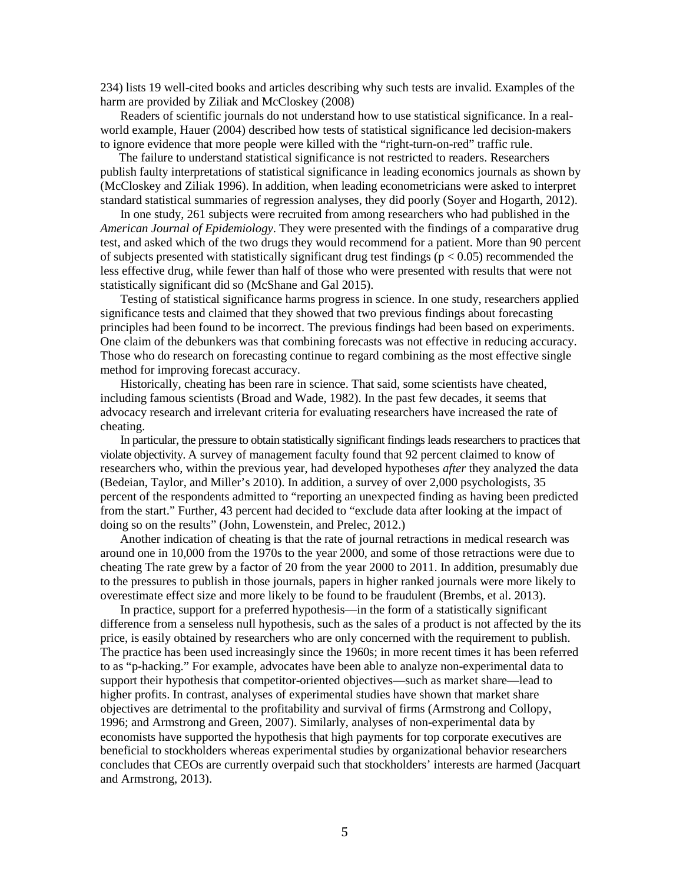234) lists 19 well-cited books and articles describing why such tests are invalid. Examples of the harm are provided by Ziliak and McCloskey (2008)

Readers of scientific journals do not understand how to use statistical significance. In a real-world example, Hauer (2004) described how tests of statistical significance led decision-makers to ignore evidence that more people were killed with the "right-turn-on-red" traffic rule.

The failure to understand statistical significance is not restricted to readers. Researchers publish faulty interpretations of statistical significance in leading economics journals as shown by (McCloskey and Ziliak 1996). In addition, when leading econometricians were asked to interpret standard statistical summaries of regression analyses, they did poorly (Soyer and Hogarth, 2012).

In one study, 261 subjects were recruited from among researchers who had published in the *American Journal of Epidemiology*. They were presented with the findings of a comparative drug test, and asked which of the two drugs they would recommend for a patient. More than 90 percent of subjects presented with statistically significant drug test findings ($p < 0.05$) recommended the less effective drug, while fewer than half of those who were presented with results that were not statistically significant did so (McShane and Gal 2015).

Testing of statistical significance harms progress in science. In one study, researchers applied significance tests and claimed that they showed that two previous findings about forecasting principles had been found to be incorrect. The previous findings had been based on experiments. One claim of the debunkers was that combining forecasts was not effective in reducing accuracy. Those who do research on forecasting continue to regard combining as the most effective single method for improving forecast accuracy.

Historically, cheating has been rare in science. That said, some scientists have cheated, including famous scientists (Broad and Wade, 1982). In the past few decades, it seems that advocacy research and irrelevant criteria for evaluating researchers have increased the rate of cheating.

In particular, the pressure to obtain statistically significant findings leads researchers to practices that violate objectivity. A survey of management faculty found that 92 percent claimed to know of researchers who, within the previous year, had developed hypotheses *after* they analyzed the data (Bedeian, Taylor, and Miller's 2010). In addition, a survey of over 2,000 psychologists, 35 percent of the respondents admitted to "reporting an unexpected finding as having been predicted from the start." Further, 43 percent had decided to "exclude data after looking at the impact of doing so on the results" (John, Lowenstein, and Prelec, 2012.)

Another indication of cheating is that the rate of journal retractions in medical research was around one in 10,000 from the 1970s to the year 2000, and some of those retractions were due to cheating The rate grew by a factor of 20 from the year 2000 to 2011. In addition, presumably due to the pressures to publish in those journals, papers in higher ranked journals were more likely to overestimate effect size and more likely to be found to be fraudulent (Brembs, et al. 2013).

In practice, support for a preferred hypothesis—in the form of a statistically significant difference from a senseless null hypothesis, such as the sales of a product is not affected by the its price, is easily obtained by researchers who are only concerned with the requirement to publish. The practice has been used increasingly since the 1960s; in more recent times it has been referred to as "p-hacking." For example, advocates have been able to analyze non-experimental data to support their hypothesis that competitor-oriented objectives—such as market share—lead to higher profits. In contrast, analyses of experimental studies have shown that market share objectives are detrimental to the profitability and survival of firms (Armstrong and Collopy, 1996; and Armstrong and Green, 2007). Similarly, analyses of non-experimental data by economists have supported the hypothesis that high payments for top corporate executives are beneficial to stockholders whereas experimental studies by organizational behavior researchers concludes that CEOs are currently overpaid such that stockholders' interests are harmed (Jacquart and Armstrong, 2013).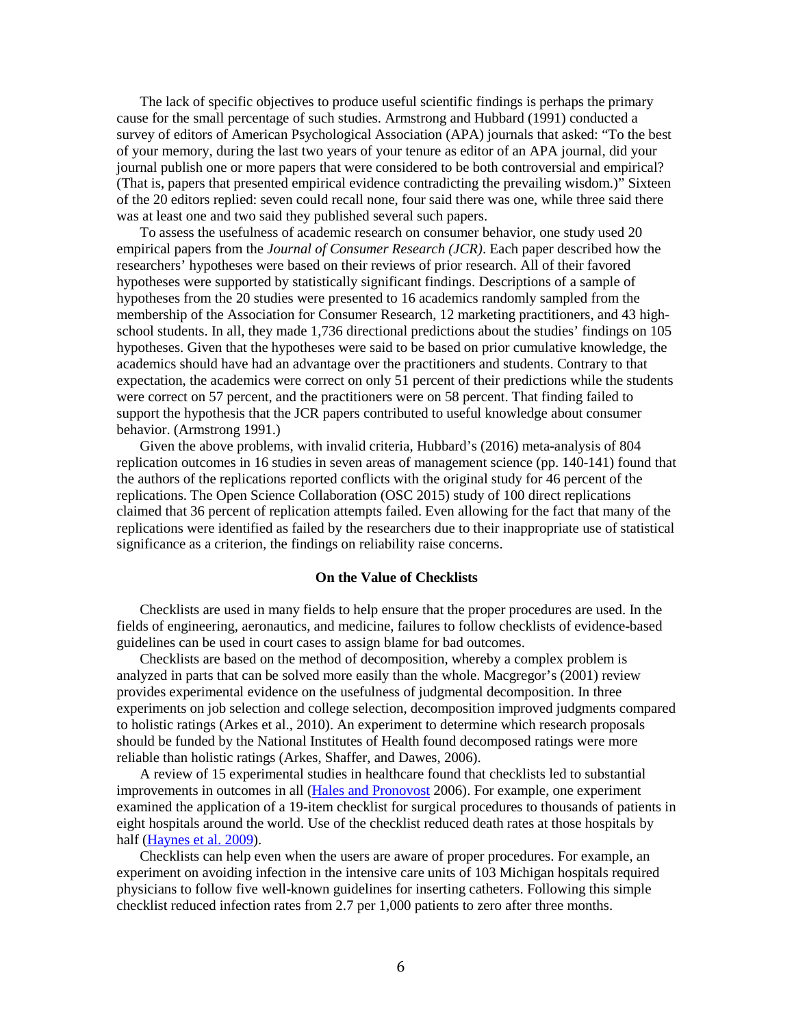The lack of specific objectives to produce useful scientific findings is perhaps the primary cause for the small percentage of such studies. Armstrong and Hubbard (1991) conducted a survey of editors of American Psychological Association (APA) journals that asked: "To the best of your memory, during the last two years of your tenure as editor of an APA journal, did your journal publish one or more papers that were considered to be both controversial and empirical? (That is, papers that presented empirical evidence contradicting the prevailing wisdom.)" Sixteen of the 20 editors replied: seven could recall none, four said there was one, while three said there was at least one and two said they published several such papers.

To assess the usefulness of academic research on consumer behavior, one study used 20 empirical papers from the *Journal of Consumer Research (JCR)*. Each paper described how the researchers' hypotheses were based on their reviews of prior research. All of their favored hypotheses were supported by statistically significant findings. Descriptions of a sample of hypotheses from the 20 studies were presented to 16 academics randomly sampled from the membership of the Association for Consumer Research, 12 marketing practitioners, and 43 high-school students. In all, they made 1,736 directional predictions about the studies' findings on 105 hypotheses. Given that the hypotheses were said to be based on prior cumulative knowledge, the academics should have had an advantage over the practitioners and students. Contrary to that expectation, the academics were correct on only 51 percent of their predictions while the students were correct on 57 percent, and the practitioners were on 58 percent. That finding failed to support the hypothesis that the JCR papers contributed to useful knowledge about consumer behavior. (Armstrong 1991.)

Given the above problems, with invalid criteria, Hubbard's (2016) meta-analysis of 804 replication outcomes in 16 studies in seven areas of management science (pp. 140-141) found that the authors of the replications reported conflicts with the original study for 46 percent of the replications. The Open Science Collaboration (OSC 2015) study of 100 direct replications claimed that 36 percent of replication attempts failed. Even allowing for the fact that many of the replications were identified as failed by the researchers due to their inappropriate use of statistical significance as a criterion, the findings on reliability raise concerns.

## On the Value of Checklists

Checklists are used in many fields to help ensure that the proper procedures are used. In the fields of engineering, aeronautics, and medicine, failures to follow checklists of evidence-based guidelines can be used in court cases to assign blame for bad outcomes.

Checklists are based on the method of decomposition, whereby a complex problem is analyzed in parts that can be solved more easily than the whole. Macgregor's (2001) review provides experimental evidence on the usefulness of judgmental decomposition. In three experiments on job selection and college selection, decomposition improved judgments compared to holistic ratings (Arkes et al., 2010). An experiment to determine which research proposals should be funded by the National Institutes of Health found decomposed ratings were more reliable than holistic ratings (Arkes, Shaffer, and Dawes, 2006).

A review of 15 experimental studies in healthcare found that checklists led to substantial improvements in outcomes in all (Hales and Pronovost 2006). For example, one experiment examined the application of a 19-item checklist for surgical procedures to thousands of patients in eight hospitals around the world. Use of the checklist reduced death rates at those hospitals by half (Haynes et al. 2009).

Checklists can help even when the users are aware of proper procedures. For example, an experiment on avoiding infection in the intensive care units of 103 Michigan hospitals required physicians to follow five well-known guidelines for inserting catheters. Following this simple checklist reduced infection rates from 2.7 per 1,000 patients to zero after three months.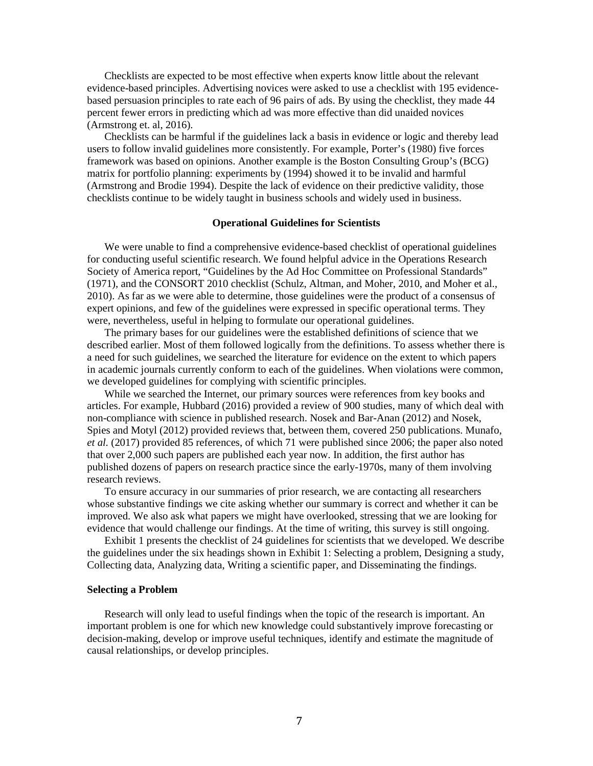Checklists are expected to be most effective when experts know little about the relevant evidence-based principles. Advertising novices were asked to use a checklist with 195 evidence-based persuasion principles to rate each of 96 pairs of ads. By using the checklist, they made 44 percent fewer errors in predicting which ad was more effective than did unaided novices (Armstrong et. al, 2016).

Checklists can be harmful if the guidelines lack a basis in evidence or logic and thereby lead users to follow invalid guidelines more consistently. For example, Porter's (1980) five forces framework was based on opinions. Another example is the Boston Consulting Group's (BCG) matrix for portfolio planning: experiments by (1994) showed it to be invalid and harmful (Armstrong and Brodie 1994). Despite the lack of evidence on their predictive validity, those checklists continue to be widely taught in business schools and widely used in business.

## Operational Guidelines for Scientists

We were unable to find a comprehensive evidence-based checklist of operational guidelines for conducting useful scientific research. We found helpful advice in the Operations Research Society of America report, "Guidelines by the Ad Hoc Committee on Professional Standards" (1971), and the CONSORT 2010 checklist (Schulz, Altman, and Moher, 2010, and Moher et al., 2010). As far as we were able to determine, those guidelines were the product of a consensus of expert opinions, and few of the guidelines were expressed in specific operational terms. They were, nevertheless, useful in helping to formulate our operational guidelines.

The primary bases for our guidelines were the established definitions of science that we described earlier. Most of them followed logically from the definitions. To assess whether there is a need for such guidelines, we searched the literature for evidence on the extent to which papers in academic journals currently conform to each of the guidelines. When violations were common, we developed guidelines for complying with scientific principles.

While we searched the Internet, our primary sources were references from key books and articles. For example, Hubbard (2016) provided a review of 900 studies, many of which deal with non-compliance with science in published research. Nosek and Bar-Anan (2012) and Nosek, Spies and Motyl (2012) provided reviews that, between them, covered 250 publications. Munafo, *et al.* (2017) provided 85 references, of which 71 were published since 2006; the paper also noted that over 2,000 such papers are published each year now. In addition, the first author has published dozens of papers on research practice since the early-1970s, many of them involving research reviews.

To ensure accuracy in our summaries of prior research, we are contacting all researchers whose substantive findings we cite asking whether our summary is correct and whether it can be improved. We also ask what papers we might have overlooked, stressing that we are looking for evidence that would challenge our findings. At the time of writing, this survey is still ongoing.

Exhibit 1 presents the checklist of 24 guidelines for scientists that we developed. We describe the guidelines under the six headings shown in Exhibit 1: Selecting a problem, Designing a study, Collecting data, Analyzing data, Writing a scientific paper, and Disseminating the findings.

### Selecting a Problem

Research will only lead to useful findings when the topic of the research is important. An important problem is one for which new knowledge could substantively improve forecasting or decision-making, develop or improve useful techniques, identify and estimate the magnitude of causal relationships, or develop principles.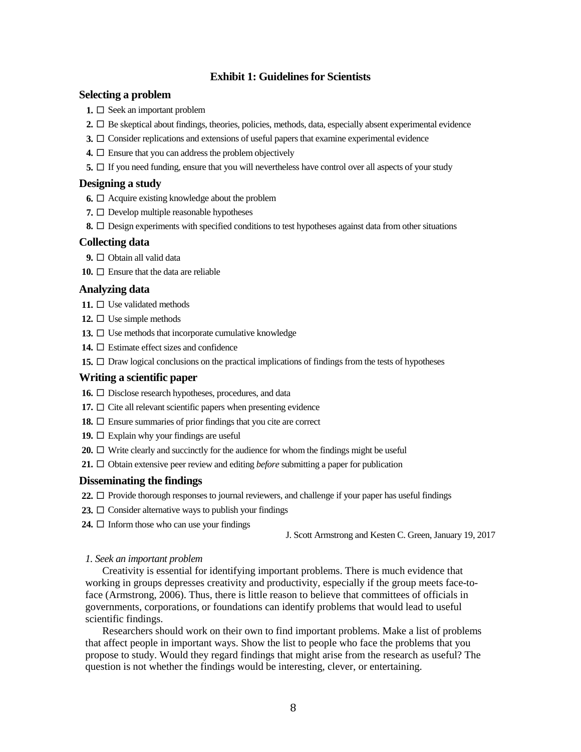## Exhibit 1: Guidelines for Scientists

### Selecting a problem

1. ☐ Seek an important problem
2. ☐ Be skeptical about findings, theories, policies, methods, data, especially absent experimental evidence
3. ☐ Consider replications and extensions of useful papers that examine experimental evidence
4. ☐ Ensure that you can address the problem objectively
5. ☐ If you need funding, ensure that you will nevertheless have control over all aspects of your study

### Designing a study

6. ☐ Acquire existing knowledge about the problem
7. ☐ Develop multiple reasonable hypotheses
8. ☐ Design experiments with specified conditions to test hypotheses against data from other situations

### Collecting data

9. ☐ Obtain all valid data
10. ☐ Ensure that the data are reliable

### Analyzing data

11. ☐ Use validated methods
12. ☐ Use simple methods
13. ☐ Use methods that incorporate cumulative knowledge
14. ☐ Estimate effect sizes and confidence
15. ☐ Draw logical conclusions on the practical implications of findings from the tests of hypotheses

### Writing a scientific paper

16. ☐ Disclose research hypotheses, procedures, and data
17. ☐ Cite all relevant scientific papers when presenting evidence
18. ☐ Ensure summaries of prior findings that you cite are correct
19. ☐ Explain why your findings are useful
20. ☐ Write clearly and succinctly for the audience for whom the findings might be useful
21. ☐ Obtain extensive peer review and editing *before* submitting a paper for publication

### Disseminating the findings

22. ☐ Provide thorough responses to journal reviewers, and challenge if your paper has useful findings
23. ☐ Consider alternative ways to publish your findings
24. ☐ Inform those who can use your findings

J. Scott Armstrong and Kesten C. Green, January 19, 2017

*1. Seek an important problem*

Creativity is essential for identifying important problems. There is much evidence that working in groups depresses creativity and productivity, especially if the group meets face-to-face (Armstrong, 2006). Thus, there is little reason to believe that committees of officials in governments, corporations, or foundations can identify problems that would lead to useful scientific findings.

Researchers should work on their own to find important problems. Make a list of problems that affect people in important ways. Show the list to people who face the problems that you propose to study. Would they regard findings that might arise from the research as useful? The question is not whether the findings would be interesting, clever, or entertaining.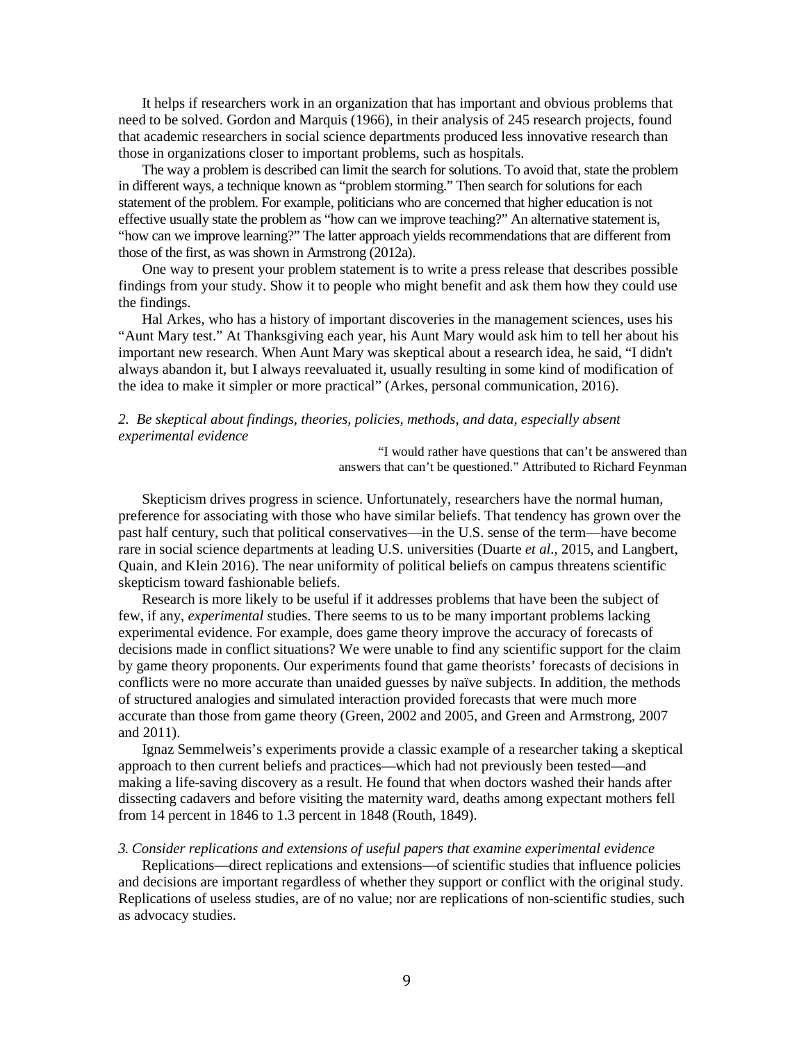It helps if researchers work in an organization that has important and obvious problems that need to be solved. Gordon and Marquis (1966), in their analysis of 245 research projects, found that academic researchers in social science departments produced less innovative research than those in organizations closer to important problems, such as hospitals.

The way a problem is described can limit the search for solutions. To avoid that, state the problem in different ways, a technique known as "problem storming." Then search for solutions for each statement of the problem. For example, politicians who are concerned that higher education is not effective usually state the problem as "how can we improve teaching?" An alternative statement is, "how can we improve learning?" The latter approach yields recommendations that are different from those of the first, as was shown in Armstrong (2012a).

One way to present your problem statement is to write a press release that describes possible findings from your study. Show it to people who might benefit and ask them how they could use the findings.

Hal Arkes, who has a history of important discoveries in the management sciences, uses his "Aunt Mary test." At Thanksgiving each year, his Aunt Mary would ask him to tell her about his important new research. When Aunt Mary was skeptical about a research idea, he said, "I didn't always abandon it, but I always reevaluated it, usually resulting in some kind of modification of the idea to make it simpler or more practical" (Arkes, personal communication, 2016).

*2. Be skeptical about findings, theories, policies, methods, and data, especially absent experimental evidence*

> "I would rather have questions that can't be answered than answers that can't be questioned." Attributed to Richard Feynman

Skepticism drives progress in science. Unfortunately, researchers have the normal human, preference for associating with those who have similar beliefs. That tendency has grown over the past half century, such that political conservatives—in the U.S. sense of the term—have become rare in social science departments at leading U.S. universities (Duarte *et al*., 2015, and Langbert, Quain, and Klein 2016). The near uniformity of political beliefs on campus threatens scientific skepticism toward fashionable beliefs.

Research is more likely to be useful if it addresses problems that have been the subject of few, if any, *experimental* studies. There seems to us to be many important problems lacking experimental evidence. For example, does game theory improve the accuracy of forecasts of decisions made in conflict situations? We were unable to find any scientific support for the claim by game theory proponents. Our experiments found that game theorists' forecasts of decisions in conflicts were no more accurate than unaided guesses by naïve subjects. In addition, the methods of structured analogies and simulated interaction provided forecasts that were much more accurate than those from game theory (Green, 2002 and 2005, and Green and Armstrong, 2007 and 2011).

Ignaz Semmelweis's experiments provide a classic example of a researcher taking a skeptical approach to then current beliefs and practices—which had not previously been tested—and making a life-saving discovery as a result. He found that when doctors washed their hands after dissecting cadavers and before visiting the maternity ward, deaths among expectant mothers fell from 14 percent in 1846 to 1.3 percent in 1848 (Routh, 1849).

*3. Consider replications and extensions of useful papers that examine experimental evidence*

Replications—direct replications and extensions—of scientific studies that influence policies and decisions are important regardless of whether they support or conflict with the original study. Replications of useless studies, are of no value; nor are replications of non-scientific studies, such as advocacy studies.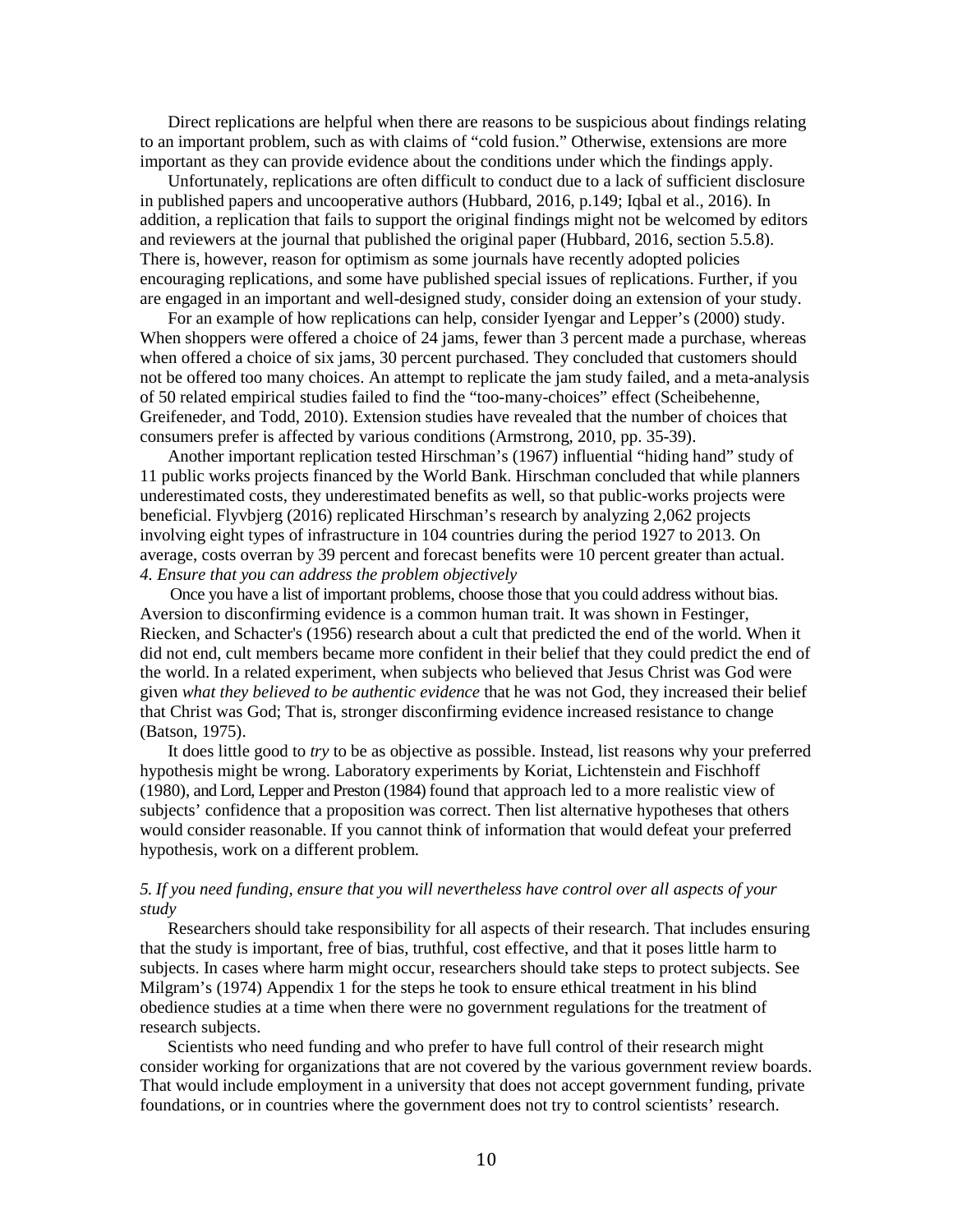Direct replications are helpful when there are reasons to be suspicious about findings relating to an important problem, such as with claims of "cold fusion." Otherwise, extensions are more important as they can provide evidence about the conditions under which the findings apply.

Unfortunately, replications are often difficult to conduct due to a lack of sufficient disclosure in published papers and uncooperative authors (Hubbard, 2016, p.149; Iqbal et al., 2016). In addition, a replication that fails to support the original findings might not be welcomed by editors and reviewers at the journal that published the original paper (Hubbard, 2016, section 5.5.8). There is, however, reason for optimism as some journals have recently adopted policies encouraging replications, and some have published special issues of replications. Further, if you are engaged in an important and well-designed study, consider doing an extension of your study.

For an example of how replications can help, consider Iyengar and Lepper's (2000) study. When shoppers were offered a choice of 24 jams, fewer than 3 percent made a purchase, whereas when offered a choice of six jams, 30 percent purchased. They concluded that customers should not be offered too many choices. An attempt to replicate the jam study failed, and a meta-analysis of 50 related empirical studies failed to find the "too-many-choices" effect (Scheibehenne, Greifeneder, and Todd, 2010). Extension studies have revealed that the number of choices that consumers prefer is affected by various conditions (Armstrong, 2010, pp. 35-39).

Another important replication tested Hirschman's (1967) influential "hiding hand" study of 11 public works projects financed by the World Bank. Hirschman concluded that while planners underestimated costs, they underestimated benefits as well, so that public-works projects were beneficial. Flyvbjerg (2016) replicated Hirschman's research by analyzing 2,062 projects involving eight types of infrastructure in 104 countries during the period 1927 to 2013. On average, costs overran by 39 percent and forecast benefits were 10 percent greater than actual.

*4. Ensure that you can address the problem objectively*

Once you have a list of important problems, choose those that you could address without bias. Aversion to disconfirming evidence is a common human trait. It was shown in Festinger, Riecken, and Schacter's (1956) research about a cult that predicted the end of the world. When it did not end, cult members became more confident in their belief that they could predict the end of the world. In a related experiment, when subjects who believed that Jesus Christ was God were given *what they believed to be authentic evidence* that he was not God, they increased their belief that Christ was God; That is, stronger disconfirming evidence increased resistance to change (Batson, 1975).

It does little good to *try* to be as objective as possible. Instead, list reasons why your preferred hypothesis might be wrong. Laboratory experiments by Koriat, Lichtenstein and Fischhoff (1980), and Lord, Lepper and Preston (1984) found that approach led to a more realistic view of subjects' confidence that a proposition was correct. Then list alternative hypotheses that others would consider reasonable. If you cannot think of information that would defeat your preferred hypothesis, work on a different problem.

*5. If you need funding, ensure that you will nevertheless have control over all aspects of your study*

Researchers should take responsibility for all aspects of their research. That includes ensuring that the study is important, free of bias, truthful, cost effective, and that it poses little harm to subjects. In cases where harm might occur, researchers should take steps to protect subjects. See Milgram's (1974) Appendix 1 for the steps he took to ensure ethical treatment in his blind obedience studies at a time when there were no government regulations for the treatment of research subjects.

Scientists who need funding and who prefer to have full control of their research might consider working for organizations that are not covered by the various government review boards. That would include employment in a university that does not accept government funding, private foundations, or in countries where the government does not try to control scientists' research.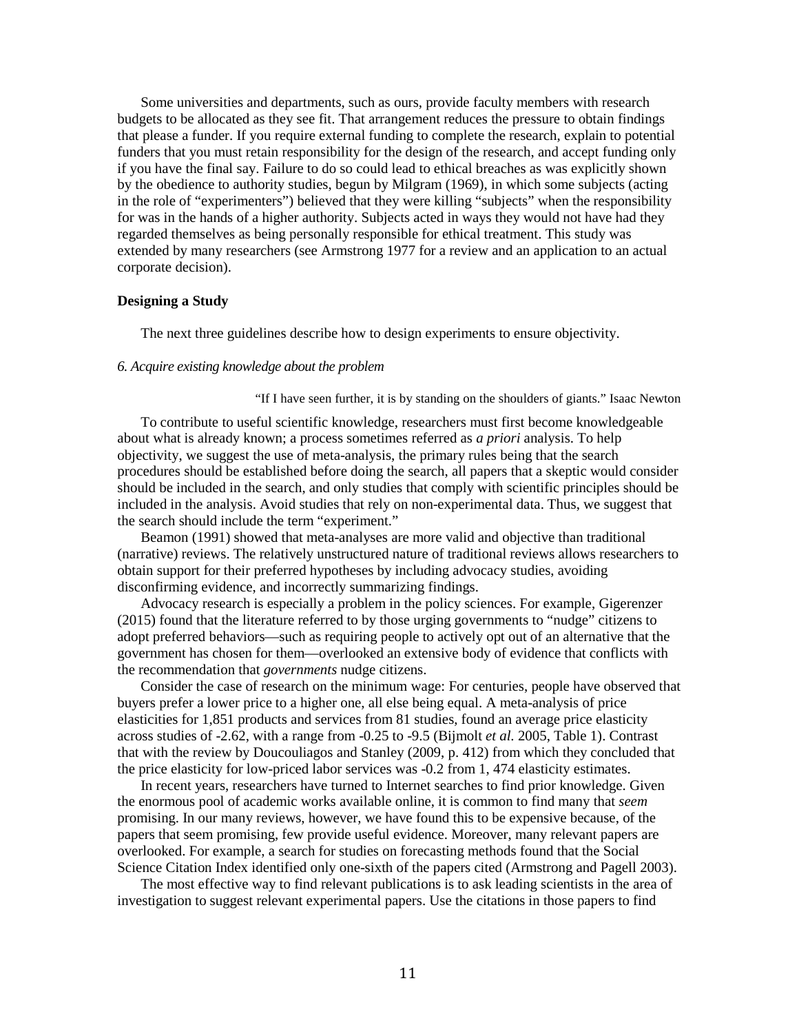Some universities and departments, such as ours, provide faculty members with research budgets to be allocated as they see fit. That arrangement reduces the pressure to obtain findings that please a funder. If you require external funding to complete the research, explain to potential funders that you must retain responsibility for the design of the research, and accept funding only if you have the final say. Failure to do so could lead to ethical breaches as was explicitly shown by the obedience to authority studies, begun by Milgram (1969), in which some subjects (acting in the role of "experimenters") believed that they were killing "subjects" when the responsibility for was in the hands of a higher authority. Subjects acted in ways they would not have had they regarded themselves as being personally responsible for ethical treatment. This study was extended by many researchers (see Armstrong 1977 for a review and an application to an actual corporate decision).

**Designing a Study**

The next three guidelines describe how to design experiments to ensure objectivity.

*6. Acquire existing knowledge about the problem*

"If I have seen further, it is by standing on the shoulders of giants." Isaac Newton

To contribute to useful scientific knowledge, researchers must first become knowledgeable about what is already known; a process sometimes referred as *a priori* analysis. To help objectivity, we suggest the use of meta-analysis, the primary rules being that the search procedures should be established before doing the search, all papers that a skeptic would consider should be included in the search, and only studies that comply with scientific principles should be included in the analysis. Avoid studies that rely on non-experimental data. Thus, we suggest that the search should include the term "experiment."

Beamon (1991) showed that meta-analyses are more valid and objective than traditional (narrative) reviews. The relatively unstructured nature of traditional reviews allows researchers to obtain support for their preferred hypotheses by including advocacy studies, avoiding disconfirming evidence, and incorrectly summarizing findings.

Advocacy research is especially a problem in the policy sciences. For example, Gigerenzer (2015) found that the literature referred to by those urging governments to "nudge" citizens to adopt preferred behaviors—such as requiring people to actively opt out of an alternative that the government has chosen for them—overlooked an extensive body of evidence that conflicts with the recommendation that *governments* nudge citizens.

Consider the case of research on the minimum wage: For centuries, people have observed that buyers prefer a lower price to a higher one, all else being equal. A meta-analysis of price elasticities for 1,851 products and services from 81 studies, found an average price elasticity across studies of -2.62, with a range from -0.25 to -9.5 (Bijmolt *et al.* 2005, Table 1). Contrast that with the review by Doucouliagos and Stanley (2009, p. 412) from which they concluded that the price elasticity for low-priced labor services was -0.2 from 1, 474 elasticity estimates.

In recent years, researchers have turned to Internet searches to find prior knowledge. Given the enormous pool of academic works available online, it is common to find many that *seem* promising. In our many reviews, however, we have found this to be expensive because, of the papers that seem promising, few provide useful evidence. Moreover, many relevant papers are overlooked. For example, a search for studies on forecasting methods found that the Social Science Citation Index identified only one-sixth of the papers cited (Armstrong and Pagell 2003).

The most effective way to find relevant publications is to ask leading scientists in the area of investigation to suggest relevant experimental papers. Use the citations in those papers to find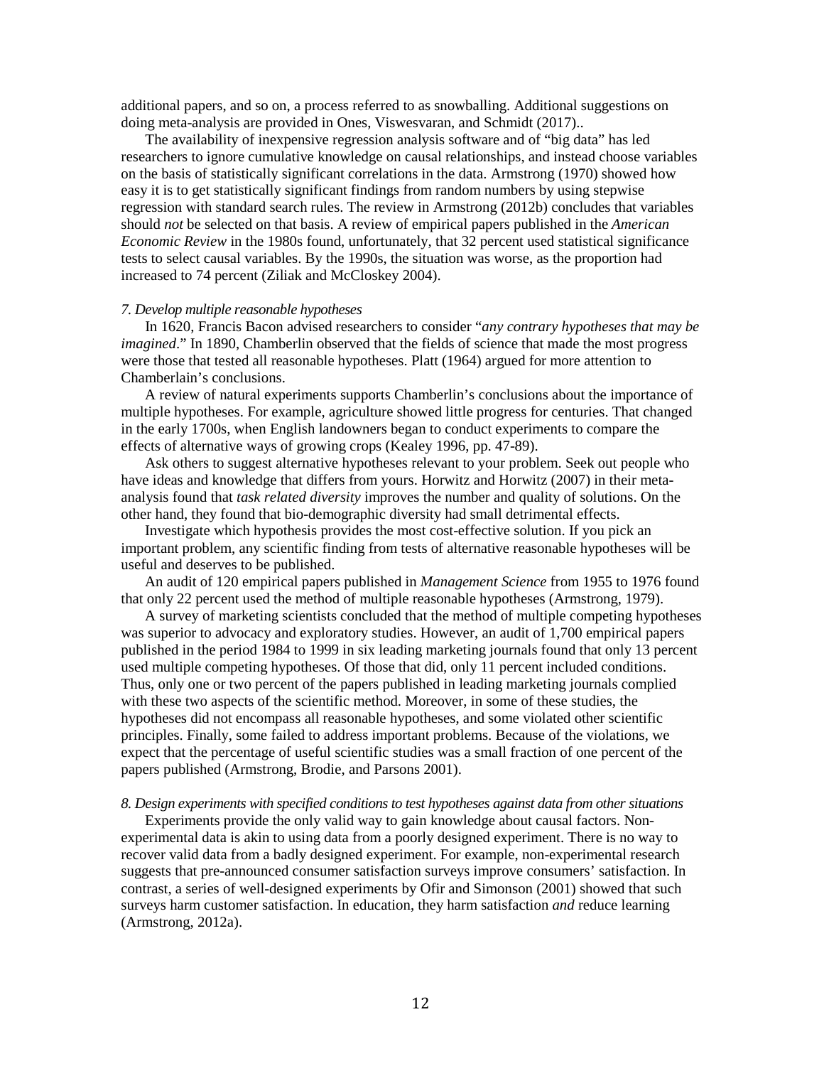additional papers, and so on, a process referred to as snowballing. Additional suggestions on doing meta-analysis are provided in Ones, Viswesvaran, and Schmidt (2017)..

The availability of inexpensive regression analysis software and of "big data" has led researchers to ignore cumulative knowledge on causal relationships, and instead choose variables on the basis of statistically significant correlations in the data. Armstrong (1970) showed how easy it is to get statistically significant findings from random numbers by using stepwise regression with standard search rules. The review in Armstrong (2012b) concludes that variables should *not* be selected on that basis. A review of empirical papers published in the *American Economic Review* in the 1980s found, unfortunately, that 32 percent used statistical significance tests to select causal variables. By the 1990s, the situation was worse, as the proportion had increased to 74 percent (Ziliak and McCloskey 2004).

*7. Develop multiple reasonable hypotheses*

In 1620, Francis Bacon advised researchers to consider "*any contrary hypotheses that may be imagined*." In 1890, Chamberlin observed that the fields of science that made the most progress were those that tested all reasonable hypotheses. Platt (1964) argued for more attention to Chamberlin's conclusions.

A review of natural experiments supports Chamberlin's conclusions about the importance of multiple hypotheses. For example, agriculture showed little progress for centuries. That changed in the early 1700s, when English landowners began to conduct experiments to compare the effects of alternative ways of growing crops (Kealey 1996, pp. 47-89).

Ask others to suggest alternative hypotheses relevant to your problem. Seek out people who have ideas and knowledge that differs from yours. Horwitz and Horwitz (2007) in their meta-analysis found that *task related diversity* improves the number and quality of solutions. On the other hand, they found that bio-demographic diversity had small detrimental effects.

Investigate which hypothesis provides the most cost-effective solution. If you pick an important problem, any scientific finding from tests of alternative reasonable hypotheses will be useful and deserves to be published.

An audit of 120 empirical papers published in *Management Science* from 1955 to 1976 found that only 22 percent used the method of multiple reasonable hypotheses (Armstrong, 1979).

A survey of marketing scientists concluded that the method of multiple competing hypotheses was superior to advocacy and exploratory studies. However, an audit of 1,700 empirical papers published in the period 1984 to 1999 in six leading marketing journals found that only 13 percent used multiple competing hypotheses. Of those that did, only 11 percent included conditions. Thus, only one or two percent of the papers published in leading marketing journals complied with these two aspects of the scientific method. Moreover, in some of these studies, the hypotheses did not encompass all reasonable hypotheses, and some violated other scientific principles. Finally, some failed to address important problems. Because of the violations, we expect that the percentage of useful scientific studies was a small fraction of one percent of the papers published (Armstrong, Brodie, and Parsons 2001).

*8. Design experiments with specified conditions to test hypotheses against data from other situations*

Experiments provide the only valid way to gain knowledge about causal factors. Non-experimental data is akin to using data from a poorly designed experiment. There is no way to recover valid data from a badly designed experiment. For example, non-experimental research suggests that pre-announced consumer satisfaction surveys improve consumers' satisfaction. In contrast, a series of well-designed experiments by Ofir and Simonson (2001) showed that such surveys harm customer satisfaction. In education, they harm satisfaction *and* reduce learning (Armstrong, 2012a).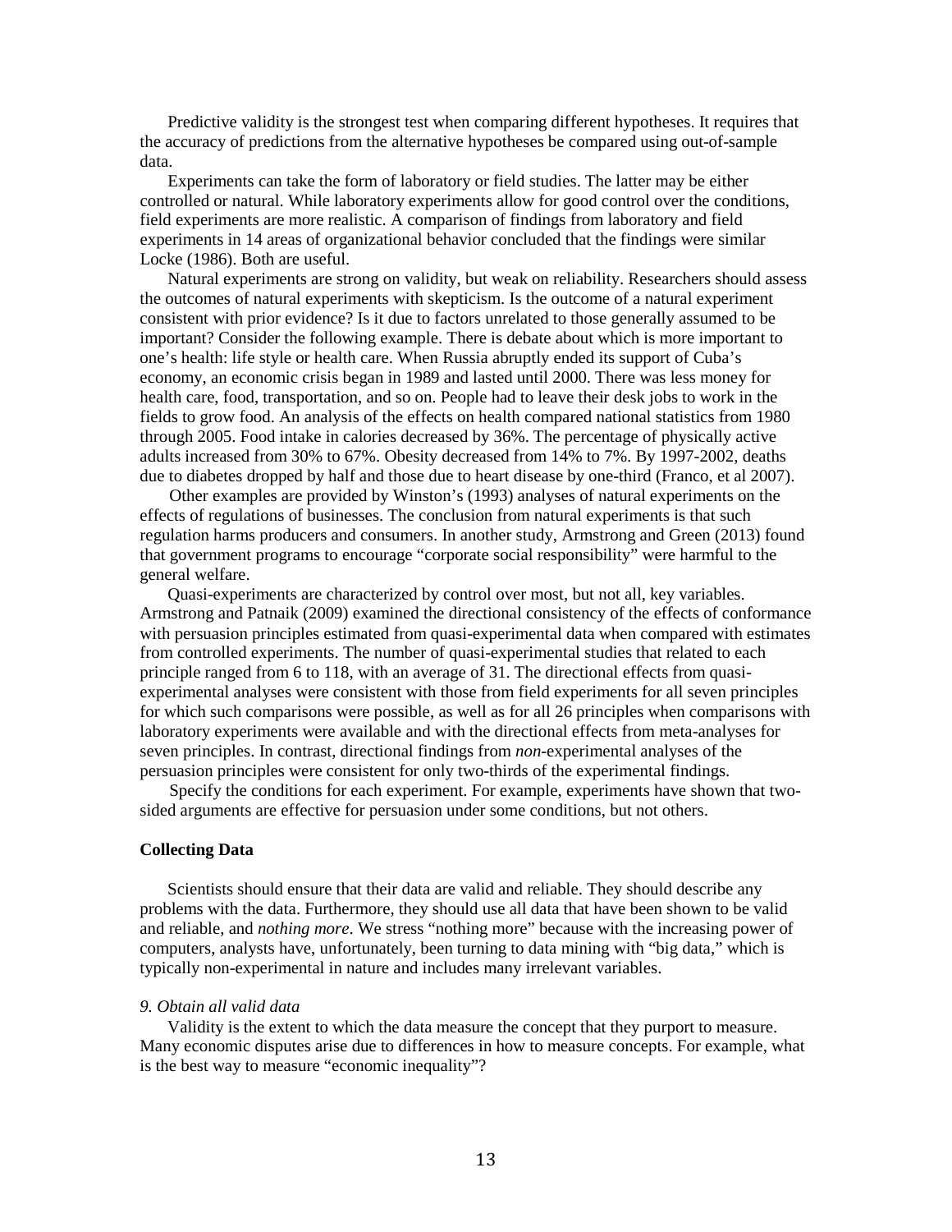Predictive validity is the strongest test when comparing different hypotheses. It requires that the accuracy of predictions from the alternative hypotheses be compared using out-of-sample data.

Experiments can take the form of laboratory or field studies. The latter may be either controlled or natural. While laboratory experiments allow for good control over the conditions, field experiments are more realistic. A comparison of findings from laboratory and field experiments in 14 areas of organizational behavior concluded that the findings were similar Locke (1986). Both are useful.

Natural experiments are strong on validity, but weak on reliability. Researchers should assess the outcomes of natural experiments with skepticism. Is the outcome of a natural experiment consistent with prior evidence? Is it due to factors unrelated to those generally assumed to be important? Consider the following example. There is debate about which is more important to one's health: life style or health care. When Russia abruptly ended its support of Cuba's economy, an economic crisis began in 1989 and lasted until 2000. There was less money for health care, food, transportation, and so on. People had to leave their desk jobs to work in the fields to grow food. An analysis of the effects on health compared national statistics from 1980 through 2005. Food intake in calories decreased by 36%. The percentage of physically active adults increased from 30% to 67%. Obesity decreased from 14% to 7%. By 1997-2002, deaths due to diabetes dropped by half and those due to heart disease by one-third (Franco, et al 2007).

Other examples are provided by Winston's (1993) analyses of natural experiments on the effects of regulations of businesses. The conclusion from natural experiments is that such regulation harms producers and consumers. In another study, Armstrong and Green (2013) found that government programs to encourage "corporate social responsibility" were harmful to the general welfare.

Quasi-experiments are characterized by control over most, but not all, key variables. Armstrong and Patnaik (2009) examined the directional consistency of the effects of conformance with persuasion principles estimated from quasi-experimental data when compared with estimates from controlled experiments. The number of quasi-experimental studies that related to each principle ranged from 6 to 118, with an average of 31. The directional effects from quasi-experimental analyses were consistent with those from field experiments for all seven principles for which such comparisons were possible, as well as for all 26 principles when comparisons with laboratory experiments were available and with the directional effects from meta-analyses for seven principles. In contrast, directional findings from *non*-experimental analyses of the persuasion principles were consistent for only two-thirds of the experimental findings.

Specify the conditions for each experiment. For example, experiments have shown that two-sided arguments are effective for persuasion under some conditions, but not others.

**Collecting Data**

Scientists should ensure that their data are valid and reliable. They should describe any problems with the data. Furthermore, they should use all data that have been shown to be valid and reliable, and *nothing more*. We stress "nothing more" because with the increasing power of computers, analysts have, unfortunately, been turning to data mining with "big data," which is typically non-experimental in nature and includes many irrelevant variables.

*9. Obtain all valid data*

Validity is the extent to which the data measure the concept that they purport to measure. Many economic disputes arise due to differences in how to measure concepts. For example, what is the best way to measure "economic inequality"?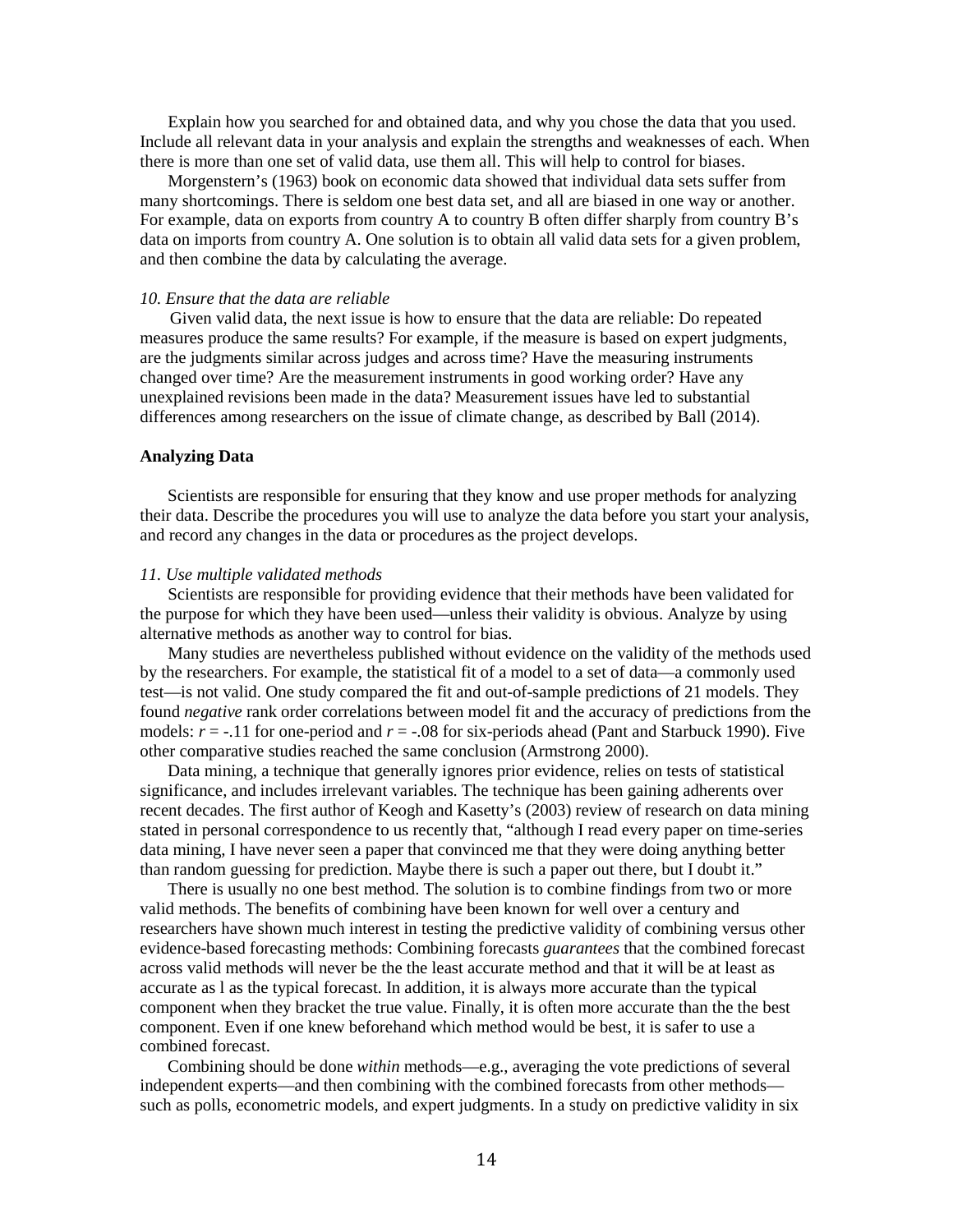Explain how you searched for and obtained data, and why you chose the data that you used. Include all relevant data in your analysis and explain the strengths and weaknesses of each. When there is more than one set of valid data, use them all. This will help to control for biases.

Morgenstern's (1963) book on economic data showed that individual data sets suffer from many shortcomings. There is seldom one best data set, and all are biased in one way or another. For example, data on exports from country A to country B often differ sharply from country B's data on imports from country A. One solution is to obtain all valid data sets for a given problem, and then combine the data by calculating the average.

*10. Ensure that the data are reliable*

Given valid data, the next issue is how to ensure that the data are reliable: Do repeated measures produce the same results? For example, if the measure is based on expert judgments, are the judgments similar across judges and across time? Have the measuring instruments changed over time? Are the measurement instruments in good working order? Have any unexplained revisions been made in the data? Measurement issues have led to substantial differences among researchers on the issue of climate change, as described by Ball (2014).

**Analyzing Data**

Scientists are responsible for ensuring that they know and use proper methods for analyzing their data. Describe the procedures you will use to analyze the data before you start your analysis, and record any changes in the data or procedures as the project develops.

*11. Use multiple validated methods*

Scientists are responsible for providing evidence that their methods have been validated for the purpose for which they have been used—unless their validity is obvious. Analyze by using alternative methods as another way to control for bias.

Many studies are nevertheless published without evidence on the validity of the methods used by the researchers. For example, the statistical fit of a model to a set of data—a commonly used test—is not valid. One study compared the fit and out-of-sample predictions of 21 models. They found *negative* rank order correlations between model fit and the accuracy of predictions from the models: $r = -.11$ for one-period and $r = -.08$ for six-periods ahead (Pant and Starbuck 1990). Five other comparative studies reached the same conclusion (Armstrong 2000).

Data mining, a technique that generally ignores prior evidence, relies on tests of statistical significance, and includes irrelevant variables. The technique has been gaining adherents over recent decades. The first author of Keogh and Kasetty's (2003) review of research on data mining stated in personal correspondence to us recently that, "although I read every paper on time-series data mining, I have never seen a paper that convinced me that they were doing anything better than random guessing for prediction. Maybe there is such a paper out there, but I doubt it."

There is usually no one best method. The solution is to combine findings from two or more valid methods. The benefits of combining have been known for well over a century and researchers have shown much interest in testing the predictive validity of combining versus other evidence-based forecasting methods: Combining forecasts *guarantees* that the combined forecast across valid methods will never be the the least accurate method and that it will be at least as accurate as l as the typical forecast. In addition, it is always more accurate than the typical component when they bracket the true value. Finally, it is often more accurate than the the best component. Even if one knew beforehand which method would be best, it is safer to use a combined forecast.

Combining should be done *within* methods—e.g., averaging the vote predictions of several independent experts—and then combining with the combined forecasts from other methods—such as polls, econometric models, and expert judgments. In a study on predictive validity in six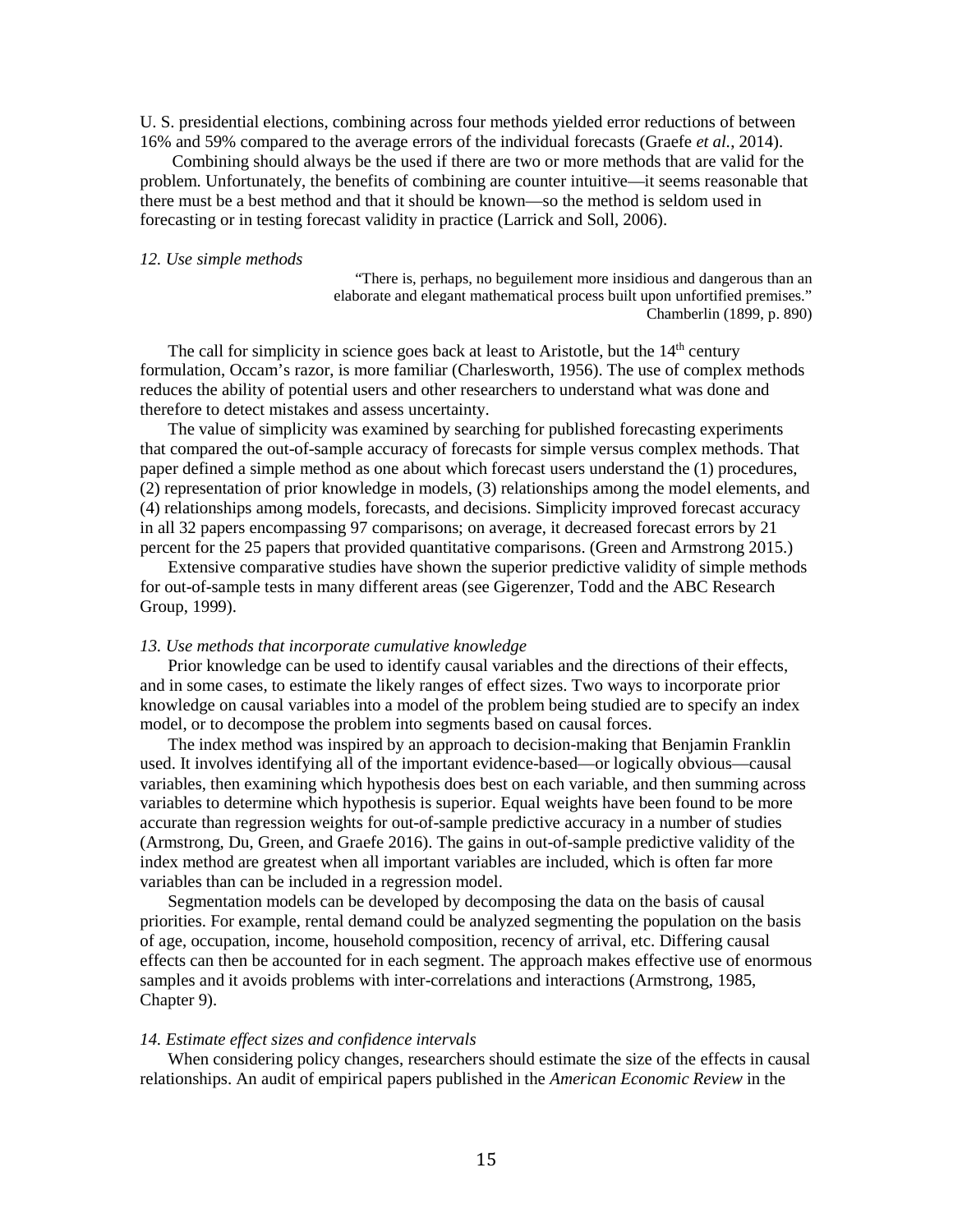U. S. presidential elections, combining across four methods yielded error reductions of between 16% and 59% compared to the average errors of the individual forecasts (Graefe *et al.*, 2014).

Combining should always be the used if there are two or more methods that are valid for the problem. Unfortunately, the benefits of combining are counter intuitive—it seems reasonable that there must be a best method and that it should be known—so the method is seldom used in forecasting or in testing forecast validity in practice (Larrick and Soll, 2006).

*12. Use simple methods*

> "There is, perhaps, no beguilement more insidious and dangerous than an elaborate and elegant mathematical process built upon unfortified premises."
> Chamberlin (1899, p. 890)

The call for simplicity in science goes back at least to Aristotle, but the 14th century formulation, Occam's razor, is more familiar (Charlesworth, 1956). The use of complex methods reduces the ability of potential users and other researchers to understand what was done and therefore to detect mistakes and assess uncertainty.

The value of simplicity was examined by searching for published forecasting experiments that compared the out-of-sample accuracy of forecasts for simple versus complex methods. That paper defined a simple method as one about which forecast users understand the (1) procedures, (2) representation of prior knowledge in models, (3) relationships among the model elements, and (4) relationships among models, forecasts, and decisions. Simplicity improved forecast accuracy in all 32 papers encompassing 97 comparisons; on average, it decreased forecast errors by 21 percent for the 25 papers that provided quantitative comparisons. (Green and Armstrong 2015.)

Extensive comparative studies have shown the superior predictive validity of simple methods for out-of-sample tests in many different areas (see Gigerenzer, Todd and the ABC Research Group, 1999).

*13. Use methods that incorporate cumulative knowledge*

Prior knowledge can be used to identify causal variables and the directions of their effects, and in some cases, to estimate the likely ranges of effect sizes. Two ways to incorporate prior knowledge on causal variables into a model of the problem being studied are to specify an index model, or to decompose the problem into segments based on causal forces.

The index method was inspired by an approach to decision-making that Benjamin Franklin used. It involves identifying all of the important evidence-based—or logically obvious—causal variables, then examining which hypothesis does best on each variable, and then summing across variables to determine which hypothesis is superior. Equal weights have been found to be more accurate than regression weights for out-of-sample predictive accuracy in a number of studies (Armstrong, Du, Green, and Graefe 2016). The gains in out-of-sample predictive validity of the index method are greatest when all important variables are included, which is often far more variables than can be included in a regression model.

Segmentation models can be developed by decomposing the data on the basis of causal priorities. For example, rental demand could be analyzed segmenting the population on the basis of age, occupation, income, household composition, recency of arrival, etc. Differing causal effects can then be accounted for in each segment. The approach makes effective use of enormous samples and it avoids problems with inter-correlations and interactions (Armstrong, 1985, Chapter 9).

*14. Estimate effect sizes and confidence intervals*

When considering policy changes, researchers should estimate the size of the effects in causal relationships. An audit of empirical papers published in the *American Economic Review* in the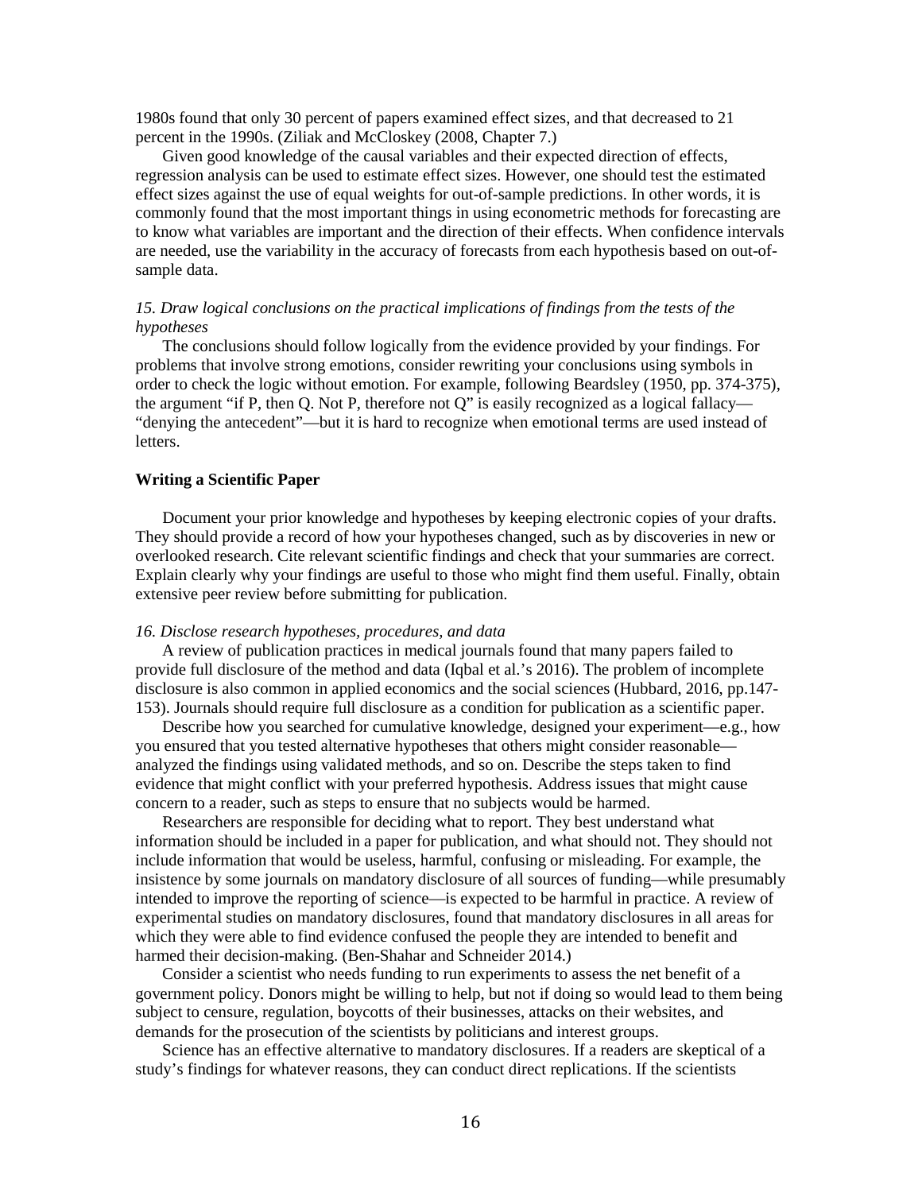1980s found that only 30 percent of papers examined effect sizes, and that decreased to 21 percent in the 1990s. (Ziliak and McCloskey (2008, Chapter 7.)

Given good knowledge of the causal variables and their expected direction of effects, regression analysis can be used to estimate effect sizes. However, one should test the estimated effect sizes against the use of equal weights for out-of-sample predictions. In other words, it is commonly found that the most important things in using econometric methods for forecasting are to know what variables are important and the direction of their effects. When confidence intervals are needed, use the variability in the accuracy of forecasts from each hypothesis based on out-of-sample data.

*15. Draw logical conclusions on the practical implications of findings from the tests of the hypotheses*

The conclusions should follow logically from the evidence provided by your findings. For problems that involve strong emotions, consider rewriting your conclusions using symbols in order to check the logic without emotion. For example, following Beardsley (1950, pp. 374-375), the argument "if P, then Q. Not P, therefore not Q" is easily recognized as a logical fallacy—"denying the antecedent"—but it is hard to recognize when emotional terms are used instead of letters.

**Writing a Scientific Paper**

Document your prior knowledge and hypotheses by keeping electronic copies of your drafts. They should provide a record of how your hypotheses changed, such as by discoveries in new or overlooked research. Cite relevant scientific findings and check that your summaries are correct. Explain clearly why your findings are useful to those who might find them useful. Finally, obtain extensive peer review before submitting for publication.

*16. Disclose research hypotheses, procedures, and data*

A review of publication practices in medical journals found that many papers failed to provide full disclosure of the method and data (Iqbal et al.'s 2016). The problem of incomplete disclosure is also common in applied economics and the social sciences (Hubbard, 2016, pp.147-153). Journals should require full disclosure as a condition for publication as a scientific paper.

Describe how you searched for cumulative knowledge, designed your experiment—e.g., how you ensured that you tested alternative hypotheses that others might consider reasonable—analyzed the findings using validated methods, and so on. Describe the steps taken to find evidence that might conflict with your preferred hypothesis. Address issues that might cause concern to a reader, such as steps to ensure that no subjects would be harmed.

Researchers are responsible for deciding what to report. They best understand what information should be included in a paper for publication, and what should not. They should not include information that would be useless, harmful, confusing or misleading. For example, the insistence by some journals on mandatory disclosure of all sources of funding—while presumably intended to improve the reporting of science—is expected to be harmful in practice. A review of experimental studies on mandatory disclosures, found that mandatory disclosures in all areas for which they were able to find evidence confused the people they are intended to benefit and harmed their decision-making. (Ben-Shahar and Schneider 2014.)

Consider a scientist who needs funding to run experiments to assess the net benefit of a government policy. Donors might be willing to help, but not if doing so would lead to them being subject to censure, regulation, boycotts of their businesses, attacks on their websites, and demands for the prosecution of the scientists by politicians and interest groups.

Science has an effective alternative to mandatory disclosures. If a readers are skeptical of a study's findings for whatever reasons, they can conduct direct replications. If the scientists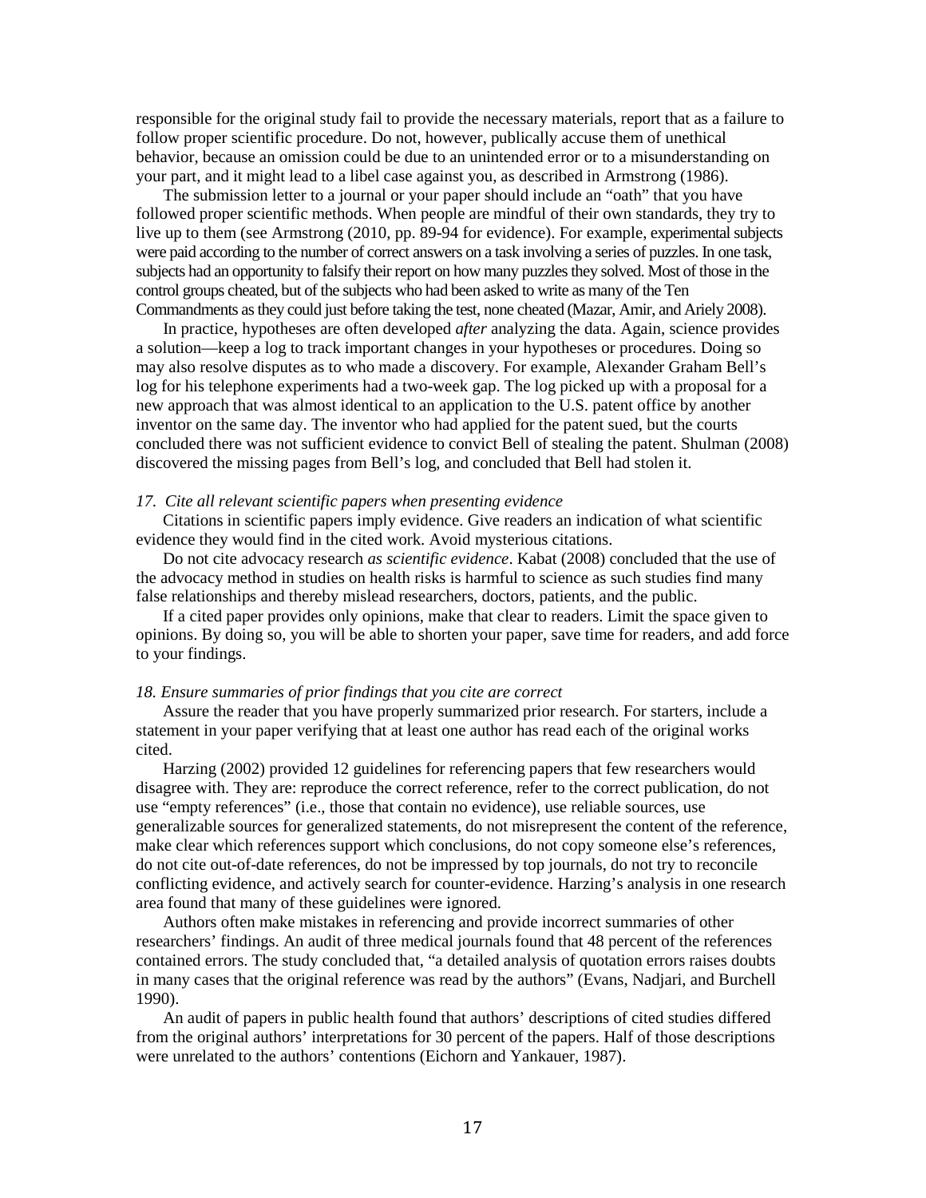responsible for the original study fail to provide the necessary materials, report that as a failure to follow proper scientific procedure. Do not, however, publically accuse them of unethical behavior, because an omission could be due to an unintended error or to a misunderstanding on your part, and it might lead to a libel case against you, as described in Armstrong (1986).

The submission letter to a journal or your paper should include an "oath" that you have followed proper scientific methods. When people are mindful of their own standards, they try to live up to them (see Armstrong (2010, pp. 89-94 for evidence). For example, experimental subjects were paid according to the number of correct answers on a task involving a series of puzzles. In one task, subjects had an opportunity to falsify their report on how many puzzles they solved. Most of those in the control groups cheated, but of the subjects who had been asked to write as many of the Ten Commandments as they could just before taking the test, none cheated (Mazar, Amir, and Ariely 2008).

In practice, hypotheses are often developed *after* analyzing the data. Again, science provides a solution—keep a log to track important changes in your hypotheses or procedures. Doing so may also resolve disputes as to who made a discovery. For example, Alexander Graham Bell's log for his telephone experiments had a two-week gap. The log picked up with a proposal for a new approach that was almost identical to an application to the U.S. patent office by another inventor on the same day. The inventor who had applied for the patent sued, but the courts concluded there was not sufficient evidence to convict Bell of stealing the patent. Shulman (2008) discovered the missing pages from Bell's log, and concluded that Bell had stolen it.

*17. Cite all relevant scientific papers when presenting evidence*

Citations in scientific papers imply evidence. Give readers an indication of what scientific evidence they would find in the cited work. Avoid mysterious citations.

Do not cite advocacy research *as scientific evidence*. Kabat (2008) concluded that the use of the advocacy method in studies on health risks is harmful to science as such studies find many false relationships and thereby mislead researchers, doctors, patients, and the public.

If a cited paper provides only opinions, make that clear to readers. Limit the space given to opinions. By doing so, you will be able to shorten your paper, save time for readers, and add force to your findings.

*18. Ensure summaries of prior findings that you cite are correct*

Assure the reader that you have properly summarized prior research. For starters, include a statement in your paper verifying that at least one author has read each of the original works cited.

Harzing (2002) provided 12 guidelines for referencing papers that few researchers would disagree with. They are: reproduce the correct reference, refer to the correct publication, do not use "empty references" (i.e., those that contain no evidence), use reliable sources, use generalizable sources for generalized statements, do not misrepresent the content of the reference, make clear which references support which conclusions, do not copy someone else's references, do not cite out-of-date references, do not be impressed by top journals, do not try to reconcile conflicting evidence, and actively search for counter-evidence. Harzing's analysis in one research area found that many of these guidelines were ignored.

Authors often make mistakes in referencing and provide incorrect summaries of other researchers' findings. An audit of three medical journals found that 48 percent of the references contained errors. The study concluded that, "a detailed analysis of quotation errors raises doubts in many cases that the original reference was read by the authors" (Evans, Nadjari, and Burchell 1990).

An audit of papers in public health found that authors' descriptions of cited studies differed from the original authors' interpretations for 30 percent of the papers. Half of those descriptions were unrelated to the authors' contentions (Eichorn and Yankauer, 1987).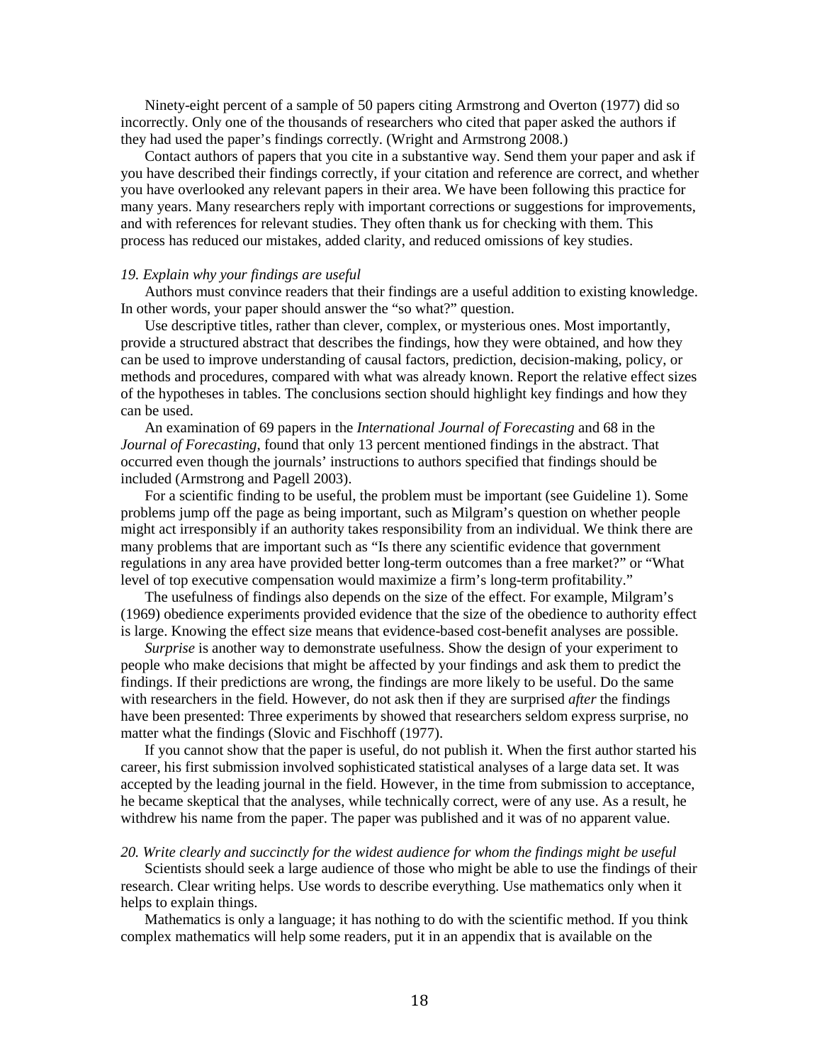Ninety-eight percent of a sample of 50 papers citing Armstrong and Overton (1977) did so incorrectly. Only one of the thousands of researchers who cited that paper asked the authors if they had used the paper's findings correctly. (Wright and Armstrong 2008.)

Contact authors of papers that you cite in a substantive way. Send them your paper and ask if you have described their findings correctly, if your citation and reference are correct, and whether you have overlooked any relevant papers in their area. We have been following this practice for many years. Many researchers reply with important corrections or suggestions for improvements, and with references for relevant studies. They often thank us for checking with them. This process has reduced our mistakes, added clarity, and reduced omissions of key studies.

*19. Explain why your findings are useful*

Authors must convince readers that their findings are a useful addition to existing knowledge. In other words, your paper should answer the "so what?" question.

Use descriptive titles, rather than clever, complex, or mysterious ones. Most importantly, provide a structured abstract that describes the findings, how they were obtained, and how they can be used to improve understanding of causal factors, prediction, decision-making, policy, or methods and procedures, compared with what was already known. Report the relative effect sizes of the hypotheses in tables. The conclusions section should highlight key findings and how they can be used.

An examination of 69 papers in the *International Journal of Forecasting* and 68 in the *Journal of Forecasting*, found that only 13 percent mentioned findings in the abstract. That occurred even though the journals' instructions to authors specified that findings should be included (Armstrong and Pagell 2003).

For a scientific finding to be useful, the problem must be important (see Guideline 1). Some problems jump off the page as being important, such as Milgram's question on whether people might act irresponsibly if an authority takes responsibility from an individual. We think there are many problems that are important such as "Is there any scientific evidence that government regulations in any area have provided better long-term outcomes than a free market?" or "What level of top executive compensation would maximize a firm's long-term profitability."

The usefulness of findings also depends on the size of the effect. For example, Milgram's (1969) obedience experiments provided evidence that the size of the obedience to authority effect is large. Knowing the effect size means that evidence-based cost-benefit analyses are possible.

*Surprise* is another way to demonstrate usefulness. Show the design of your experiment to people who make decisions that might be affected by your findings and ask them to predict the findings. If their predictions are wrong, the findings are more likely to be useful. Do the same with researchers in the field. However, do not ask then if they are surprised *after* the findings have been presented: Three experiments by showed that researchers seldom express surprise, no matter what the findings (Slovic and Fischhoff (1977).

If you cannot show that the paper is useful, do not publish it. When the first author started his career, his first submission involved sophisticated statistical analyses of a large data set. It was accepted by the leading journal in the field. However, in the time from submission to acceptance, he became skeptical that the analyses, while technically correct, were of any use. As a result, he withdrew his name from the paper. The paper was published and it was of no apparent value.

*20. Write clearly and succinctly for the widest audience for whom the findings might be useful*

Scientists should seek a large audience of those who might be able to use the findings of their research. Clear writing helps. Use words to describe everything. Use mathematics only when it helps to explain things.

Mathematics is only a language; it has nothing to do with the scientific method. If you think complex mathematics will help some readers, put it in an appendix that is available on the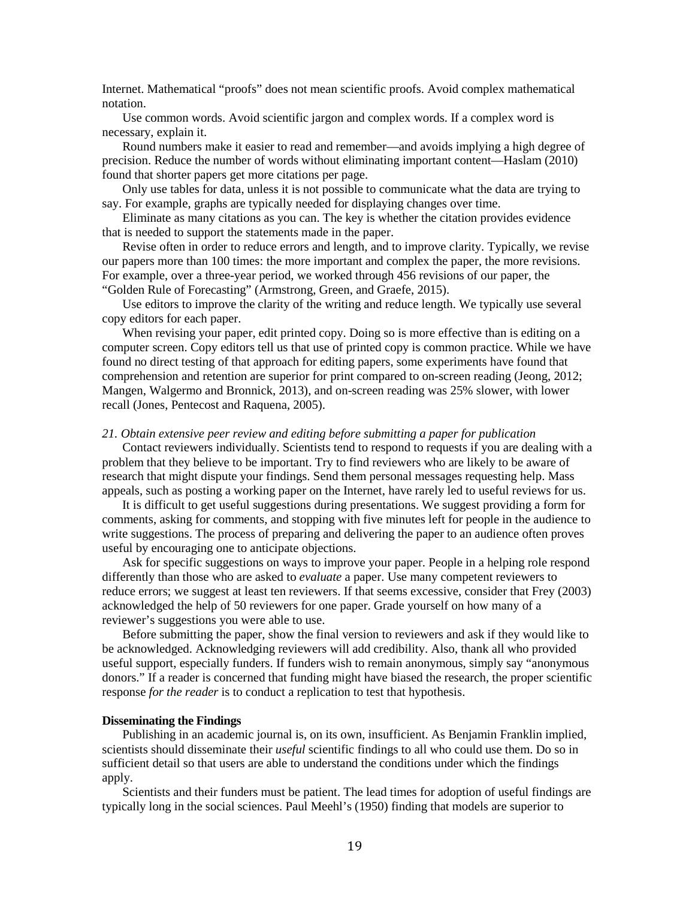Internet. Mathematical "proofs" does not mean scientific proofs. Avoid complex mathematical notation.

Use common words. Avoid scientific jargon and complex words. If a complex word is necessary, explain it.

Round numbers make it easier to read and remember—and avoids implying a high degree of precision. Reduce the number of words without eliminating important content—Haslam (2010) found that shorter papers get more citations per page.

Only use tables for data, unless it is not possible to communicate what the data are trying to say. For example, graphs are typically needed for displaying changes over time.

Eliminate as many citations as you can. The key is whether the citation provides evidence that is needed to support the statements made in the paper.

Revise often in order to reduce errors and length, and to improve clarity. Typically, we revise our papers more than 100 times: the more important and complex the paper, the more revisions. For example, over a three-year period, we worked through 456 revisions of our paper, the "Golden Rule of Forecasting" (Armstrong, Green, and Graefe, 2015).

Use editors to improve the clarity of the writing and reduce length. We typically use several copy editors for each paper.

When revising your paper, edit printed copy. Doing so is more effective than is editing on a computer screen. Copy editors tell us that use of printed copy is common practice. While we have found no direct testing of that approach for editing papers, some experiments have found that comprehension and retention are superior for print compared to on-screen reading (Jeong, 2012; Mangen, Walgermo and Bronnick, 2013), and on-screen reading was 25% slower, with lower recall (Jones, Pentecost and Raquena, 2005).

*21. Obtain extensive peer review and editing before submitting a paper for publication*

Contact reviewers individually. Scientists tend to respond to requests if you are dealing with a problem that they believe to be important. Try to find reviewers who are likely to be aware of research that might dispute your findings. Send them personal messages requesting help. Mass appeals, such as posting a working paper on the Internet, have rarely led to useful reviews for us.

It is difficult to get useful suggestions during presentations. We suggest providing a form for comments, asking for comments, and stopping with five minutes left for people in the audience to write suggestions. The process of preparing and delivering the paper to an audience often proves useful by encouraging one to anticipate objections.

Ask for specific suggestions on ways to improve your paper. People in a helping role respond differently than those who are asked to *evaluate* a paper. Use many competent reviewers to reduce errors; we suggest at least ten reviewers. If that seems excessive, consider that Frey (2003) acknowledged the help of 50 reviewers for one paper. Grade yourself on how many of a reviewer's suggestions you were able to use.

Before submitting the paper, show the final version to reviewers and ask if they would like to be acknowledged. Acknowledging reviewers will add credibility. Also, thank all who provided useful support, especially funders. If funders wish to remain anonymous, simply say "anonymous donors." If a reader is concerned that funding might have biased the research, the proper scientific response *for the reader* is to conduct a replication to test that hypothesis.

**Disseminating the Findings**

Publishing in an academic journal is, on its own, insufficient. As Benjamin Franklin implied, scientists should disseminate their *useful* scientific findings to all who could use them. Do so in sufficient detail so that users are able to understand the conditions under which the findings apply.

Scientists and their funders must be patient. The lead times for adoption of useful findings are typically long in the social sciences. Paul Meehl's (1950) finding that models are superior to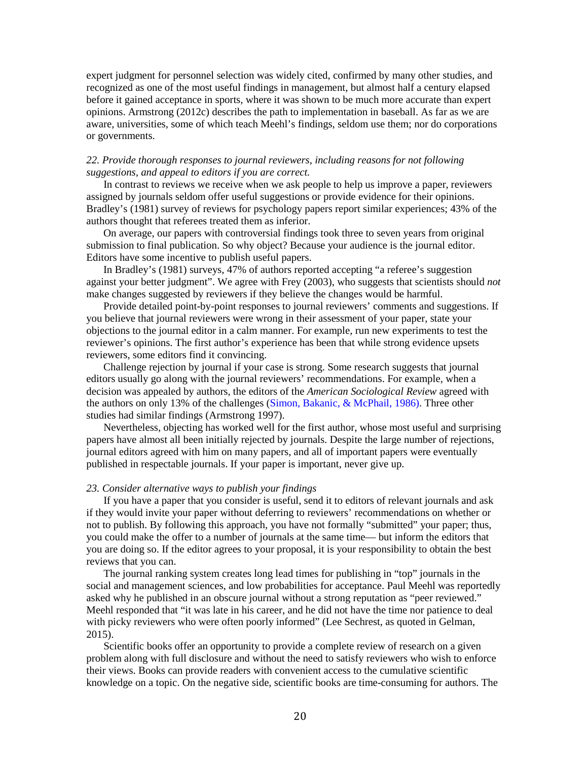expert judgment for personnel selection was widely cited, confirmed by many other studies, and recognized as one of the most useful findings in management, but almost half a century elapsed before it gained acceptance in sports, where it was shown to be much more accurate than expert opinions. Armstrong (2012c) describes the path to implementation in baseball. As far as we are aware, universities, some of which teach Meehl's findings, seldom use them; nor do corporations or governments.

*22. Provide thorough responses to journal reviewers, including reasons for not following suggestions, and appeal to editors if you are correct.*

In contrast to reviews we receive when we ask people to help us improve a paper, reviewers assigned by journals seldom offer useful suggestions or provide evidence for their opinions. Bradley's (1981) survey of reviews for psychology papers report similar experiences; 43% of the authors thought that referees treated them as inferior.

On average, our papers with controversial findings took three to seven years from original submission to final publication. So why object? Because your audience is the journal editor. Editors have some incentive to publish useful papers.

In Bradley's (1981) surveys, 47% of authors reported accepting "a referee's suggestion against your better judgment". We agree with Frey (2003), who suggests that scientists should *not* make changes suggested by reviewers if they believe the changes would be harmful.

Provide detailed point-by-point responses to journal reviewers' comments and suggestions. If you believe that journal reviewers were wrong in their assessment of your paper, state your objections to the journal editor in a calm manner. For example, run new experiments to test the reviewer's opinions. The first author's experience has been that while strong evidence upsets reviewers, some editors find it convincing.

Challenge rejection by journal if your case is strong. Some research suggests that journal editors usually go along with the journal reviewers' recommendations. For example, when a decision was appealed by authors, the editors of the *American Sociological Review* agreed with the authors on only 13% of the challenges (Simon, Bakanic, & McPhail, 1986). Three other studies had similar findings (Armstrong 1997).

Nevertheless, objecting has worked well for the first author, whose most useful and surprising papers have almost all been initially rejected by journals. Despite the large number of rejections, journal editors agreed with him on many papers, and all of important papers were eventually published in respectable journals. If your paper is important, never give up.

*23. Consider alternative ways to publish your findings*

If you have a paper that you consider is useful, send it to editors of relevant journals and ask if they would invite your paper without deferring to reviewers' recommendations on whether or not to publish. By following this approach, you have not formally "submitted" your paper; thus, you could make the offer to a number of journals at the same time— but inform the editors that you are doing so. If the editor agrees to your proposal, it is your responsibility to obtain the best reviews that you can.

The journal ranking system creates long lead times for publishing in "top" journals in the social and management sciences, and low probabilities for acceptance. Paul Meehl was reportedly asked why he published in an obscure journal without a strong reputation as "peer reviewed." Meehl responded that "it was late in his career, and he did not have the time nor patience to deal with picky reviewers who were often poorly informed" (Lee Sechrest, as quoted in Gelman, 2015).

Scientific books offer an opportunity to provide a complete review of research on a given problem along with full disclosure and without the need to satisfy reviewers who wish to enforce their views. Books can provide readers with convenient access to the cumulative scientific knowledge on a topic. On the negative side, scientific books are time-consuming for authors. The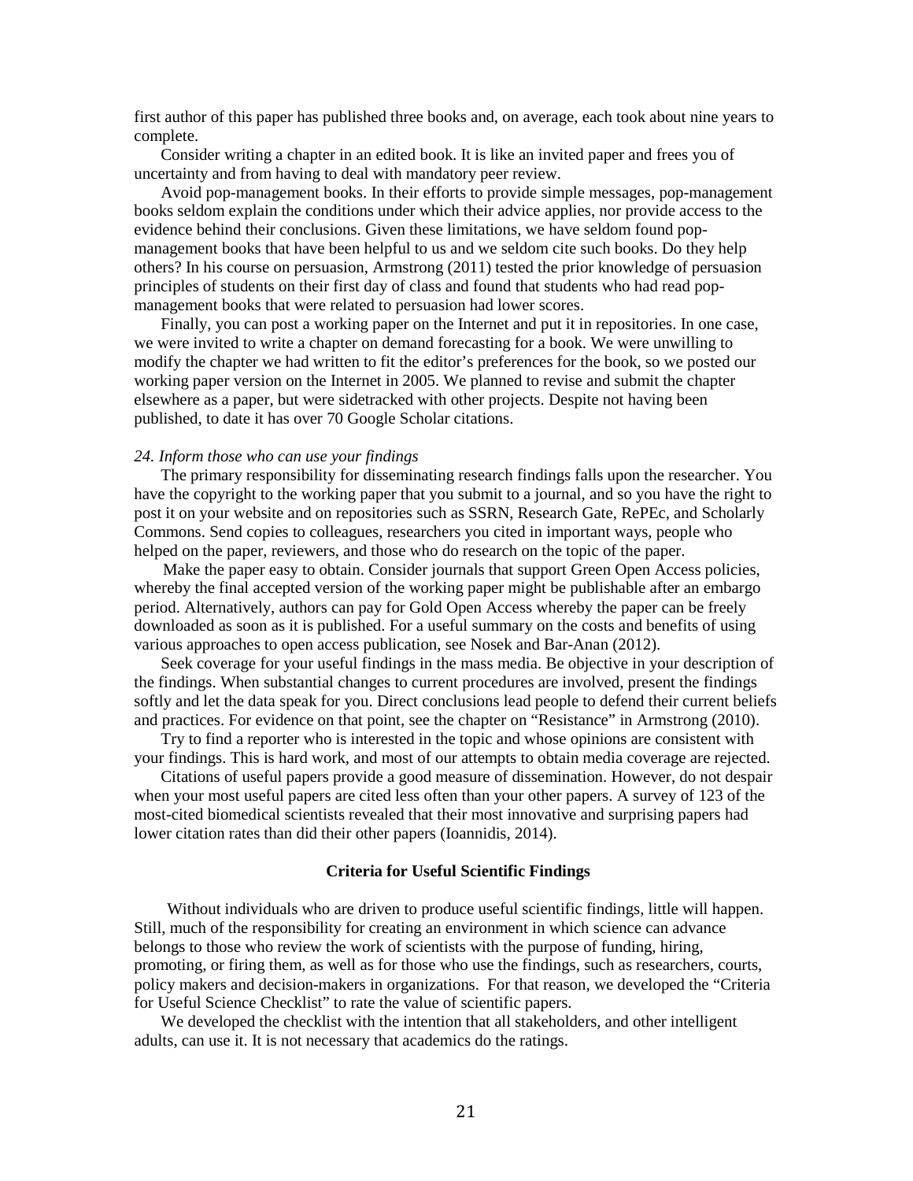first author of this paper has published three books and, on average, each took about nine years to complete.

Consider writing a chapter in an edited book. It is like an invited paper and frees you of uncertainty and from having to deal with mandatory peer review.

Avoid pop-management books. In their efforts to provide simple messages, pop-management books seldom explain the conditions under which their advice applies, nor provide access to the evidence behind their conclusions. Given these limitations, we have seldom found pop-management books that have been helpful to us and we seldom cite such books. Do they help others? In his course on persuasion, Armstrong (2011) tested the prior knowledge of persuasion principles of students on their first day of class and found that students who had read pop-management books that were related to persuasion had lower scores.

Finally, you can post a working paper on the Internet and put it in repositories. In one case, we were invited to write a chapter on demand forecasting for a book. We were unwilling to modify the chapter we had written to fit the editor's preferences for the book, so we posted our working paper version on the Internet in 2005. We planned to revise and submit the chapter elsewhere as a paper, but were sidetracked with other projects. Despite not having been published, to date it has over 70 Google Scholar citations.

*24. Inform those who can use your findings*

The primary responsibility for disseminating research findings falls upon the researcher. You have the copyright to the working paper that you submit to a journal, and so you have the right to post it on your website and on repositories such as SSRN, Research Gate, RePEc, and Scholarly Commons. Send copies to colleagues, researchers you cited in important ways, people who helped on the paper, reviewers, and those who do research on the topic of the paper.

Make the paper easy to obtain. Consider journals that support Green Open Access policies, whereby the final accepted version of the working paper might be publishable after an embargo period. Alternatively, authors can pay for Gold Open Access whereby the paper can be freely downloaded as soon as it is published. For a useful summary on the costs and benefits of using various approaches to open access publication, see Nosek and Bar-Anan (2012).

Seek coverage for your useful findings in the mass media. Be objective in your description of the findings. When substantial changes to current procedures are involved, present the findings softly and let the data speak for you. Direct conclusions lead people to defend their current beliefs and practices. For evidence on that point, see the chapter on "Resistance" in Armstrong (2010).

Try to find a reporter who is interested in the topic and whose opinions are consistent with your findings. This is hard work, and most of our attempts to obtain media coverage are rejected.

Citations of useful papers provide a good measure of dissemination. However, do not despair when your most useful papers are cited less often than your other papers. A survey of 123 of the most-cited biomedical scientists revealed that their most innovative and surprising papers had lower citation rates than did their other papers (Ioannidis, 2014).

## Criteria for Useful Scientific Findings

Without individuals who are driven to produce useful scientific findings, little will happen. Still, much of the responsibility for creating an environment in which science can advance belongs to those who review the work of scientists with the purpose of funding, hiring, promoting, or firing them, as well as for those who use the findings, such as researchers, courts, policy makers and decision-makers in organizations. For that reason, we developed the "Criteria for Useful Science Checklist" to rate the value of scientific papers.

We developed the checklist with the intention that all stakeholders, and other intelligent adults, can use it. It is not necessary that academics do the ratings.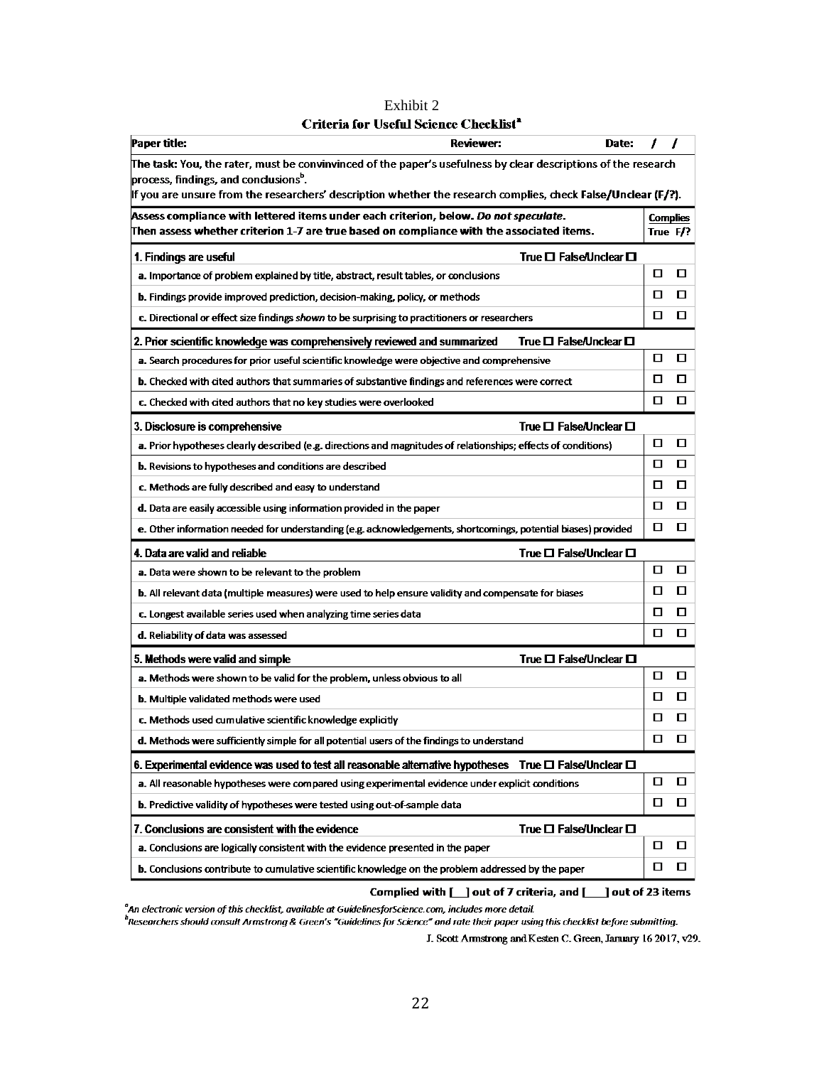Exhibit 2

**Criteria for Useful Science Checklist**[a]

| **Paper title:** | **Reviewer:** **Date:** / / | |
|---|---|---|
| **The task: You, the rater, must be convinvinced of the paper's usefulness by clear descriptions of the research process, findings, and conclusions**[b]**.** **If you are unsure from the researchers' description whether the research complies, check False/Unclear (F/?).** | | |
| **Assess compliance with lettered items under each criterion, below. *Do not speculate.*** **Then assess whether criterion 1-7 are true based on compliance with the associated items.** | **Complies** True | F/? |
| **1. Findings are useful** True ☐ False/Unclear ☐ | | |
| **a.** Importance of problem explained by title, abstract, result tables, or conclusions | ☐ | ☐ |
| **b.** Findings provide improved prediction, decision-making, policy, or methods | ☐ | ☐ |
| **c.** Directional or effect size findings *shown* to be surprising to practitioners or researchers | ☐ | ☐ |
| **2. Prior scientific knowledge was comprehensively reviewed and summarized** True ☐ False/Unclear ☐ | | |
| **a.** Search procedures for prior useful scientific knowledge were objective and comprehensive | ☐ | ☐ |
| **b.** Checked with cited authors that summaries of substantive findings and references were correct | ☐ | ☐ |
| **c.** Checked with cited authors that no key studies were overlooked | ☐ | ☐ |
| **3. Disclosure is comprehensive** True ☐ False/Unclear ☐ | | |
| **a.** Prior hypotheses clearly described (e.g. directions and magnitudes of relationships; effects of conditions) | ☐ | ☐ |
| **b.** Revisions to hypotheses and conditions are described | ☐ | ☐ |
| **c.** Methods are fully described and easy to understand | ☐ | ☐ |
| **d.** Data are easily accessible using information provided in the paper | ☐ | ☐ |
| **e.** Other information needed for understanding (e.g. acknowledgements, shortcomings, potential biases) provided | ☐ | ☐ |
| **4. Data are valid and reliable** True ☐ False/Unclear ☐ | | |
| **a.** Data were shown to be relevant to the problem | ☐ | ☐ |
| **b.** All relevant data (multiple measures) were used to help ensure validity and compensate for biases | ☐ | ☐ |
| **c.** Longest available series used when analyzing time series data | ☐ | ☐ |
| **d.** Reliability of data was assessed | ☐ | ☐ |
| **5. Methods were valid and simple** True ☐ False/Unclear ☐ | | |
| **a.** Methods were shown to be valid for the problem, unless obvious to all | ☐ | ☐ |
| **b.** Multiple validated methods were used | ☐ | ☐ |
| **c.** Methods used cumulative scientific knowledge explicitly | ☐ | ☐ |
| **d.** Methods were sufficiently simple for all potential users of the findings to understand | ☐ | ☐ |
| **6. Experimental evidence was used to test all reasonable alternative hypotheses** True ☐ False/Unclear ☐ | | |
| **a.** All reasonable hypotheses were compared using experimental evidence under explicit conditions | ☐ | ☐ |
| **b.** Predictive validity of hypotheses were tested using out-of-sample data | ☐ | ☐ |
| **7. Conclusions are consistent with the evidence** True ☐ False/Unclear ☐ | | |
| **a.** Conclusions are logically consistent with the evidence presented in the paper | ☐ | ☐ |
| **b.** Conclusions contribute to cumulative scientific knowledge on the problem addressed by the paper | ☐ | ☐ |

**Complied with [__] out of 7 criteria, and [___] out of 23 items**

[a] *An electronic version of this checklist, available at GuidelinesforScience.com, includes more detail.*

[b] *Researchers should consult Armstrong & Green's "Guidelines for Science" and rate their paper using this checklist before submitting.*

J. Scott Armstrong and Kesten C. Green, January 16 2017, v29.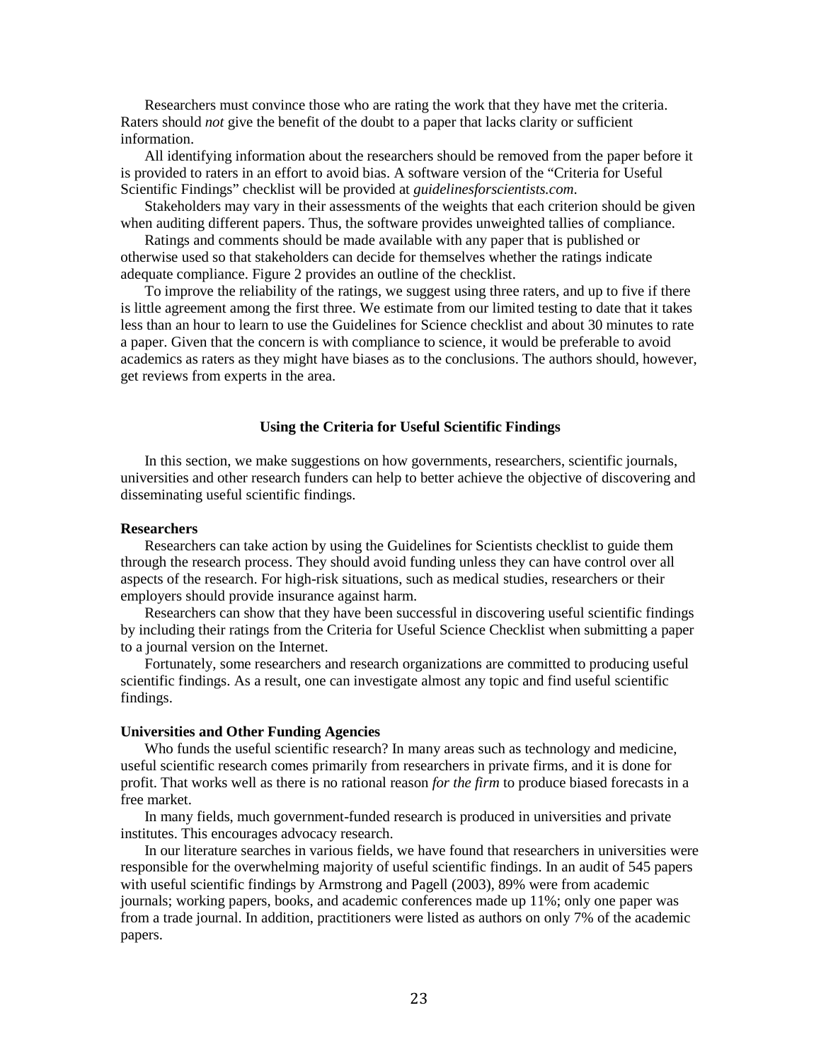Researchers must convince those who are rating the work that they have met the criteria. Raters should *not* give the benefit of the doubt to a paper that lacks clarity or sufficient information.

All identifying information about the researchers should be removed from the paper before it is provided to raters in an effort to avoid bias. A software version of the "Criteria for Useful Scientific Findings" checklist will be provided at *guidelinesforscientists.com*.

Stakeholders may vary in their assessments of the weights that each criterion should be given when auditing different papers. Thus, the software provides unweighted tallies of compliance.

Ratings and comments should be made available with any paper that is published or otherwise used so that stakeholders can decide for themselves whether the ratings indicate adequate compliance. Figure 2 provides an outline of the checklist.

To improve the reliability of the ratings, we suggest using three raters, and up to five if there is little agreement among the first three. We estimate from our limited testing to date that it takes less than an hour to learn to use the Guidelines for Science checklist and about 30 minutes to rate a paper. Given that the concern is with compliance to science, it would be preferable to avoid academics as raters as they might have biases as to the conclusions. The authors should, however, get reviews from experts in the area.

## Using the Criteria for Useful Scientific Findings

In this section, we make suggestions on how governments, researchers, scientific journals, universities and other research funders can help to better achieve the objective of discovering and disseminating useful scientific findings.

### Researchers

Researchers can take action by using the Guidelines for Scientists checklist to guide them through the research process. They should avoid funding unless they can have control over all aspects of the research. For high-risk situations, such as medical studies, researchers or their employers should provide insurance against harm.

Researchers can show that they have been successful in discovering useful scientific findings by including their ratings from the Criteria for Useful Science Checklist when submitting a paper to a journal version on the Internet.

Fortunately, some researchers and research organizations are committed to producing useful scientific findings. As a result, one can investigate almost any topic and find useful scientific findings.

### Universities and Other Funding Agencies

Who funds the useful scientific research? In many areas such as technology and medicine, useful scientific research comes primarily from researchers in private firms, and it is done for profit. That works well as there is no rational reason *for the firm* to produce biased forecasts in a free market.

In many fields, much government-funded research is produced in universities and private institutes. This encourages advocacy research.

In our literature searches in various fields, we have found that researchers in universities were responsible for the overwhelming majority of useful scientific findings. In an audit of 545 papers with useful scientific findings by Armstrong and Pagell (2003), 89% were from academic journals; working papers, books, and academic conferences made up 11%; only one paper was from a trade journal. In addition, practitioners were listed as authors on only 7% of the academic papers.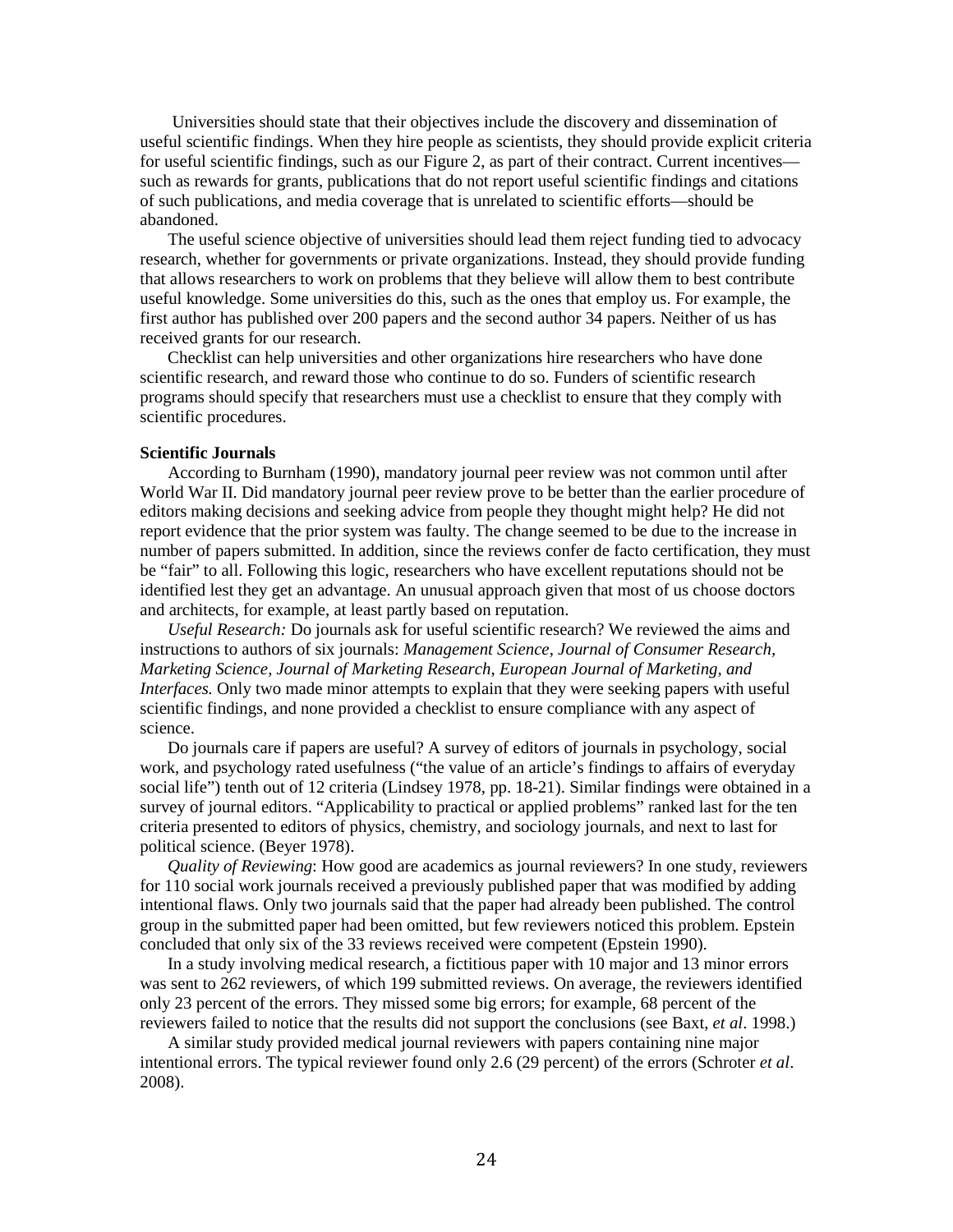Universities should state that their objectives include the discovery and dissemination of useful scientific findings. When they hire people as scientists, they should provide explicit criteria for useful scientific findings, such as our Figure 2, as part of their contract. Current incentives—such as rewards for grants, publications that do not report useful scientific findings and citations of such publications, and media coverage that is unrelated to scientific efforts—should be abandoned.

The useful science objective of universities should lead them reject funding tied to advocacy research, whether for governments or private organizations. Instead, they should provide funding that allows researchers to work on problems that they believe will allow them to best contribute useful knowledge. Some universities do this, such as the ones that employ us. For example, the first author has published over 200 papers and the second author 34 papers. Neither of us has received grants for our research.

Checklist can help universities and other organizations hire researchers who have done scientific research, and reward those who continue to do so. Funders of scientific research programs should specify that researchers must use a checklist to ensure that they comply with scientific procedures.

**Scientific Journals**

According to Burnham (1990), mandatory journal peer review was not common until after World War II. Did mandatory journal peer review prove to be better than the earlier procedure of editors making decisions and seeking advice from people they thought might help? He did not report evidence that the prior system was faulty. The change seemed to be due to the increase in number of papers submitted. In addition, since the reviews confer de facto certification, they must be "fair" to all. Following this logic, researchers who have excellent reputations should not be identified lest they get an advantage. An unusual approach given that most of us choose doctors and architects, for example, at least partly based on reputation.

*Useful Research:* Do journals ask for useful scientific research? We reviewed the aims and instructions to authors of six journals: *Management Science, Journal of Consumer Research, Marketing Science, Journal of Marketing Research, European Journal of Marketing, and Interfaces.* Only two made minor attempts to explain that they were seeking papers with useful scientific findings, and none provided a checklist to ensure compliance with any aspect of science.

Do journals care if papers are useful? A survey of editors of journals in psychology, social work, and psychology rated usefulness ("the value of an article's findings to affairs of everyday social life") tenth out of 12 criteria (Lindsey 1978, pp. 18-21). Similar findings were obtained in a survey of journal editors. "Applicability to practical or applied problems" ranked last for the ten criteria presented to editors of physics, chemistry, and sociology journals, and next to last for political science. (Beyer 1978).

*Quality of Reviewing*: How good are academics as journal reviewers? In one study, reviewers for 110 social work journals received a previously published paper that was modified by adding intentional flaws. Only two journals said that the paper had already been published. The control group in the submitted paper had been omitted, but few reviewers noticed this problem. Epstein concluded that only six of the 33 reviews received were competent (Epstein 1990).

In a study involving medical research, a fictitious paper with 10 major and 13 minor errors was sent to 262 reviewers, of which 199 submitted reviews. On average, the reviewers identified only 23 percent of the errors. They missed some big errors; for example, 68 percent of the reviewers failed to notice that the results did not support the conclusions (see Baxt, *et al*. 1998.)

A similar study provided medical journal reviewers with papers containing nine major intentional errors. The typical reviewer found only 2.6 (29 percent) of the errors (Schroter *et al*. 2008).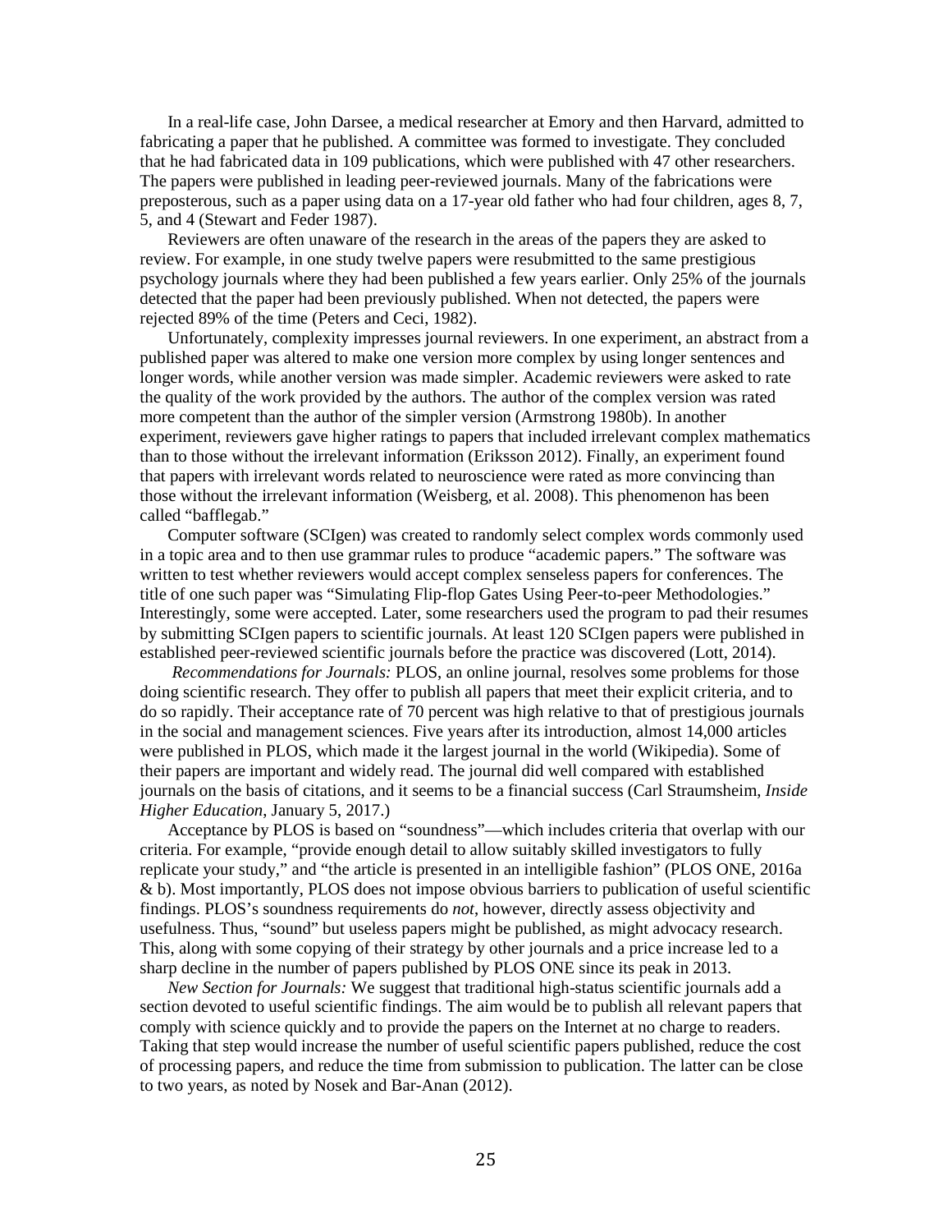In a real-life case, John Darsee, a medical researcher at Emory and then Harvard, admitted to fabricating a paper that he published. A committee was formed to investigate. They concluded that he had fabricated data in 109 publications, which were published with 47 other researchers. The papers were published in leading peer-reviewed journals. Many of the fabrications were preposterous, such as a paper using data on a 17-year old father who had four children, ages 8, 7, 5, and 4 (Stewart and Feder 1987).

Reviewers are often unaware of the research in the areas of the papers they are asked to review. For example, in one study twelve papers were resubmitted to the same prestigious psychology journals where they had been published a few years earlier. Only 25% of the journals detected that the paper had been previously published. When not detected, the papers were rejected 89% of the time (Peters and Ceci, 1982).

Unfortunately, complexity impresses journal reviewers. In one experiment, an abstract from a published paper was altered to make one version more complex by using longer sentences and longer words, while another version was made simpler. Academic reviewers were asked to rate the quality of the work provided by the authors. The author of the complex version was rated more competent than the author of the simpler version (Armstrong 1980b). In another experiment, reviewers gave higher ratings to papers that included irrelevant complex mathematics than to those without the irrelevant information (Eriksson 2012). Finally, an experiment found that papers with irrelevant words related to neuroscience were rated as more convincing than those without the irrelevant information (Weisberg, et al. 2008). This phenomenon has been called "bafflegab."

Computer software (SCIgen) was created to randomly select complex words commonly used in a topic area and to then use grammar rules to produce "academic papers." The software was written to test whether reviewers would accept complex senseless papers for conferences. The title of one such paper was "Simulating Flip-flop Gates Using Peer-to-peer Methodologies." Interestingly, some were accepted. Later, some researchers used the program to pad their resumes by submitting SCIgen papers to scientific journals. At least 120 SCIgen papers were published in established peer-reviewed scientific journals before the practice was discovered (Lott, 2014).

*Recommendations for Journals:* PLOS, an online journal, resolves some problems for those doing scientific research. They offer to publish all papers that meet their explicit criteria, and to do so rapidly. Their acceptance rate of 70 percent was high relative to that of prestigious journals in the social and management sciences. Five years after its introduction, almost 14,000 articles were published in PLOS, which made it the largest journal in the world (Wikipedia). Some of their papers are important and widely read. The journal did well compared with established journals on the basis of citations, and it seems to be a financial success (Carl Straumsheim, *Inside Higher Education*, January 5, 2017.)

Acceptance by PLOS is based on "soundness"—which includes criteria that overlap with our criteria. For example, "provide enough detail to allow suitably skilled investigators to fully replicate your study," and "the article is presented in an intelligible fashion" (PLOS ONE, 2016a & b). Most importantly, PLOS does not impose obvious barriers to publication of useful scientific findings. PLOS's soundness requirements do *not*, however, directly assess objectivity and usefulness. Thus, "sound" but useless papers might be published, as might advocacy research. This, along with some copying of their strategy by other journals and a price increase led to a sharp decline in the number of papers published by PLOS ONE since its peak in 2013.

*New Section for Journals:* We suggest that traditional high-status scientific journals add a section devoted to useful scientific findings. The aim would be to publish all relevant papers that comply with science quickly and to provide the papers on the Internet at no charge to readers. Taking that step would increase the number of useful scientific papers published, reduce the cost of processing papers, and reduce the time from submission to publication. The latter can be close to two years, as noted by Nosek and Bar-Anan (2012).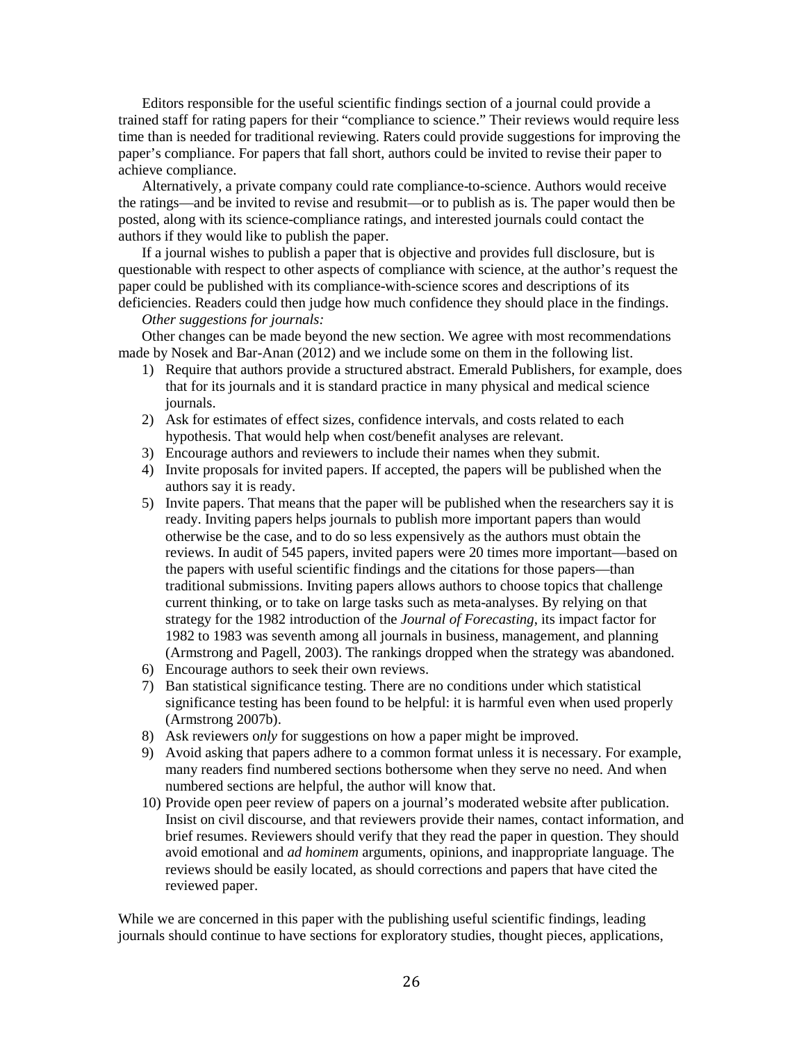Editors responsible for the useful scientific findings section of a journal could provide a trained staff for rating papers for their "compliance to science." Their reviews would require less time than is needed for traditional reviewing. Raters could provide suggestions for improving the paper's compliance. For papers that fall short, authors could be invited to revise their paper to achieve compliance.

Alternatively, a private company could rate compliance-to-science. Authors would receive the ratings—and be invited to revise and resubmit—or to publish as is. The paper would then be posted, along with its science-compliance ratings, and interested journals could contact the authors if they would like to publish the paper.

If a journal wishes to publish a paper that is objective and provides full disclosure, but is questionable with respect to other aspects of compliance with science, at the author's request the paper could be published with its compliance-with-science scores and descriptions of its deficiencies. Readers could then judge how much confidence they should place in the findings.

*Other suggestions for journals:*

Other changes can be made beyond the new section. We agree with most recommendations made by Nosek and Bar-Anan (2012) and we include some on them in the following list.

1) Require that authors provide a structured abstract. Emerald Publishers, for example, does that for its journals and it is standard practice in many physical and medical science journals.
2) Ask for estimates of effect sizes, confidence intervals, and costs related to each hypothesis. That would help when cost/benefit analyses are relevant.
3) Encourage authors and reviewers to include their names when they submit.
4) Invite proposals for invited papers. If accepted, the papers will be published when the authors say it is ready.
5) Invite papers. That means that the paper will be published when the researchers say it is ready. Inviting papers helps journals to publish more important papers than would otherwise be the case, and to do so less expensively as the authors must obtain the reviews. In audit of 545 papers, invited papers were 20 times more important—based on the papers with useful scientific findings and the citations for those papers—than traditional submissions. Inviting papers allows authors to choose topics that challenge current thinking, or to take on large tasks such as meta-analyses. By relying on that strategy for the 1982 introduction of the *Journal of Forecasting*, its impact factor for 1982 to 1983 was seventh among all journals in business, management, and planning (Armstrong and Pagell, 2003). The rankings dropped when the strategy was abandoned.
6) Encourage authors to seek their own reviews.
7) Ban statistical significance testing. There are no conditions under which statistical significance testing has been found to be helpful: it is harmful even when used properly (Armstrong 2007b).
8) Ask reviewers *only* for suggestions on how a paper might be improved.
9) Avoid asking that papers adhere to a common format unless it is necessary. For example, many readers find numbered sections bothersome when they serve no need. And when numbered sections are helpful, the author will know that.
10) Provide open peer review of papers on a journal's moderated website after publication. Insist on civil discourse, and that reviewers provide their names, contact information, and brief resumes. Reviewers should verify that they read the paper in question. They should avoid emotional and *ad hominem* arguments, opinions, and inappropriate language. The reviews should be easily located, as should corrections and papers that have cited the reviewed paper.

While we are concerned in this paper with the publishing useful scientific findings, leading journals should continue to have sections for exploratory studies, thought pieces, applications,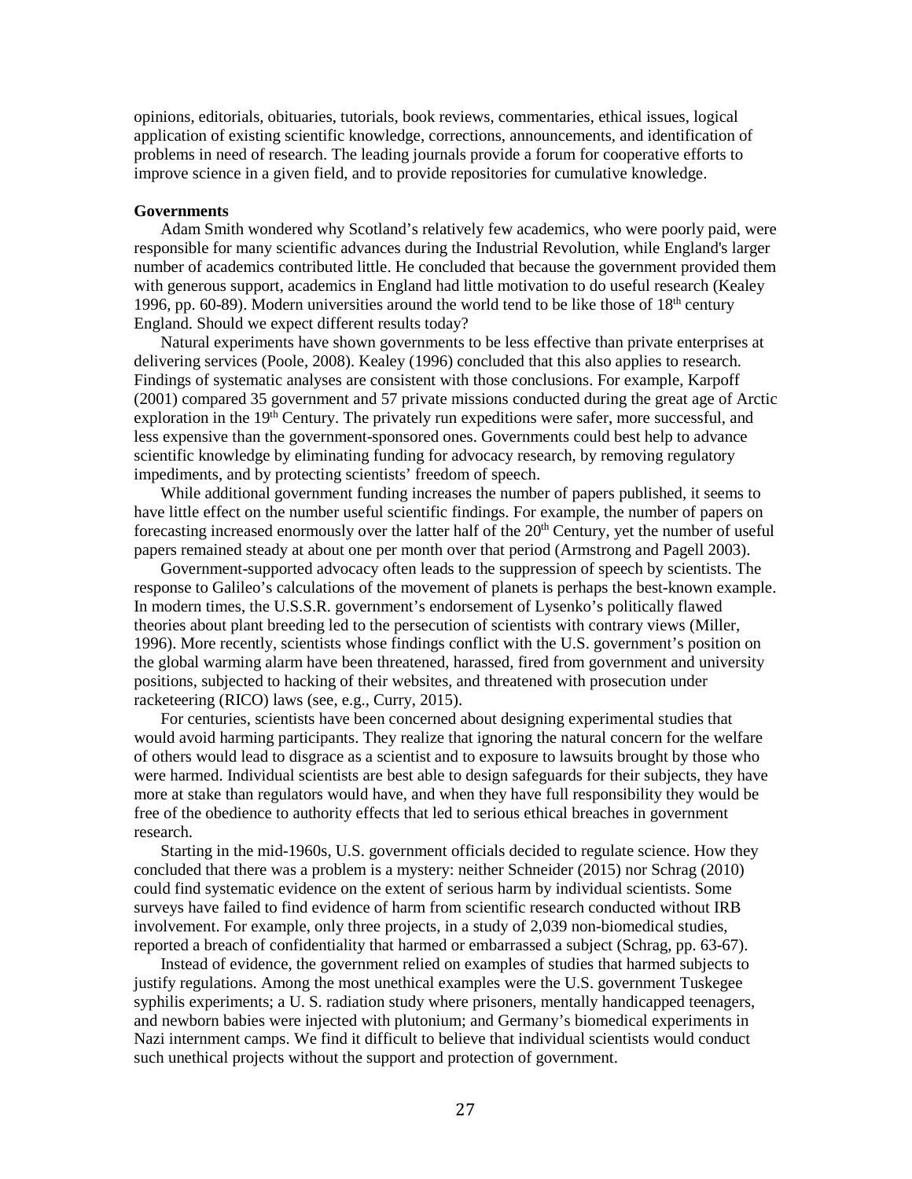opinions, editorials, obituaries, tutorials, book reviews, commentaries, ethical issues, logical application of existing scientific knowledge, corrections, announcements, and identification of problems in need of research. The leading journals provide a forum for cooperative efforts to improve science in a given field, and to provide repositories for cumulative knowledge.

**Governments**

Adam Smith wondered why Scotland's relatively few academics, who were poorly paid, were responsible for many scientific advances during the Industrial Revolution, while England's larger number of academics contributed little. He concluded that because the government provided them with generous support, academics in England had little motivation to do useful research (Kealey 1996, pp. 60-89). Modern universities around the world tend to be like those of 18th century England. Should we expect different results today?

Natural experiments have shown governments to be less effective than private enterprises at delivering services (Poole, 2008). Kealey (1996) concluded that this also applies to research. Findings of systematic analyses are consistent with those conclusions. For example, Karpoff (2001) compared 35 government and 57 private missions conducted during the great age of Arctic exploration in the 19th Century. The privately run expeditions were safer, more successful, and less expensive than the government-sponsored ones. Governments could best help to advance scientific knowledge by eliminating funding for advocacy research, by removing regulatory impediments, and by protecting scientists' freedom of speech.

While additional government funding increases the number of papers published, it seems to have little effect on the number useful scientific findings. For example, the number of papers on forecasting increased enormously over the latter half of the 20th Century, yet the number of useful papers remained steady at about one per month over that period (Armstrong and Pagell 2003).

Government-supported advocacy often leads to the suppression of speech by scientists. The response to Galileo's calculations of the movement of planets is perhaps the best-known example. In modern times, the U.S.S.R. government's endorsement of Lysenko's politically flawed theories about plant breeding led to the persecution of scientists with contrary views (Miller, 1996). More recently, scientists whose findings conflict with the U.S. government's position on the global warming alarm have been threatened, harassed, fired from government and university positions, subjected to hacking of their websites, and threatened with prosecution under racketeering (RICO) laws (see, e.g., Curry, 2015).

For centuries, scientists have been concerned about designing experimental studies that would avoid harming participants. They realize that ignoring the natural concern for the welfare of others would lead to disgrace as a scientist and to exposure to lawsuits brought by those who were harmed. Individual scientists are best able to design safeguards for their subjects, they have more at stake than regulators would have, and when they have full responsibility they would be free of the obedience to authority effects that led to serious ethical breaches in government research.

Starting in the mid-1960s, U.S. government officials decided to regulate science. How they concluded that there was a problem is a mystery: neither Schneider (2015) nor Schrag (2010) could find systematic evidence on the extent of serious harm by individual scientists. Some surveys have failed to find evidence of harm from scientific research conducted without IRB involvement. For example, only three projects, in a study of 2,039 non-biomedical studies, reported a breach of confidentiality that harmed or embarrassed a subject (Schrag, pp. 63-67).

Instead of evidence, the government relied on examples of studies that harmed subjects to justify regulations. Among the most unethical examples were the U.S. government Tuskegee syphilis experiments; a U. S. radiation study where prisoners, mentally handicapped teenagers, and newborn babies were injected with plutonium; and Germany's biomedical experiments in Nazi internment camps. We find it difficult to believe that individual scientists would conduct such unethical projects without the support and protection of government.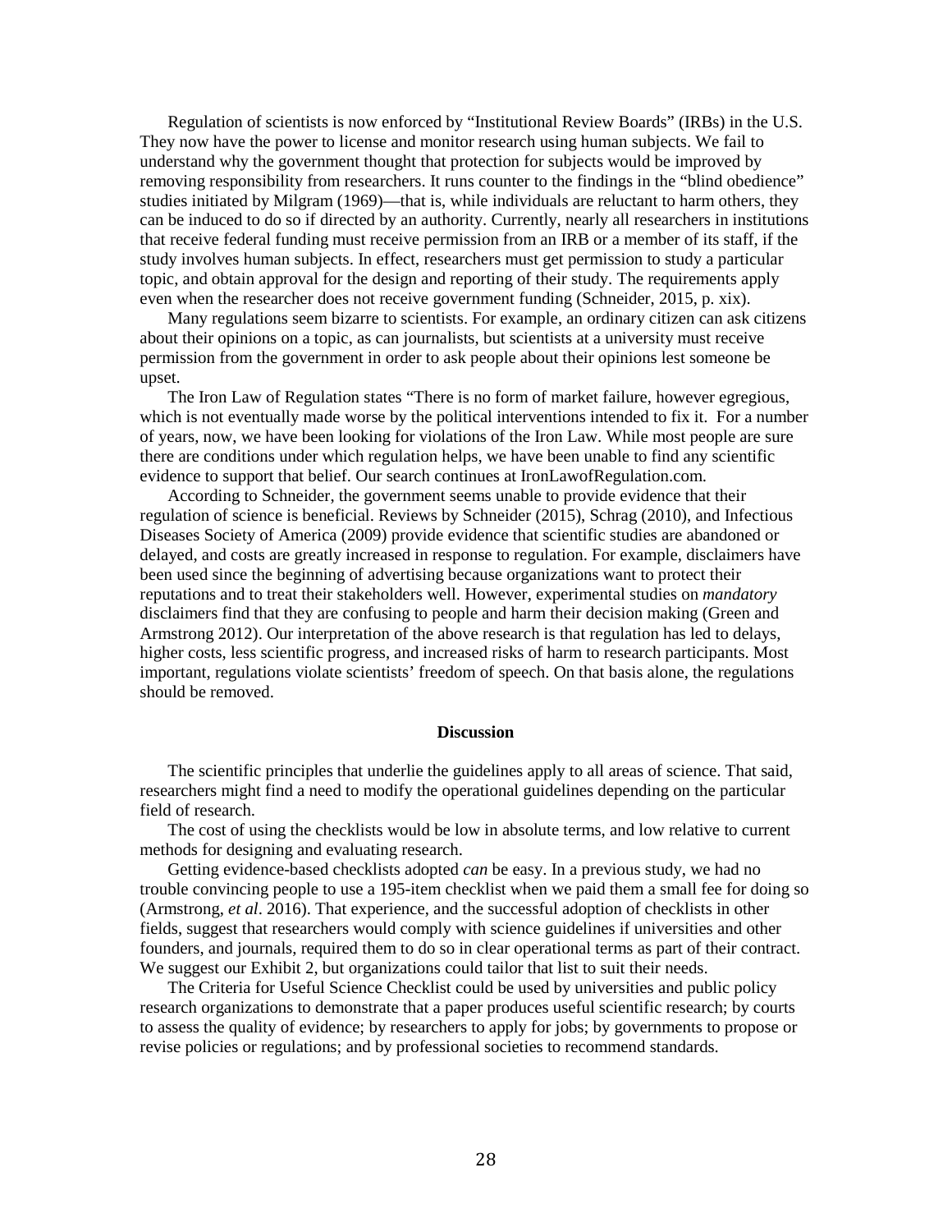Regulation of scientists is now enforced by "Institutional Review Boards" (IRBs) in the U.S. They now have the power to license and monitor research using human subjects. We fail to understand why the government thought that protection for subjects would be improved by removing responsibility from researchers. It runs counter to the findings in the "blind obedience" studies initiated by Milgram (1969)—that is, while individuals are reluctant to harm others, they can be induced to do so if directed by an authority. Currently, nearly all researchers in institutions that receive federal funding must receive permission from an IRB or a member of its staff, if the study involves human subjects. In effect, researchers must get permission to study a particular topic, and obtain approval for the design and reporting of their study. The requirements apply even when the researcher does not receive government funding (Schneider, 2015, p. xix).

Many regulations seem bizarre to scientists. For example, an ordinary citizen can ask citizens about their opinions on a topic, as can journalists, but scientists at a university must receive permission from the government in order to ask people about their opinions lest someone be upset.

The Iron Law of Regulation states "There is no form of market failure, however egregious, which is not eventually made worse by the political interventions intended to fix it. For a number of years, now, we have been looking for violations of the Iron Law. While most people are sure there are conditions under which regulation helps, we have been unable to find any scientific evidence to support that belief. Our search continues at IronLawofRegulation.com.

According to Schneider, the government seems unable to provide evidence that their regulation of science is beneficial. Reviews by Schneider (2015), Schrag (2010), and Infectious Diseases Society of America (2009) provide evidence that scientific studies are abandoned or delayed, and costs are greatly increased in response to regulation. For example, disclaimers have been used since the beginning of advertising because organizations want to protect their reputations and to treat their stakeholders well. However, experimental studies on *mandatory* disclaimers find that they are confusing to people and harm their decision making (Green and Armstrong 2012). Our interpretation of the above research is that regulation has led to delays, higher costs, less scientific progress, and increased risks of harm to research participants. Most important, regulations violate scientists' freedom of speech. On that basis alone, the regulations should be removed.

## Discussion

The scientific principles that underlie the guidelines apply to all areas of science. That said, researchers might find a need to modify the operational guidelines depending on the particular field of research.

The cost of using the checklists would be low in absolute terms, and low relative to current methods for designing and evaluating research.

Getting evidence-based checklists adopted *can* be easy. In a previous study, we had no trouble convincing people to use a 195-item checklist when we paid them a small fee for doing so (Armstrong, *et al*. 2016). That experience, and the successful adoption of checklists in other fields, suggest that researchers would comply with science guidelines if universities and other founders, and journals, required them to do so in clear operational terms as part of their contract. We suggest our Exhibit 2, but organizations could tailor that list to suit their needs.

The Criteria for Useful Science Checklist could be used by universities and public policy research organizations to demonstrate that a paper produces useful scientific research; by courts to assess the quality of evidence; by researchers to apply for jobs; by governments to propose or revise policies or regulations; and by professional societies to recommend standards.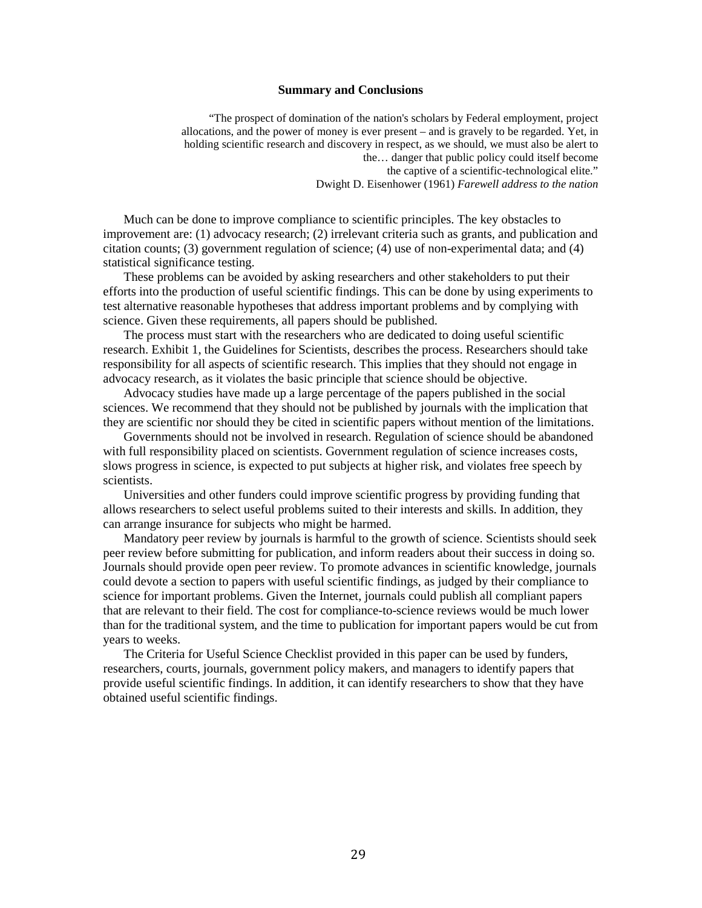## Summary and Conclusions

> "The prospect of domination of the nation's scholars by Federal employment, project allocations, and the power of money is ever present – and is gravely to be regarded. Yet, in holding scientific research and discovery in respect, as we should, we must also be alert to the… danger that public policy could itself become the captive of a scientific-technological elite."
>
> Dwight D. Eisenhower (1961) *Farewell address to the nation*

Much can be done to improve compliance to scientific principles. The key obstacles to improvement are: (1) advocacy research; (2) irrelevant criteria such as grants, and publication and citation counts; (3) government regulation of science; (4) use of non-experimental data; and (4) statistical significance testing.

These problems can be avoided by asking researchers and other stakeholders to put their efforts into the production of useful scientific findings. This can be done by using experiments to test alternative reasonable hypotheses that address important problems and by complying with science. Given these requirements, all papers should be published.

The process must start with the researchers who are dedicated to doing useful scientific research. Exhibit 1, the Guidelines for Scientists, describes the process. Researchers should take responsibility for all aspects of scientific research. This implies that they should not engage in advocacy research, as it violates the basic principle that science should be objective.

Advocacy studies have made up a large percentage of the papers published in the social sciences. We recommend that they should not be published by journals with the implication that they are scientific nor should they be cited in scientific papers without mention of the limitations.

Governments should not be involved in research. Regulation of science should be abandoned with full responsibility placed on scientists. Government regulation of science increases costs, slows progress in science, is expected to put subjects at higher risk, and violates free speech by scientists.

Universities and other funders could improve scientific progress by providing funding that allows researchers to select useful problems suited to their interests and skills. In addition, they can arrange insurance for subjects who might be harmed.

Mandatory peer review by journals is harmful to the growth of science. Scientists should seek peer review before submitting for publication, and inform readers about their success in doing so. Journals should provide open peer review. To promote advances in scientific knowledge, journals could devote a section to papers with useful scientific findings, as judged by their compliance to science for important problems. Given the Internet, journals could publish all compliant papers that are relevant to their field. The cost for compliance-to-science reviews would be much lower than for the traditional system, and the time to publication for important papers would be cut from years to weeks.

The Criteria for Useful Science Checklist provided in this paper can be used by funders, researchers, courts, journals, government policy makers, and managers to identify papers that provide useful scientific findings. In addition, it can identify researchers to show that they have obtained useful scientific findings.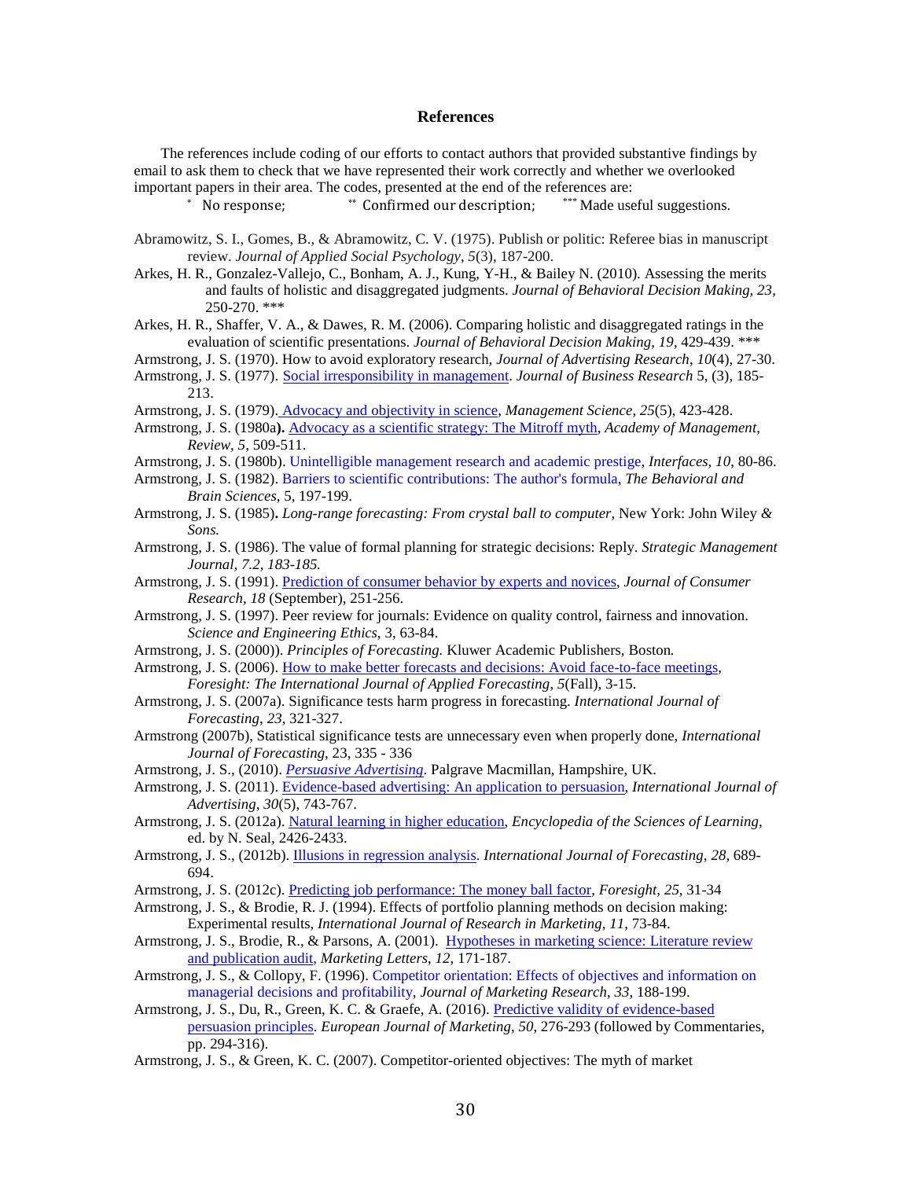# References

The references include coding of our efforts to contact authors that provided substantive findings by email to ask them to check that we have represented their work correctly and whether we overlooked important papers in their area. The codes, presented at the end of the references are:

\* No response; \*\* Confirmed our description; \*\*\* Made useful suggestions.

Abramowitz, S. I., Gomes, B., & Abramowitz, C. V. (1975). Publish or politic: Referee bias in manuscript review. *Journal of Applied Social Psychology*, *5*(3), 187-200.

Arkes, H. R., Gonzalez-Vallejo, C., Bonham, A. J., Kung, Y-H., & Bailey N. (2010). Assessing the merits and faults of holistic and disaggregated judgments. *Journal of Behavioral Decision Making*, *23*, 250-270. \*\*\*

Arkes, H. R., Shaffer, V. A., & Dawes, R. M. (2006). Comparing holistic and disaggregated ratings in the evaluation of scientific presentations. *Journal of Behavioral Decision Making*, *19*, 429-439. \*\*\*

Armstrong, J. S. (1970). How to avoid exploratory research, *Journal of Advertising Research*, *10*(4), 27-30.

Armstrong, J. S. (1977). Social irresponsibility in management. *Journal of Business Research* 5, (3), 185-213.

Armstrong, J. S. (1979). Advocacy and objectivity in science, *Management Science*, *25*(5), 423-428.

Armstrong, J. S. (1980a**).** Advocacy as a scientific strategy: The Mitroff myth, *Academy of Management, Review*, *5*, 509-511.

Armstrong, J. S. (1980b). Unintelligible management research and academic prestige, *Interfaces, 10*, 80-86.

Armstrong, J. S. (1982). Barriers to scientific contributions: The author's formula, *The Behavioral and Brain Sciences*, 5, 197-199.

Armstrong, J. S. (1985)**.** *Long-range forecasting: From crystal ball to computer,* New York: John Wiley *& Sons.*

Armstrong, J. S. (1986). The value of formal planning for strategic decisions: Reply. *Strategic Management Journal, 7.2*, *183-185.*

Armstrong, J. S. (1991). Prediction of consumer behavior by experts and novices, *Journal of Consumer Research, 18* (September), 251-256.

Armstrong, J. S. (1997). Peer review for journals: Evidence on quality control, fairness and innovation. *Science and Engineering Ethics*, 3, 63-84.

Armstrong, J. S. (2000)). *Principles of Forecasting.* Kluwer Academic Publishers, Boston*.*

Armstrong, J. S. (2006). How to make better forecasts and decisions: Avoid face-to-face meetings, *Foresight: The International Journal of Applied Forecasting*, *5*(Fall), 3-15.

Armstrong, J. S. (2007a). Significance tests harm progress in forecasting. *International Journal of Forecasting*, *23*, 321-327.

Armstrong (2007b), Statistical significance tests are unnecessary even when properly done, *International Journal of Forecasting*, 23, 335 - 336

Armstrong, J. S., (2010). ***Persuasive Advertising***. Palgrave Macmillan, Hampshire, UK.

Armstrong, J. S. (2011). Evidence-based advertising: An application to persuasion, *International Journal of Advertising*, *30*(5), 743-767.

Armstrong, J. S. (2012a). Natural learning in higher education, *Encyclopedia of the Sciences of Learning*, ed. by N. Seal, 2426-2433.

Armstrong, J. S., (2012b). Illusions in regression analysis. *International Journal of Forecasting*, *28,* 689-694.

Armstrong, J. S. (2012c). Predicting job performance: The money ball factor, *Foresight*, *25*, 31-34

Armstrong, J. S., & Brodie, R. J. (1994). Effects of portfolio planning methods on decision making: Experimental results, *International Journal of Research in Marketing*, *11*, 73-84.

Armstrong, J. S., Brodie, R., & Parsons, A. (2001). Hypotheses in marketing science: Literature review and publication audit, *Marketing Letters*, *12*, 171-187.

Armstrong, J. S., & Collopy, F. (1996). Competitor orientation: Effects of objectives and information on managerial decisions and profitability, *Journal of Marketing Research*, *33*, 188-199.

Armstrong, J. S., Du, R., Green, K. C. & Graefe, A. (2016). Predictive validity of evidence-based persuasion principles. *European Journal of Marketing*, *50,* 276-293 (followed by Commentaries, pp. 294-316).

Armstrong, J. S., & Green, K. C. (2007). Competitor-oriented objectives: The myth of market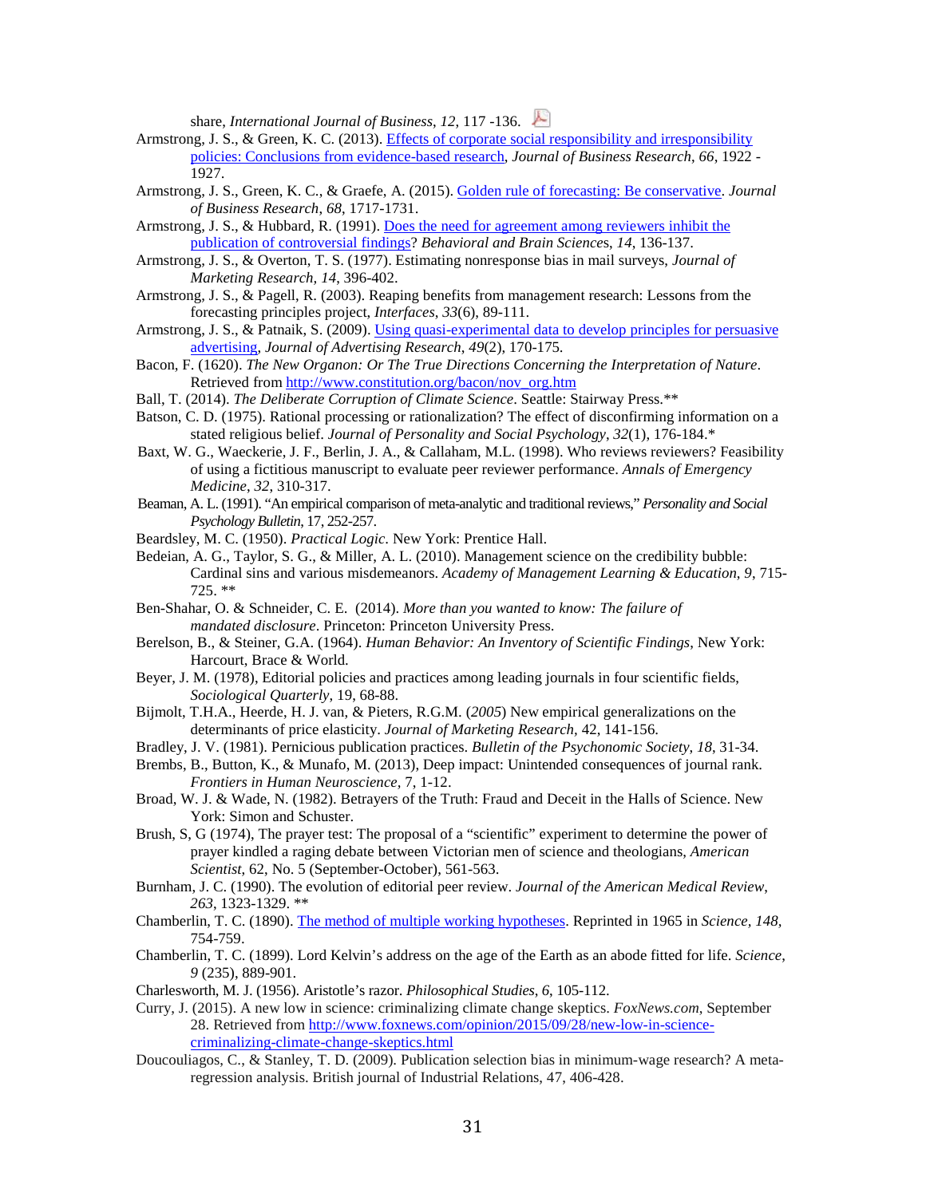share, *International Journal of Business*, *12*, 117 -136.

Armstrong, J. S., & Green, K. C. (2013). Effects of corporate social responsibility and irresponsibility policies: Conclusions from evidence-based research, *Journal of Business Research*, *66*, 1922 - 1927.

Armstrong, J. S., Green, K. C., & Graefe, A. (2015). Golden rule of forecasting: Be conservative. *Journal of Business Research*, *68*, 1717-1731.

Armstrong, J. S., & Hubbard, R. (1991). Does the need for agreement among reviewers inhibit the publication of controversial findings? *Behavioral and Brain Sciences*, *14*, 136-137.

Armstrong, J. S., & Overton, T. S. (1977). Estimating nonresponse bias in mail surveys, *Journal of Marketing Research, 14*, 396-402.

Armstrong, J. S., & Pagell, R. (2003). Reaping benefits from management research: Lessons from the forecasting principles project, *Interfaces*, *33*(6), 89-111.

Armstrong, J. S., & Patnaik, S. (2009). Using quasi-experimental data to develop principles for persuasive advertising, *Journal of Advertising Research*, *49*(2), 170-175.

Bacon, F. (1620). *The New Organon: Or The True Directions Concerning the Interpretation of Nature*. Retrieved from http://www.constitution.org/bacon/nov_org.htm

Ball, T. (2014). *The Deliberate Corruption of Climate Science*. Seattle: Stairway Press.**

Batson, C. D. (1975). Rational processing or rationalization? The effect of disconfirming information on a stated religious belief. *Journal of Personality and Social Psychology*, *32*(1), 176-184.*

Baxt, W. G., Waeckerie, J. F., Berlin, J. A., & Callaham, M.L. (1998). Who reviews reviewers? Feasibility of using a fictitious manuscript to evaluate peer reviewer performance. *Annals of Emergency Medicine*, *32*, 310-317.

Beaman, A. L. (1991). "An empirical comparison of meta-analytic and traditional reviews," *Personality and Social Psychology Bulletin,* 17, 252-257.

Beardsley, M. C. (1950). *Practical Logic*. New York: Prentice Hall.

Bedeian, A. G., Taylor, S. G., & Miller, A. L. (2010). Management science on the credibility bubble: Cardinal sins and various misdemeanors. *Academy of Management Learning & Education*, *9*, 715-725. **

Ben-Shahar, O. & Schneider, C. E. (2014). *More than you wanted to know: The failure of mandated disclosure*. Princeton: Princeton University Press.

Berelson, B., & Steiner, G.A. (1964). *Human Behavior: An Inventory of Scientific Findings*, New York: Harcourt, Brace & World.

Beyer, J. M. (1978), Editorial policies and practices among leading journals in four scientific fields, *Sociological Quarterly*, 19, 68-88.

Bijmolt, T.H.A., Heerde, H. J. van, & Pieters, R.G.M. (*2005*) New empirical generalizations on the determinants of price elasticity. *Journal of Marketing Research,* 42, 141-156.

Bradley, J. V. (1981). Pernicious publication practices. *Bulletin of the Psychonomic Society*, *18*, 31-34.

Brembs, B., Button, K., & Munafo, M. (2013), Deep impact: Unintended consequences of journal rank. *Frontiers in Human Neuroscience,* 7, 1-12.

Broad, W. J. & Wade, N. (1982). Betrayers of the Truth: Fraud and Deceit in the Halls of Science. New York: Simon and Schuster.

Brush, S, G (1974), The prayer test: The proposal of a "scientific" experiment to determine the power of prayer kindled a raging debate between Victorian men of science and theologians, *American Scientist,* 62, No. 5 (September-October), 561-563.

Burnham, J. C. (1990). The evolution of editorial peer review. *Journal of the American Medical Review*, *263*, 1323-1329. **

Chamberlin, T. C. (1890). The method of multiple working hypotheses. Reprinted in 1965 in *Science, 148,* 754-759.

Chamberlin, T. C. (1899). Lord Kelvin's address on the age of the Earth as an abode fitted for life. *Science*, *9* (235), 889-901.

Charlesworth, M. J. (1956). Aristotle's razor. *Philosophical Studies*, *6*, 105-112.

Curry, J. (2015). A new low in science: criminalizing climate change skeptics. *FoxNews.com*, September 28. Retrieved from http://www.foxnews.com/opinion/2015/09/28/new-low-in-science-criminalizing-climate-change-skeptics.html

Doucouliagos, C., & Stanley, T. D. (2009). Publication selection bias in minimum-wage research? A meta-regression analysis. British journal of Industrial Relations, 47, 406-428.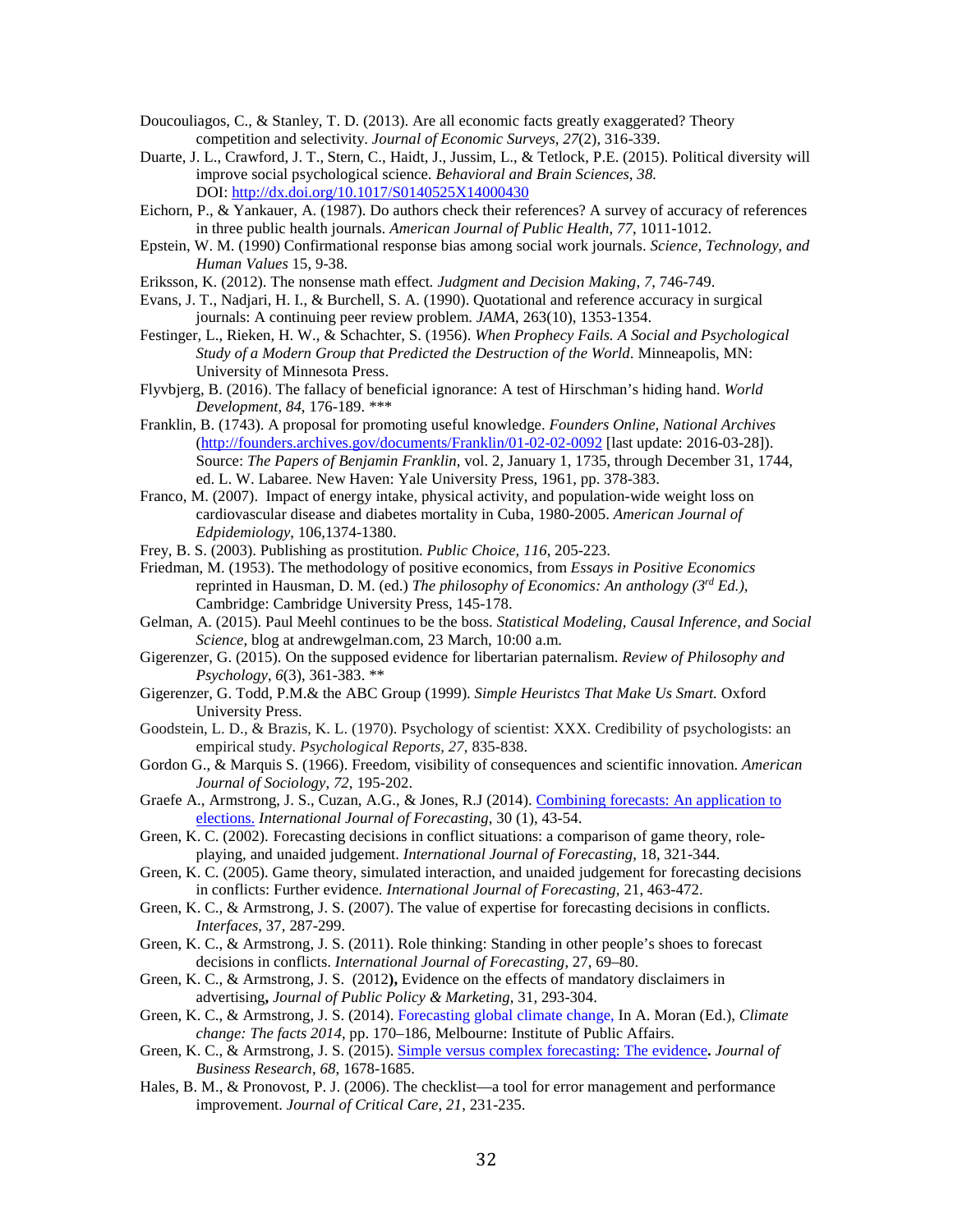Doucouliagos, C., & Stanley, T. D. (2013). Are all economic facts greatly exaggerated? Theory competition and selectivity. *Journal of Economic Surveys*, *27*(2), 316-339.

Duarte, J. L., Crawford, J. T., Stern, C., Haidt, J., Jussim, L., & Tetlock, P.E. (2015). Political diversity will improve social psychological science. *Behavioral and Brain Sciences*, *38.* DOI: http://dx.doi.org/10.1017/S0140525X14000430

Eichorn, P., & Yankauer, A. (1987). Do authors check their references? A survey of accuracy of references in three public health journals. *American Journal of Public Health*, *77*, 1011-1012.

Epstein, W. M. (1990) Confirmational response bias among social work journals. *Science, Technology, and Human Values* 15, 9-38.

Eriksson, K. (2012). The nonsense math effect*. Judgment and Decision Making*, *7*, 746-749.

Evans, J. T., Nadjari, H. I., & Burchell, S. A. (1990). Quotational and reference accuracy in surgical journals: A continuing peer review problem. *JAMA*, 263(10), 1353-1354.

Festinger, L., Rieken, H. W., & Schachter, S. (1956). *When Prophecy Fails. A Social and Psychological Study of a Modern Group that Predicted the Destruction of the World*. Minneapolis, MN: University of Minnesota Press.

Flyvbjerg, B. (2016). The fallacy of beneficial ignorance: A test of Hirschman's hiding hand. *World Development*, *84*, 176-189. ***

Franklin, B. (1743). A proposal for promoting useful knowledge. *Founders Online, National Archives* (http://founders.archives.gov/documents/Franklin/01-02-02-0092 [last update: 2016-03-28]). Source: *The Papers of Benjamin Franklin*, vol. 2, January 1, 1735, through December 31, 1744, ed. L. W. Labaree. New Haven: Yale University Press, 1961, pp. 378-383.

Franco, M. (2007). Impact of energy intake, physical activity, and population-wide weight loss on cardiovascular disease and diabetes mortality in Cuba, 1980-2005. *American Journal of Edpidemiology*, 106,1374-1380.

Frey, B. S. (2003). Publishing as prostitution. *Public Choice, 116*, 205-223.

Friedman, M. (1953). The methodology of positive economics, from *Essays in Positive Economics* reprinted in Hausman, D. M. (ed.) *The philosophy of Economics: An anthology (3rd Ed.),* Cambridge: Cambridge University Press, 145-178.

Gelman, A. (2015). Paul Meehl continues to be the boss. *Statistical Modeling, Causal Inference, and Social Science,* blog at andrewgelman.com, 23 March, 10:00 a.m.

Gigerenzer, G. (2015). On the supposed evidence for libertarian paternalism. *Review of Philosophy and Psychology*, *6*(3), 361-383. **

Gigerenzer, G. Todd, P.M.& the ABC Group (1999). *Simple Heuristcs That Make Us Smart.* Oxford University Press.

Goodstein, L. D., & Brazis, K. L. (1970). Psychology of scientist: XXX. Credibility of psychologists: an empirical study. *Psychological Reports*, *27*, 835-838.

Gordon G., & Marquis S. (1966). Freedom, visibility of consequences and scientific innovation. *American Journal of Sociology*, *72*, 195-202.

Graefe A., Armstrong, J. S., Cuzan, A.G., & Jones, R.J (2014). Combining forecasts: An application to elections. *International Journal of Forecasting*, 30 (1), 43-54.

Green, K. C. (2002). Forecasting decisions in conflict situations: a comparison of game theory, role-playing, and unaided judgement. *International Journal of Forecasting*, 18, 321-344.

Green, K. C. (2005). Game theory, simulated interaction, and unaided judgement for forecasting decisions in conflicts: Further evidence. *International Journal of Forecasting*, 21, 463-472.

Green, K. C., & Armstrong, J. S. (2007). The value of expertise for forecasting decisions in conflicts. *Interfaces*, 37, 287-299.

Green, K. C., & Armstrong, J. S. (2011). Role thinking: Standing in other people's shoes to forecast decisions in conflicts. *International Journal of Forecasting*, 27, 69–80.

Green, K. C., & Armstrong, J. S. (2012**),** Evidence on the effects of mandatory disclaimers in advertising**,** *Journal of Public Policy & Marketing*, 31, 293-304.

Green, K. C., & Armstrong, J. S. (2014). Forecasting global climate change, In A. Moran (Ed.), *Climate change: The facts 2014*, pp. 170–186, Melbourne: Institute of Public Affairs.

Green, K. C., & Armstrong, J. S. (2015). Simple versus complex forecasting: The evidence**.** *Journal of Business Research*, *68*, 1678-1685.

Hales, B. M., & Pronovost, P. J. (2006). The checklist—a tool for error management and performance improvement. *Journal of Critical Care, 21*, 231-235.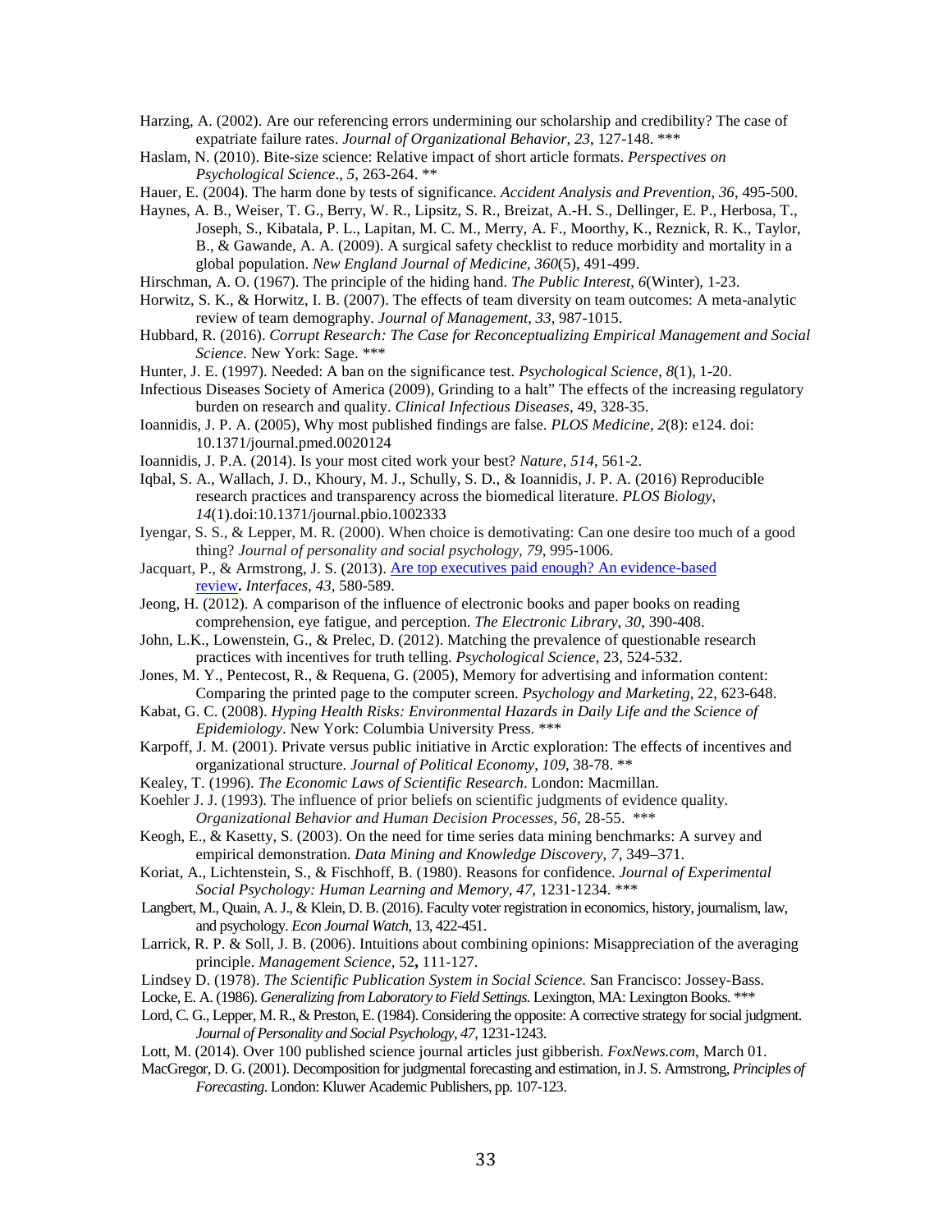Harzing, A. (2002). Are our referencing errors undermining our scholarship and credibility? The case of expatriate failure rates. *Journal of Organizational Behavior*, *23*, 127-148. ***

Haslam, N. (2010). Bite-size science: Relative impact of short article formats. *Perspectives on Psychological Science*., *5*, 263-264. **

Hauer, E. (2004). The harm done by tests of significance. *Accident Analysis and Prevention*, *36*, 495-500.

Haynes, A. B., Weiser, T. G., Berry, W. R., Lipsitz, S. R., Breizat, A.-H. S., Dellinger, E. P., Herbosa, T., Joseph, S., Kibatala, P. L., Lapitan, M. C. M., Merry, A. F., Moorthy, K., Reznick, R. K., Taylor, B., & Gawande, A. A. (2009). A surgical safety checklist to reduce morbidity and mortality in a global population. *New England Journal of Medicine*, *360*(5), 491-499.

Hirschman, A. O. (1967). The principle of the hiding hand. *The Public Interest*, *6*(Winter), 1-23.

Horwitz, S. K., & Horwitz, I. B. (2007). The effects of team diversity on team outcomes: A meta-analytic review of team demography. *Journal of Management*, *33*, 987-1015.

Hubbard, R. (2016). *Corrupt Research: The Case for Reconceptualizing Empirical Management and Social Science.* New York: Sage. ***

Hunter, J. E. (1997). Needed: A ban on the significance test. *Psychological Science*, *8*(1), 1-20.

Infectious Diseases Society of America (2009), Grinding to a halt" The effects of the increasing regulatory burden on research and quality. *Clinical Infectious Diseases*, 49, 328-35.

Ioannidis, J. P. A. (2005), Why most published findings are false. *PLOS Medicine*, *2*(8): e124. doi: 10.1371/journal.pmed.0020124

Ioannidis, J. P.A. (2014). Is your most cited work your best? *Nature*, *514*, 561-2.

Iqbal, S. A., Wallach, J. D., Khoury, M. J., Schully, S. D., & Ioannidis, J. P. A. (2016) Reproducible research practices and transparency across the biomedical literature. *PLOS Biology*, *14*(1).doi:10.1371/journal.pbio.1002333

Iyengar, S. S., & Lepper, M. R. (2000). When choice is demotivating: Can one desire too much of a good thing? *Journal of personality and social psychology*, *79*, 995-1006.

Jacquart, P., & Armstrong, J. S. (2013). Are top executives paid enough? An evidence-based review**.** *Interfaces*, *43*, 580-589.

Jeong, H. (2012). A comparison of the influence of electronic books and paper books on reading comprehension, eye fatigue, and perception. *The Electronic Library*, *30*, 390-408.

John, L.K., Lowenstein, G., & Prelec, D. (2012). Matching the prevalence of questionable research practices with incentives for truth telling. *Psychological Science*, 23, 524-532.

Jones, M. Y., Pentecost, R., & Requena, G. (2005), Memory for advertising and information content: Comparing the printed page to the computer screen. *Psychology and Marketing*, 22, 623-648.

Kabat, G. C. (2008). *Hyping Health Risks: Environmental Hazards in Daily Life and the Science of Epidemiology*. New York: Columbia University Press. ***

Karpoff, J. M. (2001). Private versus public initiative in Arctic exploration: The effects of incentives and organizational structure. *Journal of Political Economy*, *109*, 38-78. **

Kealey, T. (1996). *The Economic Laws of Scientific Research*. London: Macmillan.

Koehler J. J. (1993). The influence of prior beliefs on scientific judgments of evidence quality. *Organizational Behavior and Human Decision Processes*, *56*, 28-55. ***

Keogh, E., & Kasetty, S. (2003). On the need for time series data mining benchmarks: A survey and empirical demonstration. *Data Mining and Knowledge Discovery*, *7*, 349–371.

Koriat, A., Lichtenstein, S., & Fischhoff, B. (1980). Reasons for confidence. *Journal of Experimental Social Psychology: Human Learning and Memory*, *47*, 1231-1234. ***

Langbert, M., Quain, A. J., & Klein, D. B. (2016). Faculty voter registration in economics, history, journalism, law, and psychology. *Econ Journal Watch*, 13, 422-451.

Larrick, R. P. & Soll, J. B. (2006). Intuitions about combining opinions: Misappreciation of the averaging principle. *Management Science*, 52**,** 111-127.

Lindsey D. (1978). *The Scientific Publication System in Social Science*. San Francisco: Jossey-Bass.

Locke, E. A. (1986). *Generalizing from Laboratory to Field Settings.* Lexington, MA: Lexington Books. ***

Lord, C. G., Lepper, M. R., & Preston, E. (1984). Considering the opposite: A corrective strategy for social judgment. *Journal of Personality and Social Psychology*, *47*, 1231-1243.

Lott, M. (2014). Over 100 published science journal articles just gibberish. *FoxNews.com*, March 01.

MacGregor, D. G. (2001). Decomposition for judgmental forecasting and estimation, in J. S. Armstrong, *Principles of Forecasting*. London: Kluwer Academic Publishers, pp. 107-123.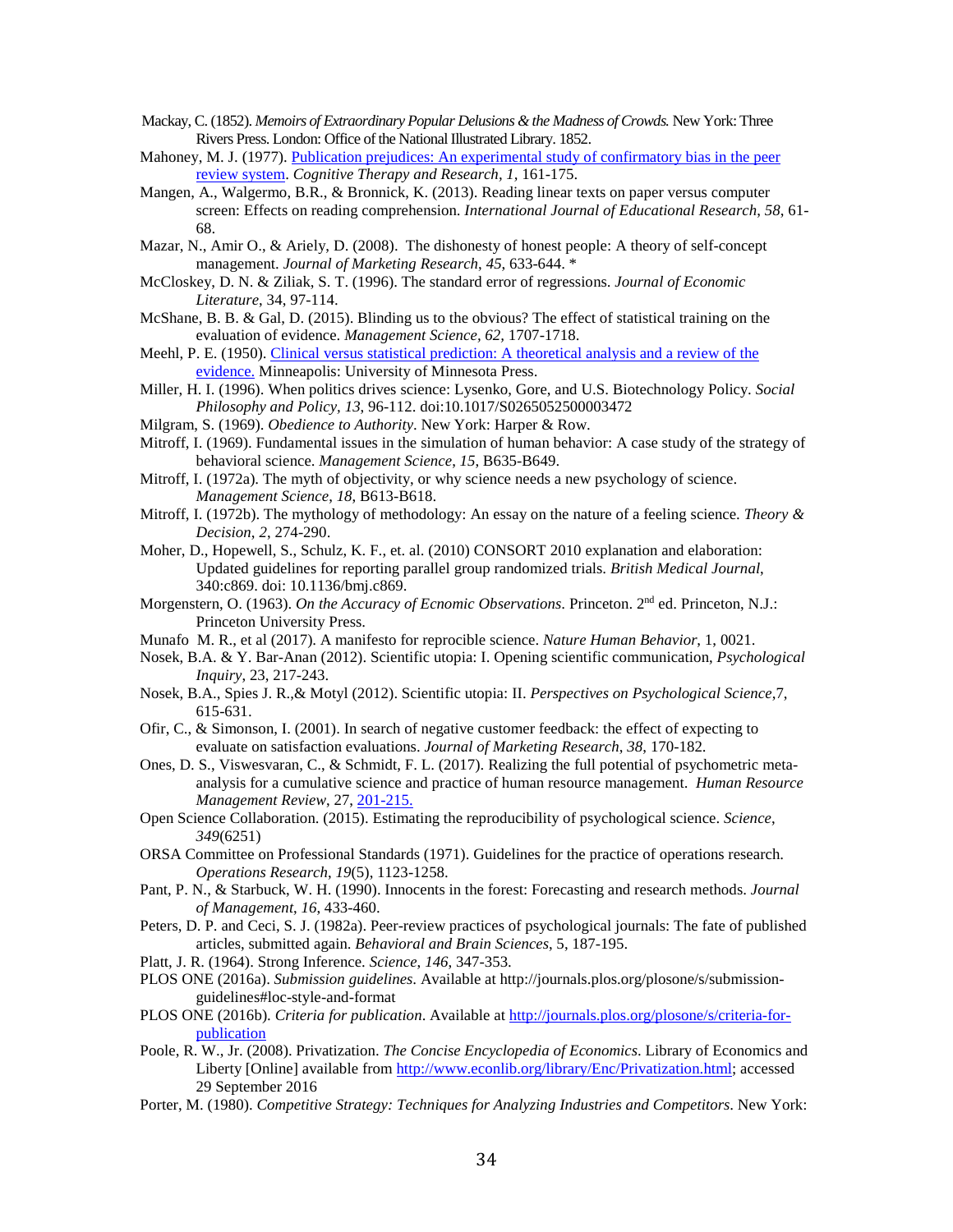Mackay, C. (1852). *Memoirs of Extraordinary Popular Delusions & the Madness of Crowds.* New York: Three Rivers Press. London: Office of the National Illustrated Library. 1852.

Mahoney, M. J. (1977). Publication prejudices: An experimental study of confirmatory bias in the peer review system. *Cognitive Therapy and Research*, *1*, 161-175.

Mangen, A., Walgermo, B.R., & Bronnick, K. (2013). Reading linear texts on paper versus computer screen: Effects on reading comprehension. *International Journal of Educational Research*, *58*, 61-68.

Mazar, N., Amir O., & Ariely, D. (2008). The dishonesty of honest people: A theory of self-concept management. *Journal of Marketing Research*, *45*, 633-644. *

McCloskey, D. N. & Ziliak, S. T. (1996). The standard error of regressions. *Journal of Economic Literature*, 34, 97-114.

McShane, B. B. & Gal, D. (2015). Blinding us to the obvious? The effect of statistical training on the evaluation of evidence. *Management Science, 62,* 1707-1718.

Meehl, P. E. (1950). Clinical versus statistical prediction: A theoretical analysis and a review of the evidence. Minneapolis: University of Minnesota Press.

Miller, H. I. (1996). When politics drives science: Lysenko, Gore, and U.S. Biotechnology Policy. *Social Philosophy and Policy, 13*, 96-112. doi:10.1017/S0265052500003472

Milgram, S. (1969). *Obedience to Authority*. New York: Harper & Row.

Mitroff, I. (1969). Fundamental issues in the simulation of human behavior: A case study of the strategy of behavioral science. *Management Science*, *15*, B635-B649.

Mitroff, I. (1972a). The myth of objectivity, or why science needs a new psychology of science. *Management Science*, *18*, B613-B618.

Mitroff, I. (1972b). The mythology of methodology: An essay on the nature of a feeling science. *Theory & Decision*, *2*, 274-290.

Moher, D., Hopewell, S., Schulz, K. F., et. al. (2010) CONSORT 2010 explanation and elaboration: Updated guidelines for reporting parallel group randomized trials. *British Medical Journal*, 340:c869. doi: 10.1136/bmj.c869.

Morgenstern, O. (1963). *On the Accuracy of Ecnomic Observations*. Princeton. 2nd ed. Princeton, N.J.: Princeton University Press.

Munafo M. R., et al (2017). A manifesto for reprocible science. *Nature Human Behavior*, 1, 0021.

Nosek, B.A. & Y. Bar-Anan (2012). Scientific utopia: I. Opening scientific communication, *Psychological Inquiry*, 23, 217-243.

Nosek, B.A., Spies J. R.,& Motyl (2012). Scientific utopia: II. *Perspectives on Psychological Science*,7, 615-631.

Ofir, C., & Simonson, I. (2001). In search of negative customer feedback: the effect of expecting to evaluate on satisfaction evaluations. *Journal of Marketing Research*, *38*, 170-182.

Ones, D. S., Viswesvaran, C., & Schmidt, F. L. (2017). Realizing the full potential of psychometric meta-analysis for a cumulative science and practice of human resource management. *Human Resource Management Review*, 27, 201-215.

Open Science Collaboration. (2015). Estimating the reproducibility of psychological science. *Science*, *349*(6251)

ORSA Committee on Professional Standards (1971). Guidelines for the practice of operations research. *Operations Research*, *19*(5), 1123-1258.

Pant, P. N., & Starbuck, W. H. (1990). Innocents in the forest: Forecasting and research methods. *Journal of Management*, *16*, 433-460.

Peters, D. P. and Ceci, S. J. (1982a). Peer-review practices of psychological journals: The fate of published articles, submitted again. *Behavioral and Brain Sciences*, 5, 187-195.

Platt, J. R. (1964). Strong Inference. *Science*, *146*, 347-353.

PLOS ONE (2016a). *Submission guidelines*. Available at http://journals.plos.org/plosone/s/submission-guidelines#loc-style-and-format

PLOS ONE (2016b). *Criteria for publication*. Available at http://journals.plos.org/plosone/s/criteria-for-publication

Poole, R. W., Jr. (2008). Privatization. *The Concise Encyclopedia of Economics*. Library of Economics and Liberty [Online] available from http://www.econlib.org/library/Enc/Privatization.html; accessed 29 September 2016

Porter, M. (1980). *Competitive Strategy: Techniques for Analyzing Industries and Competitors*. New York: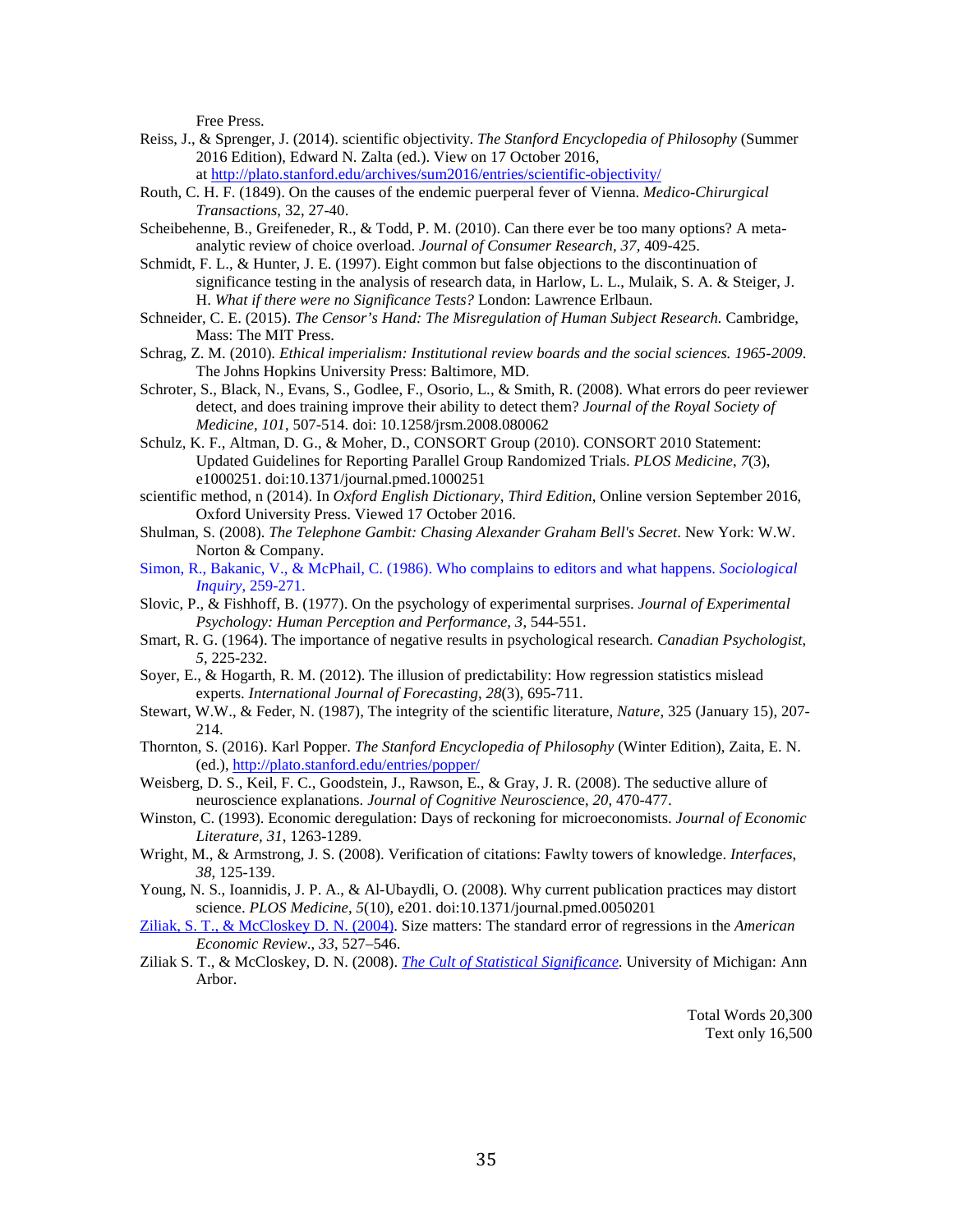Free Press.

Reiss, J., & Sprenger, J. (2014). scientific objectivity. *The Stanford Encyclopedia of Philosophy* (Summer 2016 Edition), Edward N. Zalta (ed.). View on 17 October 2016, at http://plato.stanford.edu/archives/sum2016/entries/scientific-objectivity/

Routh, C. H. F. (1849). On the causes of the endemic puerperal fever of Vienna. *Medico-Chirurgical Transactions*, 32, 27-40.

Scheibehenne, B., Greifeneder, R., & Todd, P. M. (2010). Can there ever be too many options? A meta-analytic review of choice overload. *Journal of Consumer Research, 37*, 409-425.

Schmidt, F. L., & Hunter, J. E. (1997). Eight common but false objections to the discontinuation of significance testing in the analysis of research data, in Harlow, L. L., Mulaik, S. A. & Steiger, J. H. *What if there were no Significance Tests?* London: Lawrence Erlbaun.

Schneider, C. E. (2015). *The Censor's Hand: The Misregulation of Human Subject Research.* Cambridge, Mass: The MIT Press.

Schrag, Z. M. (2010). *Ethical imperialism: Institutional review boards and the social sciences. 1965-2009*. The Johns Hopkins University Press: Baltimore, MD.

Schroter, S., Black, N., Evans, S., Godlee, F., Osorio, L., & Smith, R. (2008). What errors do peer reviewer detect, and does training improve their ability to detect them? *Journal of the Royal Society of Medicine*, *101*, 507-514. doi: 10.1258/jrsm.2008.080062

Schulz, K. F., Altman, D. G., & Moher, D., CONSORT Group (2010). CONSORT 2010 Statement: Updated Guidelines for Reporting Parallel Group Randomized Trials. *PLOS Medicine*, *7*(3), e1000251. doi:10.1371/journal.pmed.1000251

scientific method, n (2014). In *Oxford English Dictionary, Third Edition*, Online version September 2016, Oxford University Press. Viewed 17 October 2016.

Shulman, S. (2008). *The Telephone Gambit: Chasing Alexander Graham Bell's Secret*. New York: W.W. Norton & Company.

Simon, R., Bakanic, V., & McPhail, C. (1986). Who complains to editors and what happens. *Sociological Inquiry*, 259-271.

Slovic, P., & Fishhoff, B. (1977). On the psychology of experimental surprises. *Journal of Experimental Psychology: Human Perception and Performance, 3*, 544-551.

Smart, R. G. (1964). The importance of negative results in psychological research. *Canadian Psychologist, 5*, 225-232.

Soyer, E., & Hogarth, R. M. (2012). The illusion of predictability: How regression statistics mislead experts. *International Journal of Forecasting*, *28*(3), 695-711.

Stewart, W.W., & Feder, N. (1987), The integrity of the scientific literature, *Nature*, 325 (January 15), 207-214.

Thornton, S. (2016). Karl Popper. *The Stanford Encyclopedia of Philosophy* (Winter Edition), Zaita, E. N. (ed.), http://plato.stanford.edu/entries/popper/

Weisberg, D. S., Keil, F. C., Goodstein, J., Rawson, E., & Gray, J. R. (2008). The seductive allure of neuroscience explanations. *Journal of Cognitive Neuroscience*, *20*, 470-477.

Winston, C. (1993). Economic deregulation: Days of reckoning for microeconomists. *Journal of Economic Literature, 31*, 1263-1289.

Wright, M., & Armstrong, J. S. (2008). Verification of citations: Fawlty towers of knowledge. *Interfaces, 38*, 125-139.

Young, N. S., Ioannidis, J. P. A., & Al-Ubaydli, O. (2008). Why current publication practices may distort science. *PLOS Medicine*, *5*(10), e201. doi:10.1371/journal.pmed.0050201

Ziliak, S. T., & McCloskey D. N. (2004). Size matters: The standard error of regressions in the *American Economic Review.*, *33*, 527–546.

Ziliak S. T., & McCloskey, D. N. (2008). *The Cult of Statistical Significance*. University of Michigan: Ann Arbor.

Total Words 20,300
Text only 16,500